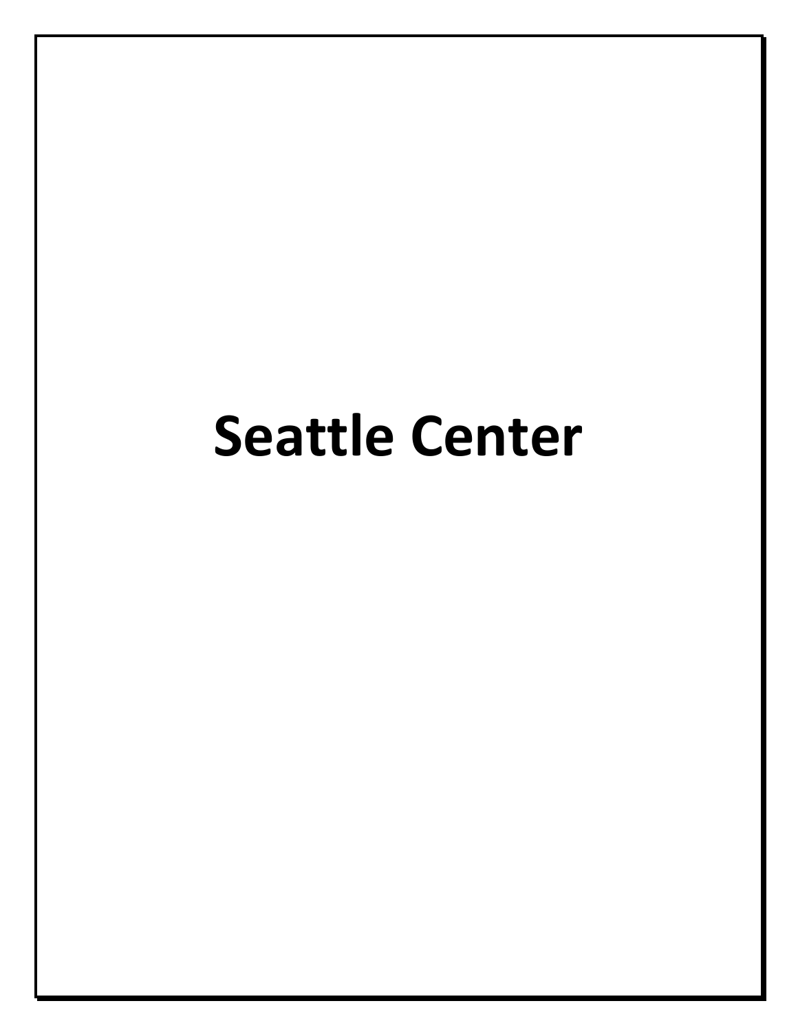# Seattle Center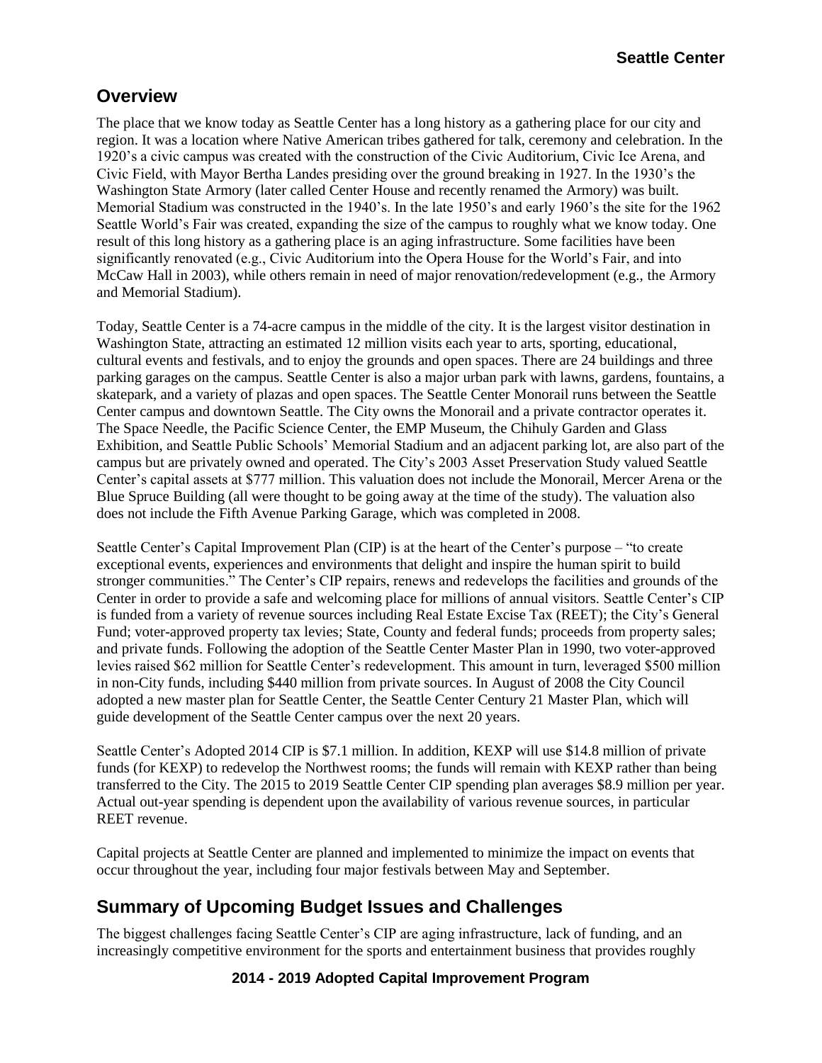## Overview

The place that we know today as Seattle Center has a long history as a gathering place for our city and region. It was a location where Native American tribes gathered for talk, ceremony and celebration. In the 1920's a civic campus was created with the construction of the Civic Auditorium, Civic Ice Arena, and Civic Field, with Mayor Bertha Landes presiding over the ground breaking in 1927. In the 1930's the Washington State Armory (later called Center House and recently renamed the Armory) was built. Memorial Stadium was constructed in the 1940's. In the late 1950's and early 1960's the site for the 1962 Seattle World's Fair was created, expanding the size of the campus to roughly what we know today. One result of this long history as a gathering place is an aging infrastructure. Some facilities have been significantly renovated (e.g., Civic Auditorium into the Opera House for the World's Fair, and into McCaw Hall in 2003), while others remain in need of major renovation/redevelopment (e.g., the Armory and Memorial Stadium).

Today, Seattle Center is a 74-acre campus in the middle of the city. It is the largest visitor destination in Washington State, attracting an estimated 12 million visits each year to arts, sporting, educational, cultural events and festivals, and to enjoy the grounds and open spaces. There are 24 buildings and three parking garages on the campus. Seattle Center is also a major urban park with lawns, gardens, fountains, a skatepark, and a variety of plazas and open spaces. The Seattle Center Monorail runs between the Seattle Center campus and downtown Seattle. The City owns the Monorail and a private contractor operates it. The Space Needle, the Pacific Science Center, the EMP Museum, the Chihuly Garden and Glass Exhibition, and Seattle Public Schools' Memorial Stadium and an adjacent parking lot, are also part of the campus but are privately owned and operated. The City's 2003 Asset Preservation Study valued Seattle Center's capital assets at $777 million. This valuation does not include the Monorail, Mercer Arena or the Blue Spruce Building (all were thought to be going away at the time of the study). The valuation also does not include the Fifth Avenue Parking Garage, which was completed in 2008.

Seattle Center's Capital Improvement Plan (CIP) is at the heart of the Center's purpose – "to create exceptional events, experiences and environments that delight and inspire the human spirit to build stronger communities." The Center's CIP repairs, renews and redevelops the facilities and grounds of the Center in order to provide a safe and welcoming place for millions of annual visitors. Seattle Center's CIP is funded from a variety of revenue sources including Real Estate Excise Tax (REET); the City's General Fund; voter-approved property tax levies; State, County and federal funds; proceeds from property sales; and private funds. Following the adoption of the Seattle Center Master Plan in 1990, two voter-approved levies raised $62 million for Seattle Center's redevelopment. This amount in turn, leveraged $500 million in non-City funds, including $440 million from private sources. In August of 2008 the City Council adopted a new master plan for Seattle Center, the Seattle Center Century 21 Master Plan, which will guide development of the Seattle Center campus over the next 20 years.

Seattle Center's Adopted 2014 CIP is $7.1 million. In addition, KEXP will use $14.8 million of private funds (for KEXP) to redevelop the Northwest rooms; the funds will remain with KEXP rather than being transferred to the City. The 2015 to 2019 Seattle Center CIP spending plan averages $8.9 million per year. Actual out-year spending is dependent upon the availability of various revenue sources, in particular REET revenue.

Capital projects at Seattle Center are planned and implemented to minimize the impact on events that occur throughout the year, including four major festivals between May and September.

## Summary of Upcoming Budget Issues and Challenges

The biggest challenges facing Seattle Center's CIP are aging infrastructure, lack of funding, and an increasingly competitive environment for the sports and entertainment business that provides roughly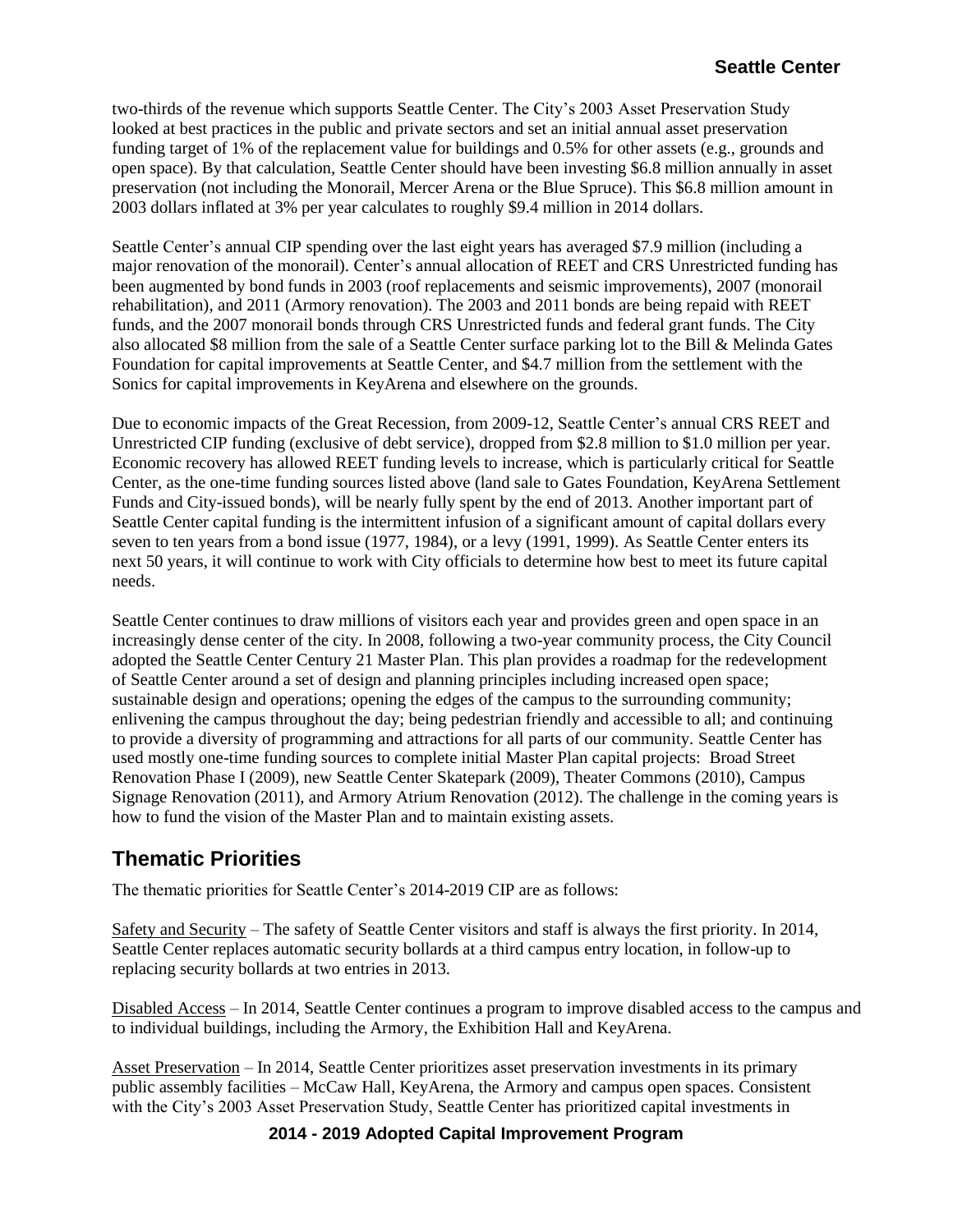two-thirds of the revenue which supports Seattle Center. The City's 2003 Asset Preservation Study looked at best practices in the public and private sectors and set an initial annual asset preservation funding target of 1% of the replacement value for buildings and 0.5% for other assets (e.g., grounds and open space). By that calculation, Seattle Center should have been investing $6.8 million annually in asset preservation (not including the Monorail, Mercer Arena or the Blue Spruce). This $6.8 million amount in 2003 dollars inflated at 3% per year calculates to roughly $9.4 million in 2014 dollars.

Seattle Center's annual CIP spending over the last eight years has averaged $7.9 million (including a major renovation of the monorail). Center's annual allocation of REET and CRS Unrestricted funding has been augmented by bond funds in 2003 (roof replacements and seismic improvements), 2007 (monorail rehabilitation), and 2011 (Armory renovation). The 2003 and 2011 bonds are being repaid with REET funds, and the 2007 monorail bonds through CRS Unrestricted funds and federal grant funds. The City also allocated $8 million from the sale of a Seattle Center surface parking lot to the Bill & Melinda Gates Foundation for capital improvements at Seattle Center, and $4.7 million from the settlement with the Sonics for capital improvements in KeyArena and elsewhere on the grounds.

Due to economic impacts of the Great Recession, from 2009-12, Seattle Center's annual CRS REET and Unrestricted CIP funding (exclusive of debt service), dropped from $2.8 million to $1.0 million per year. Economic recovery has allowed REET funding levels to increase, which is particularly critical for Seattle Center, as the one-time funding sources listed above (land sale to Gates Foundation, KeyArena Settlement Funds and City-issued bonds), will be nearly fully spent by the end of 2013. Another important part of Seattle Center capital funding is the intermittent infusion of a significant amount of capital dollars every seven to ten years from a bond issue (1977, 1984), or a levy (1991, 1999). As Seattle Center enters its next 50 years, it will continue to work with City officials to determine how best to meet its future capital needs.

Seattle Center continues to draw millions of visitors each year and provides green and open space in an increasingly dense center of the city. In 2008, following a two-year community process, the City Council adopted the Seattle Center Century 21 Master Plan. This plan provides a roadmap for the redevelopment of Seattle Center around a set of design and planning principles including increased open space; sustainable design and operations; opening the edges of the campus to the surrounding community; enlivening the campus throughout the day; being pedestrian friendly and accessible to all; and continuing to provide a diversity of programming and attractions for all parts of our community. Seattle Center has used mostly one-time funding sources to complete initial Master Plan capital projects: Broad Street Renovation Phase I (2009), new Seattle Center Skatepark (2009), Theater Commons (2010), Campus Signage Renovation (2011), and Armory Atrium Renovation (2012). The challenge in the coming years is how to fund the vision of the Master Plan and to maintain existing assets.

## Thematic Priorities

The thematic priorities for Seattle Center's 2014-2019 CIP are as follows:

Safety and Security – The safety of Seattle Center visitors and staff is always the first priority. In 2014, Seattle Center replaces automatic security bollards at a third campus entry location, in follow-up to replacing security bollards at two entries in 2013.

Disabled Access – In 2014, Seattle Center continues a program to improve disabled access to the campus and to individual buildings, including the Armory, the Exhibition Hall and KeyArena.

Asset Preservation – In 2014, Seattle Center prioritizes asset preservation investments in its primary public assembly facilities – McCaw Hall, KeyArena, the Armory and campus open spaces. Consistent with the City's 2003 Asset Preservation Study, Seattle Center has prioritized capital investments in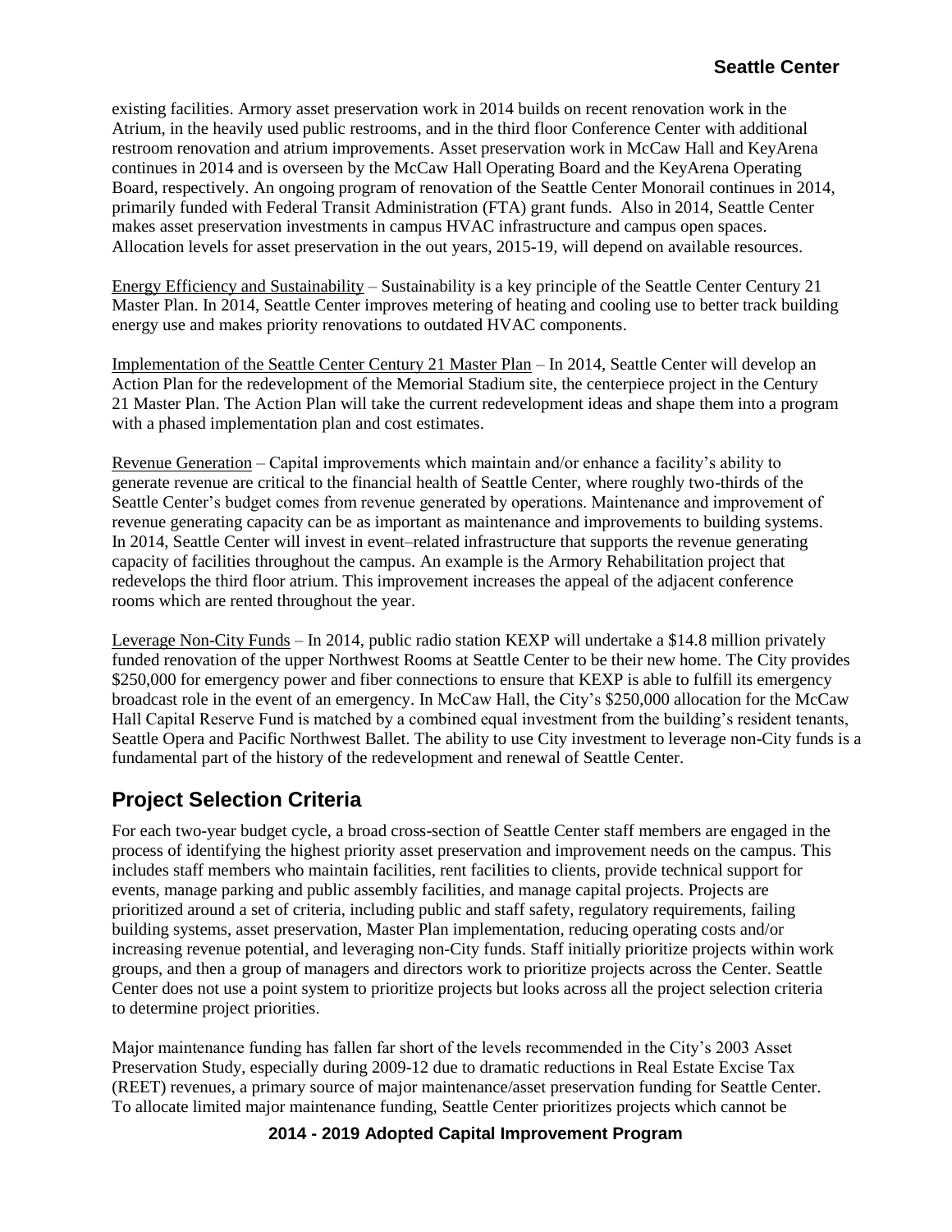existing facilities. Armory asset preservation work in 2014 builds on recent renovation work in the Atrium, in the heavily used public restrooms, and in the third floor Conference Center with additional restroom renovation and atrium improvements. Asset preservation work in McCaw Hall and KeyArena continues in 2014 and is overseen by the McCaw Hall Operating Board and the KeyArena Operating Board, respectively. An ongoing program of renovation of the Seattle Center Monorail continues in 2014, primarily funded with Federal Transit Administration (FTA) grant funds. Also in 2014, Seattle Center makes asset preservation investments in campus HVAC infrastructure and campus open spaces. Allocation levels for asset preservation in the out years, 2015-19, will depend on available resources.

Energy Efficiency and Sustainability – Sustainability is a key principle of the Seattle Center Century 21 Master Plan. In 2014, Seattle Center improves metering of heating and cooling use to better track building energy use and makes priority renovations to outdated HVAC components.

Implementation of the Seattle Center Century 21 Master Plan – In 2014, Seattle Center will develop an Action Plan for the redevelopment of the Memorial Stadium site, the centerpiece project in the Century 21 Master Plan. The Action Plan will take the current redevelopment ideas and shape them into a program with a phased implementation plan and cost estimates.

Revenue Generation – Capital improvements which maintain and/or enhance a facility's ability to generate revenue are critical to the financial health of Seattle Center, where roughly two-thirds of the Seattle Center's budget comes from revenue generated by operations. Maintenance and improvement of revenue generating capacity can be as important as maintenance and improvements to building systems. In 2014, Seattle Center will invest in event–related infrastructure that supports the revenue generating capacity of facilities throughout the campus. An example is the Armory Rehabilitation project that redevelops the third floor atrium. This improvement increases the appeal of the adjacent conference rooms which are rented throughout the year.

Leverage Non-City Funds – In 2014, public radio station KEXP will undertake a $14.8 million privately funded renovation of the upper Northwest Rooms at Seattle Center to be their new home. The City provides $250,000 for emergency power and fiber connections to ensure that KEXP is able to fulfill its emergency broadcast role in the event of an emergency. In McCaw Hall, the City's $250,000 allocation for the McCaw Hall Capital Reserve Fund is matched by a combined equal investment from the building's resident tenants, Seattle Opera and Pacific Northwest Ballet. The ability to use City investment to leverage non-City funds is a fundamental part of the history of the redevelopment and renewal of Seattle Center.

## Project Selection Criteria

For each two-year budget cycle, a broad cross-section of Seattle Center staff members are engaged in the process of identifying the highest priority asset preservation and improvement needs on the campus. This includes staff members who maintain facilities, rent facilities to clients, provide technical support for events, manage parking and public assembly facilities, and manage capital projects. Projects are prioritized around a set of criteria, including public and staff safety, regulatory requirements, failing building systems, asset preservation, Master Plan implementation, reducing operating costs and/or increasing revenue potential, and leveraging non-City funds. Staff initially prioritize projects within work groups, and then a group of managers and directors work to prioritize projects across the Center. Seattle Center does not use a point system to prioritize projects but looks across all the project selection criteria to determine project priorities.

Major maintenance funding has fallen far short of the levels recommended in the City's 2003 Asset Preservation Study, especially during 2009-12 due to dramatic reductions in Real Estate Excise Tax (REET) revenues, a primary source of major maintenance/asset preservation funding for Seattle Center. To allocate limited major maintenance funding, Seattle Center prioritizes projects which cannot be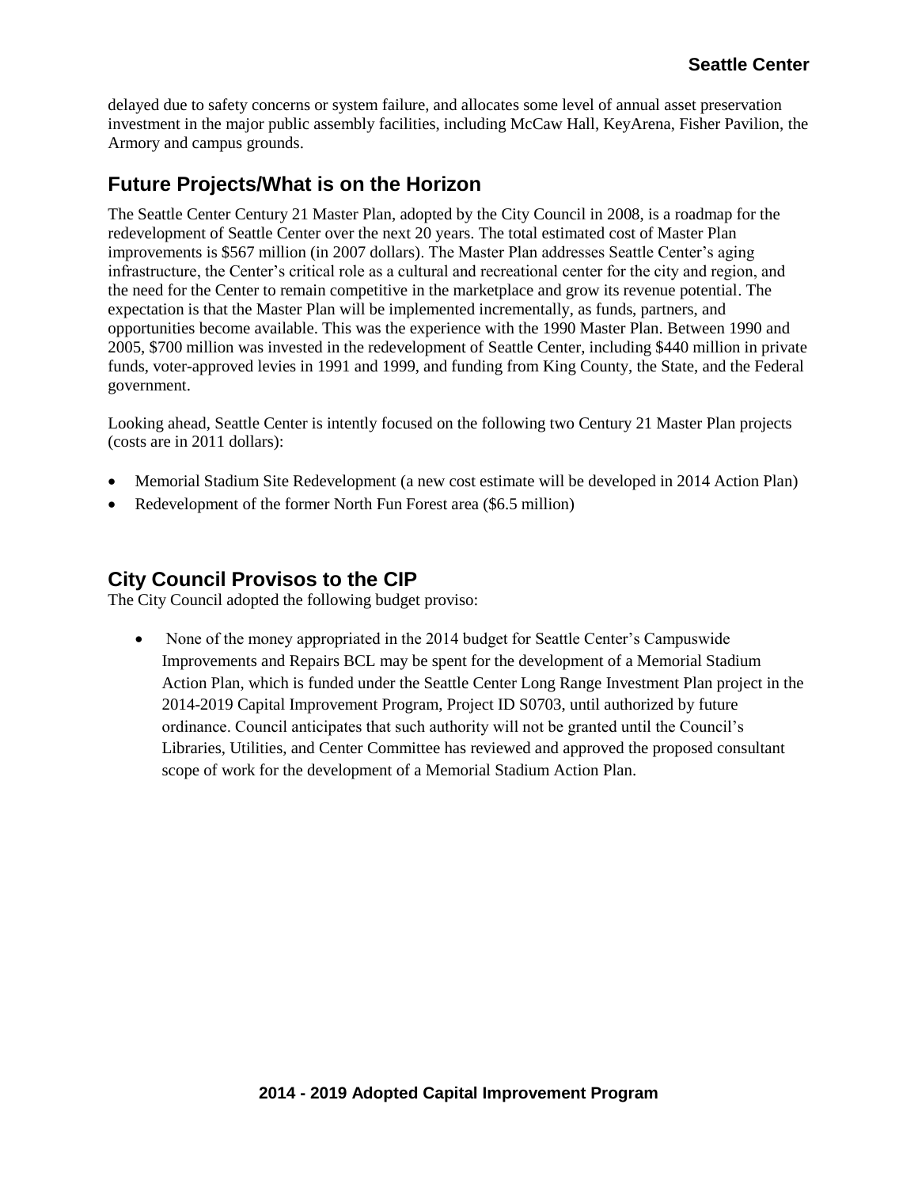delayed due to safety concerns or system failure, and allocates some level of annual asset preservation investment in the major public assembly facilities, including McCaw Hall, KeyArena, Fisher Pavilion, the Armory and campus grounds.

## Future Projects/What is on the Horizon

The Seattle Center Century 21 Master Plan, adopted by the City Council in 2008, is a roadmap for the redevelopment of Seattle Center over the next 20 years. The total estimated cost of Master Plan improvements is $567 million (in 2007 dollars). The Master Plan addresses Seattle Center's aging infrastructure, the Center's critical role as a cultural and recreational center for the city and region, and the need for the Center to remain competitive in the marketplace and grow its revenue potential. The expectation is that the Master Plan will be implemented incrementally, as funds, partners, and opportunities become available. This was the experience with the 1990 Master Plan. Between 1990 and 2005, $700 million was invested in the redevelopment of Seattle Center, including $440 million in private funds, voter-approved levies in 1991 and 1999, and funding from King County, the State, and the Federal government.

Looking ahead, Seattle Center is intently focused on the following two Century 21 Master Plan projects (costs are in 2011 dollars):

- Memorial Stadium Site Redevelopment (a new cost estimate will be developed in 2014 Action Plan)
- Redevelopment of the former North Fun Forest area ($6.5 million)

## City Council Provisos to the CIP

The City Council adopted the following budget proviso:

- None of the money appropriated in the 2014 budget for Seattle Center's Campuswide Improvements and Repairs BCL may be spent for the development of a Memorial Stadium Action Plan, which is funded under the Seattle Center Long Range Investment Plan project in the 2014-2019 Capital Improvement Program, Project ID S0703, until authorized by future ordinance. Council anticipates that such authority will not be granted until the Council's Libraries, Utilities, and Center Committee has reviewed and approved the proposed consultant scope of work for the development of a Memorial Stadium Action Plan.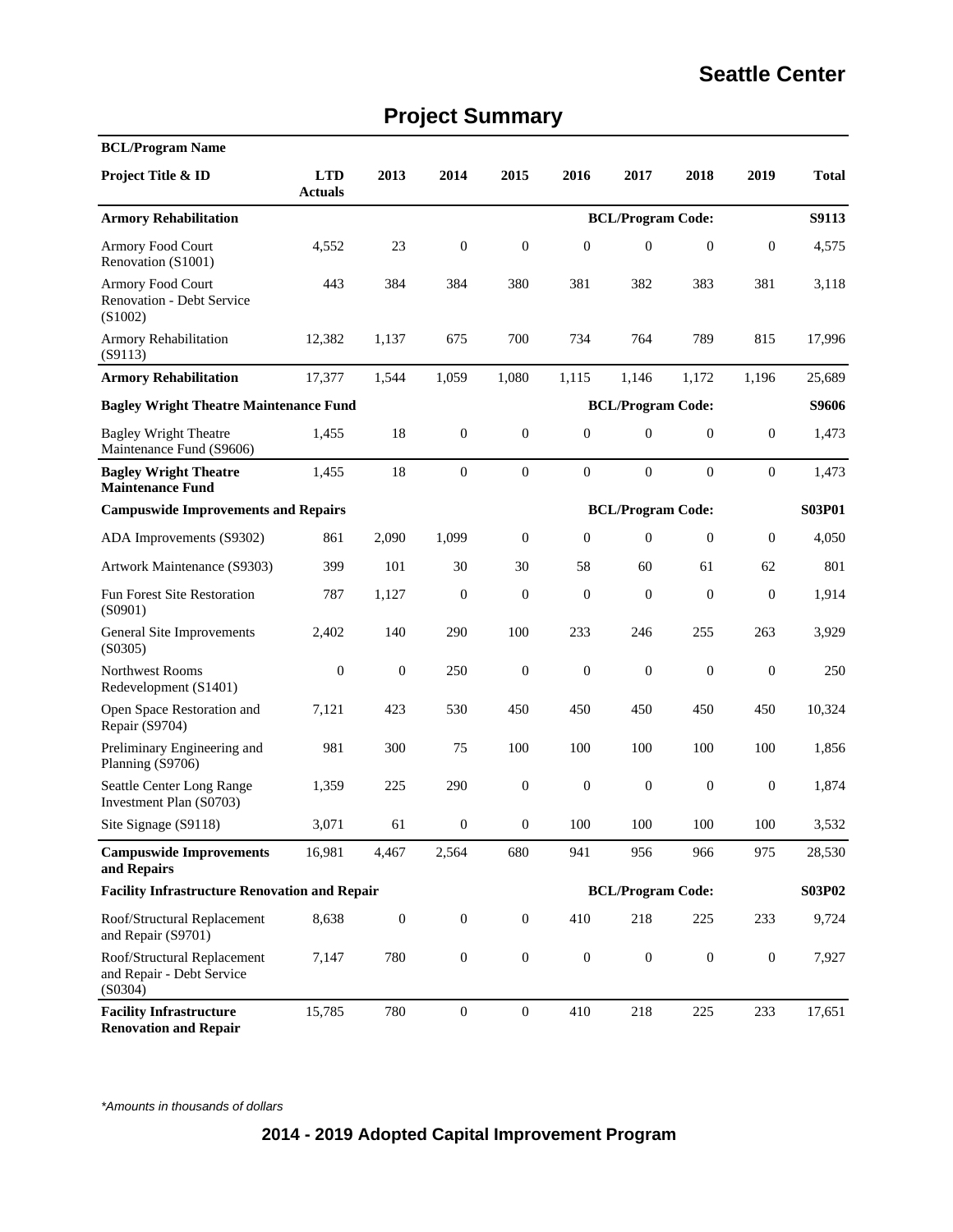# Seattle Center

## Project Summary

| BCL/Program Name | | | | | | | | | |
|---|---|---|---|---|---|---|---|---|---|
| **Project Title & ID** | **LTD Actuals** | **2013** | **2014** | **2015** | **2016** | **2017** | **2018** | **2019** | **Total** |
| **Armory Rehabilitation** | | | | | | **BCL/Program Code:** | | | **S9113** |
| Armory Food Court Renovation (S1001) | 4,552 | 23 | 0 | 0 | 0 | 0 | 0 | 0 | 4,575 |
| Armory Food Court Renovation - Debt Service (S1002) | 443 | 384 | 384 | 380 | 381 | 382 | 383 | 381 | 3,118 |
| Armory Rehabilitation (S9113) | 12,382 | 1,137 | 675 | 700 | 734 | 764 | 789 | 815 | 17,996 |
| **Armory Rehabilitation** | 17,377 | 1,544 | 1,059 | 1,080 | 1,115 | 1,146 | 1,172 | 1,196 | 25,689 |
| **Bagley Wright Theatre Maintenance Fund** | | | | | | **BCL/Program Code:** | | | **S9606** |
| Bagley Wright Theatre Maintenance Fund (S9606) | 1,455 | 18 | 0 | 0 | 0 | 0 | 0 | 0 | 1,473 |
| **Bagley Wright Theatre Maintenance Fund** | 1,455 | 18 | 0 | 0 | 0 | 0 | 0 | 0 | 1,473 |
| **Campuswide Improvements and Repairs** | | | | | | **BCL/Program Code:** | | | **S03P01** |
| ADA Improvements (S9302) | 861 | 2,090 | 1,099 | 0 | 0 | 0 | 0 | 0 | 4,050 |
| Artwork Maintenance (S9303) | 399 | 101 | 30 | 30 | 58 | 60 | 61 | 62 | 801 |
| Fun Forest Site Restoration (S0901) | 787 | 1,127 | 0 | 0 | 0 | 0 | 0 | 0 | 1,914 |
| General Site Improvements (S0305) | 2,402 | 140 | 290 | 100 | 233 | 246 | 255 | 263 | 3,929 |
| Northwest Rooms Redevelopment (S1401) | 0 | 0 | 250 | 0 | 0 | 0 | 0 | 0 | 250 |
| Open Space Restoration and Repair (S9704) | 7,121 | 423 | 530 | 450 | 450 | 450 | 450 | 450 | 10,324 |
| Preliminary Engineering and Planning (S9706) | 981 | 300 | 75 | 100 | 100 | 100 | 100 | 100 | 1,856 |
| Seattle Center Long Range Investment Plan (S0703) | 1,359 | 225 | 290 | 0 | 0 | 0 | 0 | 0 | 1,874 |
| Site Signage (S9118) | 3,071 | 61 | 0 | 0 | 100 | 100 | 100 | 100 | 3,532 |
| **Campuswide Improvements and Repairs** | 16,981 | 4,467 | 2,564 | 680 | 941 | 956 | 966 | 975 | 28,530 |
| **Facility Infrastructure Renovation and Repair** | | | | | | **BCL/Program Code:** | | | **S03P02** |
| Roof/Structural Replacement and Repair (S9701) | 8,638 | 0 | 0 | 0 | 410 | 218 | 225 | 233 | 9,724 |
| Roof/Structural Replacement and Repair - Debt Service (S0304) | 7,147 | 780 | 0 | 0 | 0 | 0 | 0 | 0 | 7,927 |
| **Facility Infrastructure Renovation and Repair** | 15,785 | 780 | 0 | 0 | 410 | 218 | 225 | 233 | 17,651 |

*Amounts in thousands of dollars*

**2014 - 2019 Adopted Capital Improvement Program**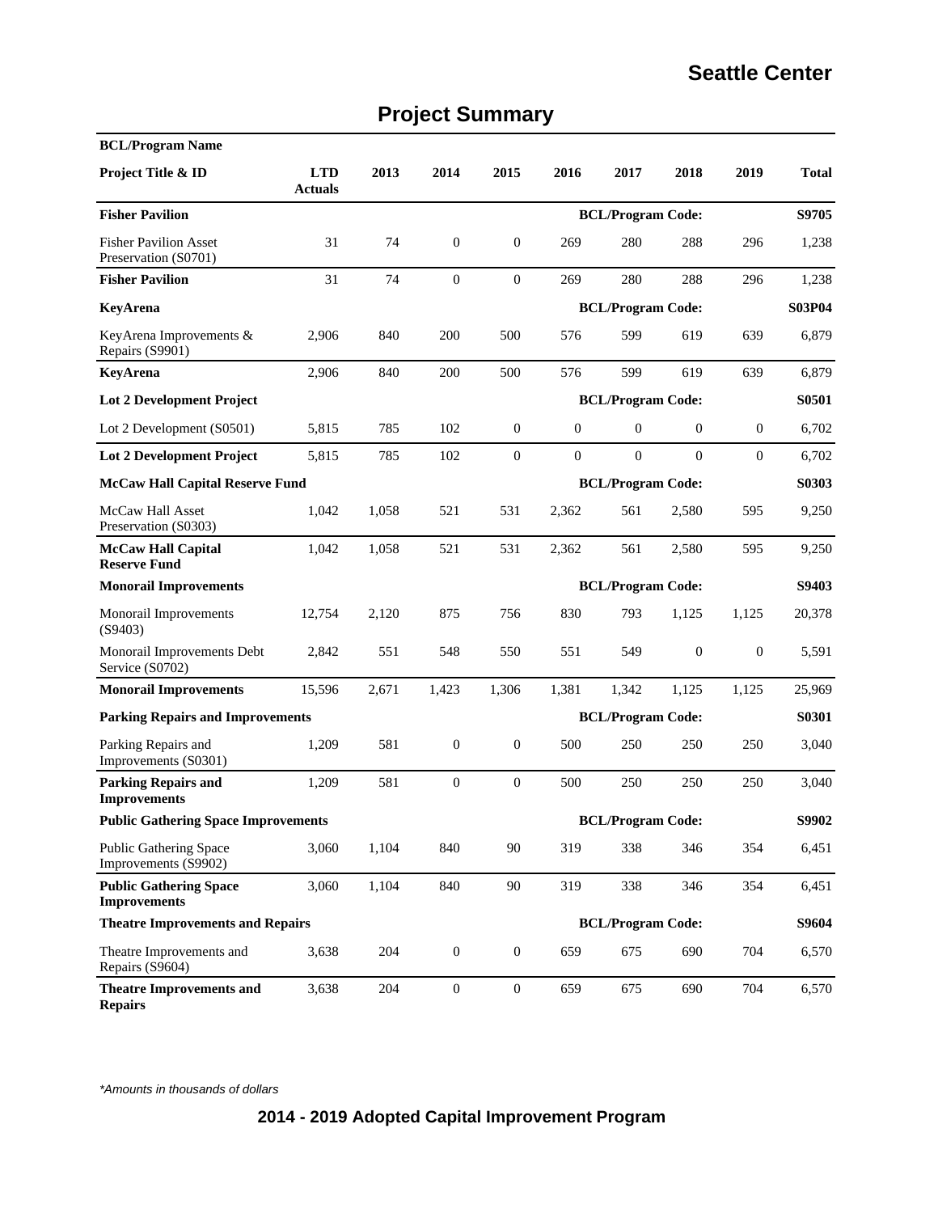## Seattle Center

# Project Summary

| BCL/Program Name | | | | | | | | | |
|---|---|---|---|---|---|---|---|---|---|
| **Project Title & ID** | **LTD Actuals** | **2013** | **2014** | **2015** | **2016** | **2017** | **2018** | **2019** | **Total** |
| **Fisher Pavilion** | | | | | | **BCL/Program Code:** | | | **S9705** |
| Fisher Pavilion Asset Preservation (S0701) | 31 | 74 | 0 | 0 | 269 | 280 | 288 | 296 | 1,238 |
| **Fisher Pavilion** | 31 | 74 | 0 | 0 | 269 | 280 | 288 | 296 | 1,238 |
| **KeyArena** | | | | | | **BCL/Program Code:** | | | **S03P04** |
| KeyArena Improvements & Repairs (S9901) | 2,906 | 840 | 200 | 500 | 576 | 599 | 619 | 639 | 6,879 |
| **KeyArena** | 2,906 | 840 | 200 | 500 | 576 | 599 | 619 | 639 | 6,879 |
| **Lot 2 Development Project** | | | | | | **BCL/Program Code:** | | | **S0501** |
| Lot 2 Development (S0501) | 5,815 | 785 | 102 | 0 | 0 | 0 | 0 | 0 | 6,702 |
| **Lot 2 Development Project** | 5,815 | 785 | 102 | 0 | 0 | 0 | 0 | 0 | 6,702 |
| **McCaw Hall Capital Reserve Fund** | | | | | | **BCL/Program Code:** | | | **S0303** |
| McCaw Hall Asset Preservation (S0303) | 1,042 | 1,058 | 521 | 531 | 2,362 | 561 | 2,580 | 595 | 9,250 |
| **McCaw Hall Capital Reserve Fund** | 1,042 | 1,058 | 521 | 531 | 2,362 | 561 | 2,580 | 595 | 9,250 |
| **Monorail Improvements** | | | | | | **BCL/Program Code:** | | | **S9403** |
| Monorail Improvements (S9403) | 12,754 | 2,120 | 875 | 756 | 830 | 793 | 1,125 | 1,125 | 20,378 |
| Monorail Improvements Debt Service (S0702) | 2,842 | 551 | 548 | 550 | 551 | 549 | 0 | 0 | 5,591 |
| **Monorail Improvements** | 15,596 | 2,671 | 1,423 | 1,306 | 1,381 | 1,342 | 1,125 | 1,125 | 25,969 |
| **Parking Repairs and Improvements** | | | | | | **BCL/Program Code:** | | | **S0301** |
| Parking Repairs and Improvements (S0301) | 1,209 | 581 | 0 | 0 | 500 | 250 | 250 | 250 | 3,040 |
| **Parking Repairs and Improvements** | 1,209 | 581 | 0 | 0 | 500 | 250 | 250 | 250 | 3,040 |
| **Public Gathering Space Improvements** | | | | | | **BCL/Program Code:** | | | **S9902** |
| Public Gathering Space Improvements (S9902) | 3,060 | 1,104 | 840 | 90 | 319 | 338 | 346 | 354 | 6,451 |
| **Public Gathering Space Improvements** | 3,060 | 1,104 | 840 | 90 | 319 | 338 | 346 | 354 | 6,451 |
| **Theatre Improvements and Repairs** | | | | | | **BCL/Program Code:** | | | **S9604** |
| Theatre Improvements and Repairs (S9604) | 3,638 | 204 | 0 | 0 | 659 | 675 | 690 | 704 | 6,570 |
| **Theatre Improvements and Repairs** | 3,638 | 204 | 0 | 0 | 659 | 675 | 690 | 704 | 6,570 |

*Amounts in thousands of dollars

**2014 - 2019 Adopted Capital Improvement Program**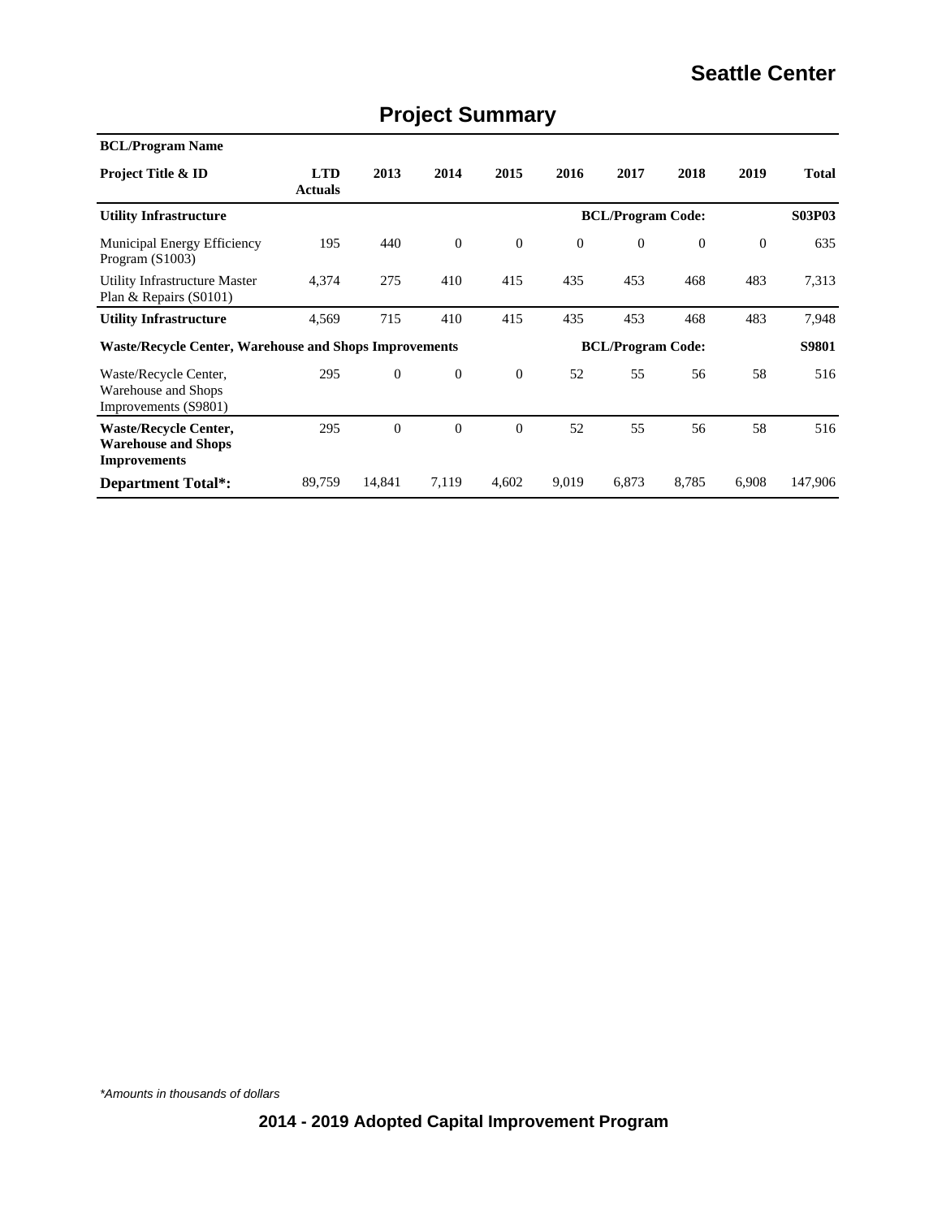## Seattle Center

# Project Summary

| BCL/Program Name | | | | | | | | | |
|---|---|---|---|---|---|---|---|---|---|
| **Project Title & ID** | **LTD Actuals** | **2013** | **2014** | **2015** | **2016** | **2017** | **2018** | **2019** | **Total** |
| **Utility Infrastructure** | | | | | | **BCL/Program Code:** | | | **S03P03** |
| Municipal Energy Efficiency Program (S1003) | 195 | 440 | 0 | 0 | 0 | 0 | 0 | 0 | 635 |
| Utility Infrastructure Master Plan & Repairs (S0101) | 4,374 | 275 | 410 | 415 | 435 | 453 | 468 | 483 | 7,313 |
| **Utility Infrastructure** | 4,569 | 715 | 410 | 415 | 435 | 453 | 468 | 483 | 7,948 |
| **Waste/Recycle Center, Warehouse and Shops Improvements** | | | | | | **BCL/Program Code:** | | | **S9801** |
| Waste/Recycle Center, Warehouse and Shops Improvements (S9801) | 295 | 0 | 0 | 0 | 52 | 55 | 56 | 58 | 516 |
| **Waste/Recycle Center, Warehouse and Shops Improvements** | 295 | 0 | 0 | 0 | 52 | 55 | 56 | 58 | 516 |
| **Department Total*:** | 89,759 | 14,841 | 7,119 | 4,602 | 9,019 | 6,873 | 8,785 | 6,908 | 147,906 |

*Amounts in thousands of dollars*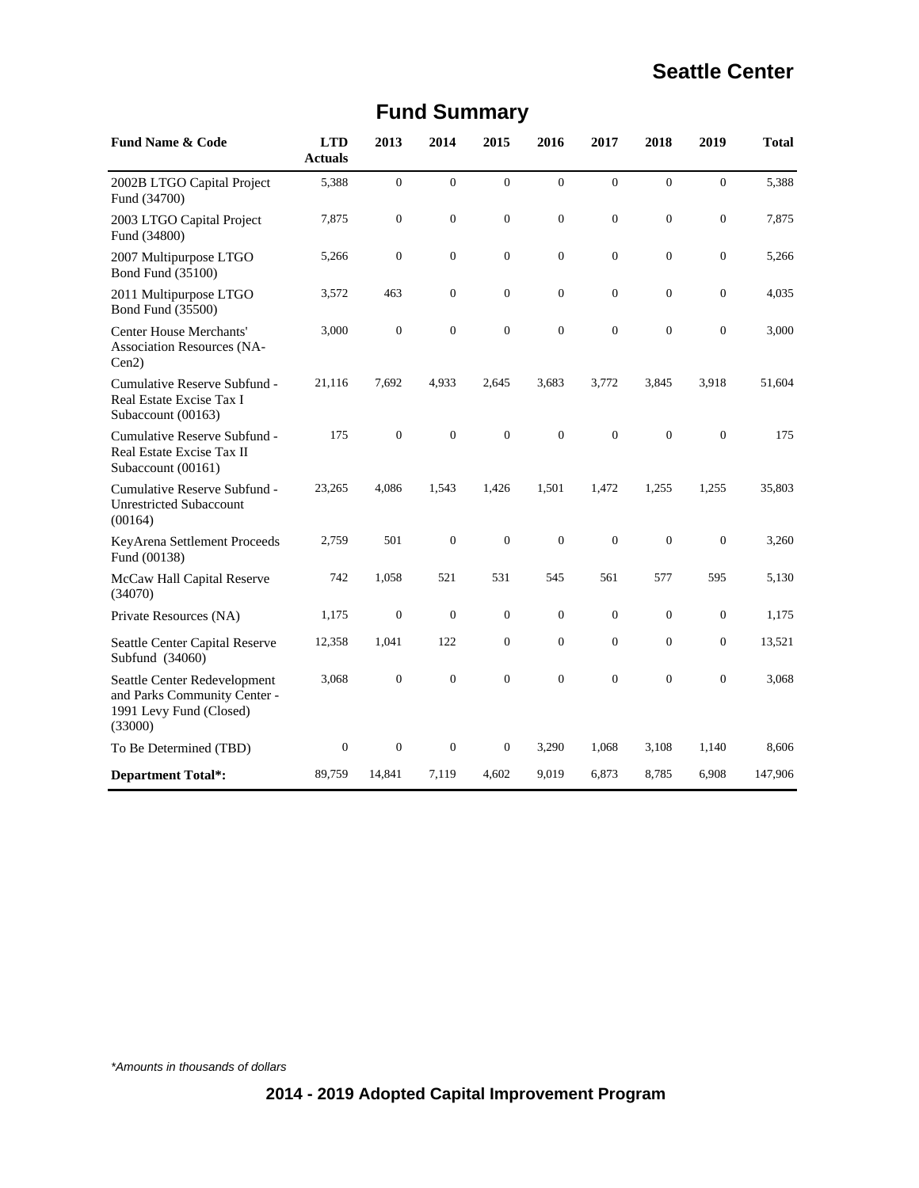# Seattle Center

## Fund Summary

| Fund Name & Code | LTD Actuals | 2013 | 2014 | 2015 | 2016 | 2017 | 2018 | 2019 | Total |
|---|---|---|---|---|---|---|---|---|---|
| 2002B LTGO Capital Project Fund (34700) | 5,388 | 0 | 0 | 0 | 0 | 0 | 0 | 0 | 5,388 |
| 2003 LTGO Capital Project Fund (34800) | 7,875 | 0 | 0 | 0 | 0 | 0 | 0 | 0 | 7,875 |
| 2007 Multipurpose LTGO Bond Fund (35100) | 5,266 | 0 | 0 | 0 | 0 | 0 | 0 | 0 | 5,266 |
| 2011 Multipurpose LTGO Bond Fund (35500) | 3,572 | 463 | 0 | 0 | 0 | 0 | 0 | 0 | 4,035 |
| Center House Merchants' Association Resources (NA-Cen2) | 3,000 | 0 | 0 | 0 | 0 | 0 | 0 | 0 | 3,000 |
| Cumulative Reserve Subfund - Real Estate Excise Tax I Subaccount (00163) | 21,116 | 7,692 | 4,933 | 2,645 | 3,683 | 3,772 | 3,845 | 3,918 | 51,604 |
| Cumulative Reserve Subfund - Real Estate Excise Tax II Subaccount (00161) | 175 | 0 | 0 | 0 | 0 | 0 | 0 | 0 | 175 |
| Cumulative Reserve Subfund - Unrestricted Subaccount (00164) | 23,265 | 4,086 | 1,543 | 1,426 | 1,501 | 1,472 | 1,255 | 1,255 | 35,803 |
| KeyArena Settlement Proceeds Fund (00138) | 2,759 | 501 | 0 | 0 | 0 | 0 | 0 | 0 | 3,260 |
| McCaw Hall Capital Reserve (34070) | 742 | 1,058 | 521 | 531 | 545 | 561 | 577 | 595 | 5,130 |
| Private Resources (NA) | 1,175 | 0 | 0 | 0 | 0 | 0 | 0 | 0 | 1,175 |
| Seattle Center Capital Reserve Subfund (34060) | 12,358 | 1,041 | 122 | 0 | 0 | 0 | 0 | 0 | 13,521 |
| Seattle Center Redevelopment and Parks Community Center - 1991 Levy Fund (Closed) (33000) | 3,068 | 0 | 0 | 0 | 0 | 0 | 0 | 0 | 3,068 |
| To Be Determined (TBD) | 0 | 0 | 0 | 0 | 3,290 | 1,068 | 3,108 | 1,140 | 8,606 |
| **Department Total*:** | 89,759 | 14,841 | 7,119 | 4,602 | 9,019 | 6,873 | 8,785 | 6,908 | 147,906 |

*\*Amounts in thousands of dollars*

**2014 - 2019 Adopted Capital Improvement Program**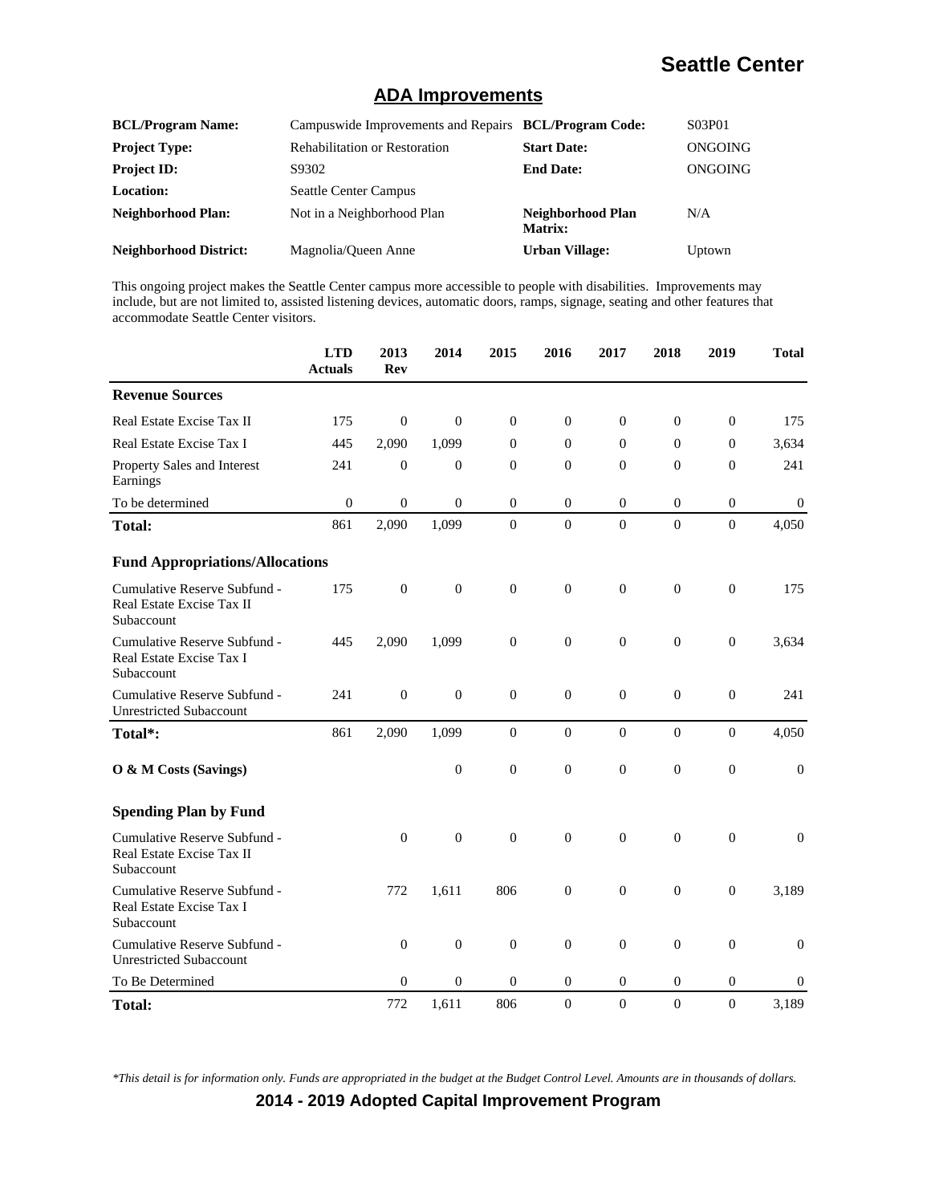# Seattle Center

## ADA Improvements

| | | | |
|---|---|---|---|
| **BCL/Program Name:** | Campuswide Improvements and Repairs | **BCL/Program Code:** | S03P01 |
| **Project Type:** | Rehabilitation or Restoration | **Start Date:** | ONGOING |
| **Project ID:** | S9302 | **End Date:** | ONGOING |
| **Location:** | Seattle Center Campus | | |
| **Neighborhood Plan:** | Not in a Neighborhood Plan | **Neighborhood Plan Matrix:** | N/A |
| **Neighborhood District:** | Magnolia/Queen Anne | **Urban Village:** | Uptown |

This ongoing project makes the Seattle Center campus more accessible to people with disabilities. Improvements may include, but are not limited to, assisted listening devices, automatic doors, ramps, signage, seating and other features that accommodate Seattle Center visitors.

| | LTD Actuals | 2013 Rev | 2014 | 2015 | 2016 | 2017 | 2018 | 2019 | Total |
|---|---|---|---|---|---|---|---|---|---|
| **Revenue Sources** | | | | | | | | | |
| Real Estate Excise Tax II | 175 | 0 | 0 | 0 | 0 | 0 | 0 | 0 | 175 |
| Real Estate Excise Tax I | 445 | 2,090 | 1,099 | 0 | 0 | 0 | 0 | 0 | 3,634 |
| Property Sales and Interest Earnings | 241 | 0 | 0 | 0 | 0 | 0 | 0 | 0 | 241 |
| To be determined | 0 | 0 | 0 | 0 | 0 | 0 | 0 | 0 | 0 |
| **Total:** | 861 | 2,090 | 1,099 | 0 | 0 | 0 | 0 | 0 | 4,050 |
| **Fund Appropriations/Allocations** | | | | | | | | | |
| Cumulative Reserve Subfund - Real Estate Excise Tax II Subaccount | 175 | 0 | 0 | 0 | 0 | 0 | 0 | 0 | 175 |
| Cumulative Reserve Subfund - Real Estate Excise Tax I Subaccount | 445 | 2,090 | 1,099 | 0 | 0 | 0 | 0 | 0 | 3,634 |
| Cumulative Reserve Subfund - Unrestricted Subaccount | 241 | 0 | 0 | 0 | 0 | 0 | 0 | 0 | 241 |
| **Total*:** | 861 | 2,090 | 1,099 | 0 | 0 | 0 | 0 | 0 | 4,050 |
| **O & M Costs (Savings)** | | | 0 | 0 | 0 | 0 | 0 | 0 | 0 |
| **Spending Plan by Fund** | | | | | | | | | |
| Cumulative Reserve Subfund - Real Estate Excise Tax II Subaccount | | 0 | 0 | 0 | 0 | 0 | 0 | 0 | 0 |
| Cumulative Reserve Subfund - Real Estate Excise Tax I Subaccount | | 772 | 1,611 | 806 | 0 | 0 | 0 | 0 | 3,189 |
| Cumulative Reserve Subfund - Unrestricted Subaccount | | 0 | 0 | 0 | 0 | 0 | 0 | 0 | 0 |
| To Be Determined | | 0 | 0 | 0 | 0 | 0 | 0 | 0 | 0 |
| **Total:** | | 772 | 1,611 | 806 | 0 | 0 | 0 | 0 | 3,189 |

*\*This detail is for information only. Funds are appropriated in the budget at the Budget Control Level. Amounts are in thousands of dollars.*

**2014 - 2019 Adopted Capital Improvement Program**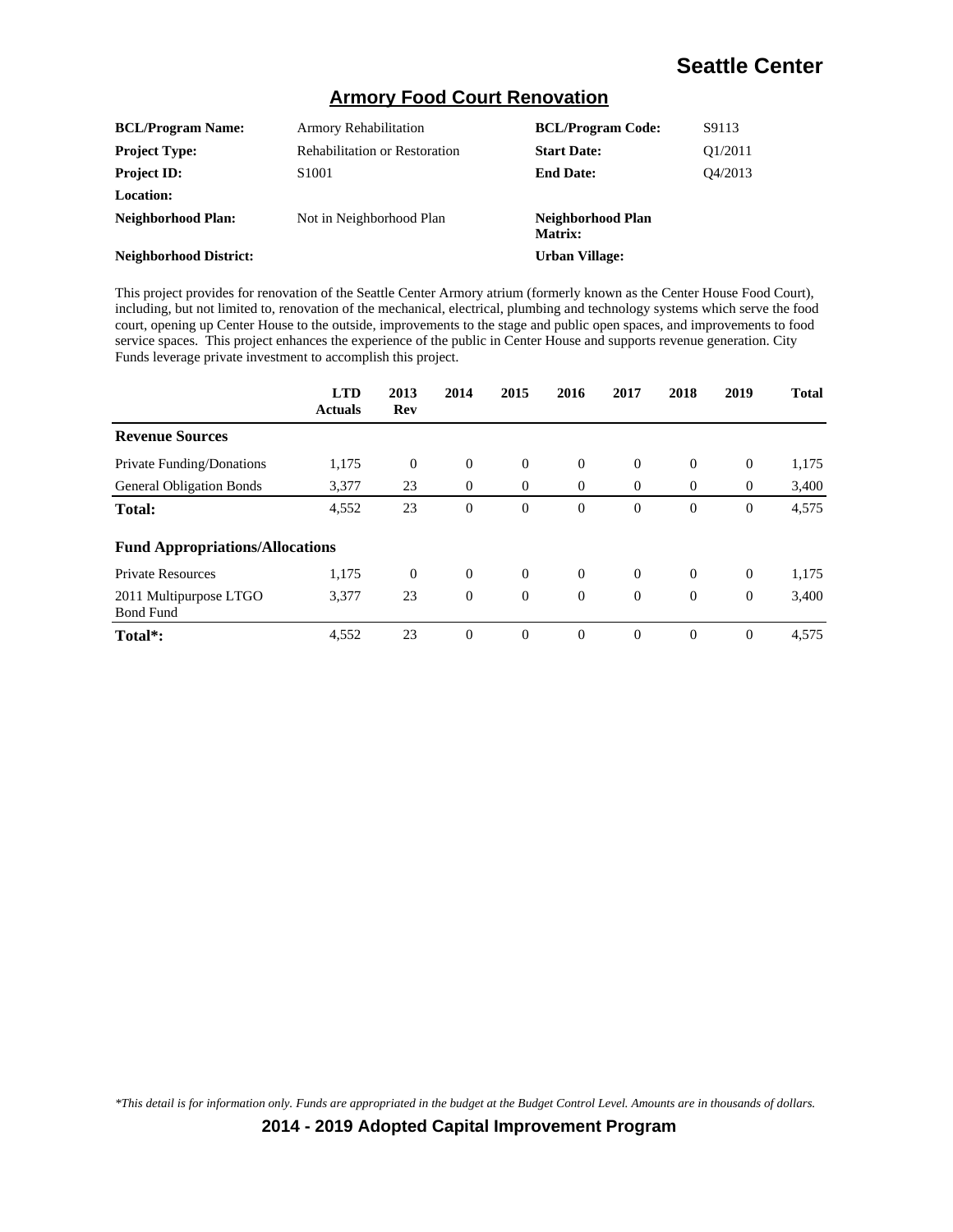## Armory Food Court Renovation

| | | | |
|---|---|---|---|
| **BCL/Program Name:** | Armory Rehabilitation | **BCL/Program Code:** | S9113 |
| **Project Type:** | Rehabilitation or Restoration | **Start Date:** | Q1/2011 |
| **Project ID:** | S1001 | **End Date:** | Q4/2013 |
| **Location:** | | | |
| **Neighborhood Plan:** | Not in Neighborhood Plan | **Neighborhood Plan Matrix:** | |
| **Neighborhood District:** | | **Urban Village:** | |

This project provides for renovation of the Seattle Center Armory atrium (formerly known as the Center House Food Court), including, but not limited to, renovation of the mechanical, electrical, plumbing and technology systems which serve the food court, opening up Center House to the outside, improvements to the stage and public open spaces, and improvements to food service spaces. This project enhances the experience of the public in Center House and supports revenue generation. City Funds leverage private investment to accomplish this project.

| | LTD Actuals | 2013 Rev | 2014 | 2015 | 2016 | 2017 | 2018 | 2019 | Total |
|---|---|---|---|---|---|---|---|---|---|
| **Revenue Sources** | | | | | | | | | |
| Private Funding/Donations | 1,175 | 0 | 0 | 0 | 0 | 0 | 0 | 0 | 1,175 |
| General Obligation Bonds | 3,377 | 23 | 0 | 0 | 0 | 0 | 0 | 0 | 3,400 |
| **Total:** | 4,552 | 23 | 0 | 0 | 0 | 0 | 0 | 0 | 4,575 |
| **Fund Appropriations/Allocations** | | | | | | | | | |
| Private Resources | 1,175 | 0 | 0 | 0 | 0 | 0 | 0 | 0 | 1,175 |
| 2011 Multipurpose LTGO Bond Fund | 3,377 | 23 | 0 | 0 | 0 | 0 | 0 | 0 | 3,400 |
| **Total*:** | 4,552 | 23 | 0 | 0 | 0 | 0 | 0 | 0 | 4,575 |

*\*This detail is for information only. Funds are appropriated in the budget at the Budget Control Level. Amounts are in thousands of dollars.*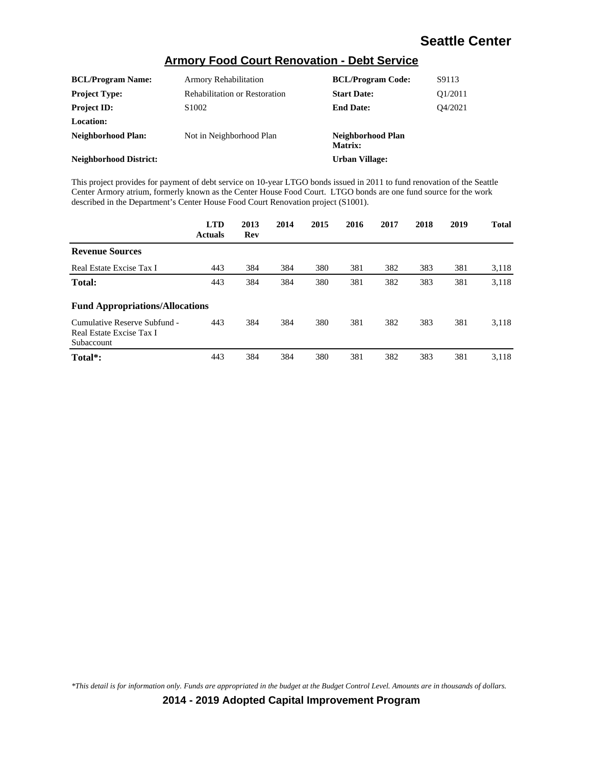## Armory Food Court Renovation - Debt Service

| | | | |
|---|---|---|---|
| **BCL/Program Name:** | Armory Rehabilitation | **BCL/Program Code:** | S9113 |
| **Project Type:** | Rehabilitation or Restoration | **Start Date:** | Q1/2011 |
| **Project ID:** | S1002 | **End Date:** | Q4/2021 |
| **Location:** | | | |
| **Neighborhood Plan:** | Not in Neighborhood Plan | **Neighborhood Plan Matrix:** | |
| **Neighborhood District:** | | **Urban Village:** | |

This project provides for payment of debt service on 10-year LTGO bonds issued in 2011 to fund renovation of the Seattle Center Armory atrium, formerly known as the Center House Food Court. LTGO bonds are one fund source for the work described in the Department's Center House Food Court Renovation project (S1001).

| | LTD Actuals | 2013 Rev | 2014 | 2015 | 2016 | 2017 | 2018 | 2019 | Total |
|---|---|---|---|---|---|---|---|---|---|
| **Revenue Sources** | | | | | | | | | |
| Real Estate Excise Tax I | 443 | 384 | 384 | 380 | 381 | 382 | 383 | 381 | 3,118 |
| **Total:** | 443 | 384 | 384 | 380 | 381 | 382 | 383 | 381 | 3,118 |
| **Fund Appropriations/Allocations** | | | | | | | | | |
| Cumulative Reserve Subfund - Real Estate Excise Tax I Subaccount | 443 | 384 | 384 | 380 | 381 | 382 | 383 | 381 | 3,118 |
| **Total\*:** | 443 | 384 | 384 | 380 | 381 | 382 | 383 | 381 | 3,118 |

*\*This detail is for information only. Funds are appropriated in the budget at the Budget Control Level. Amounts are in thousands of dollars.*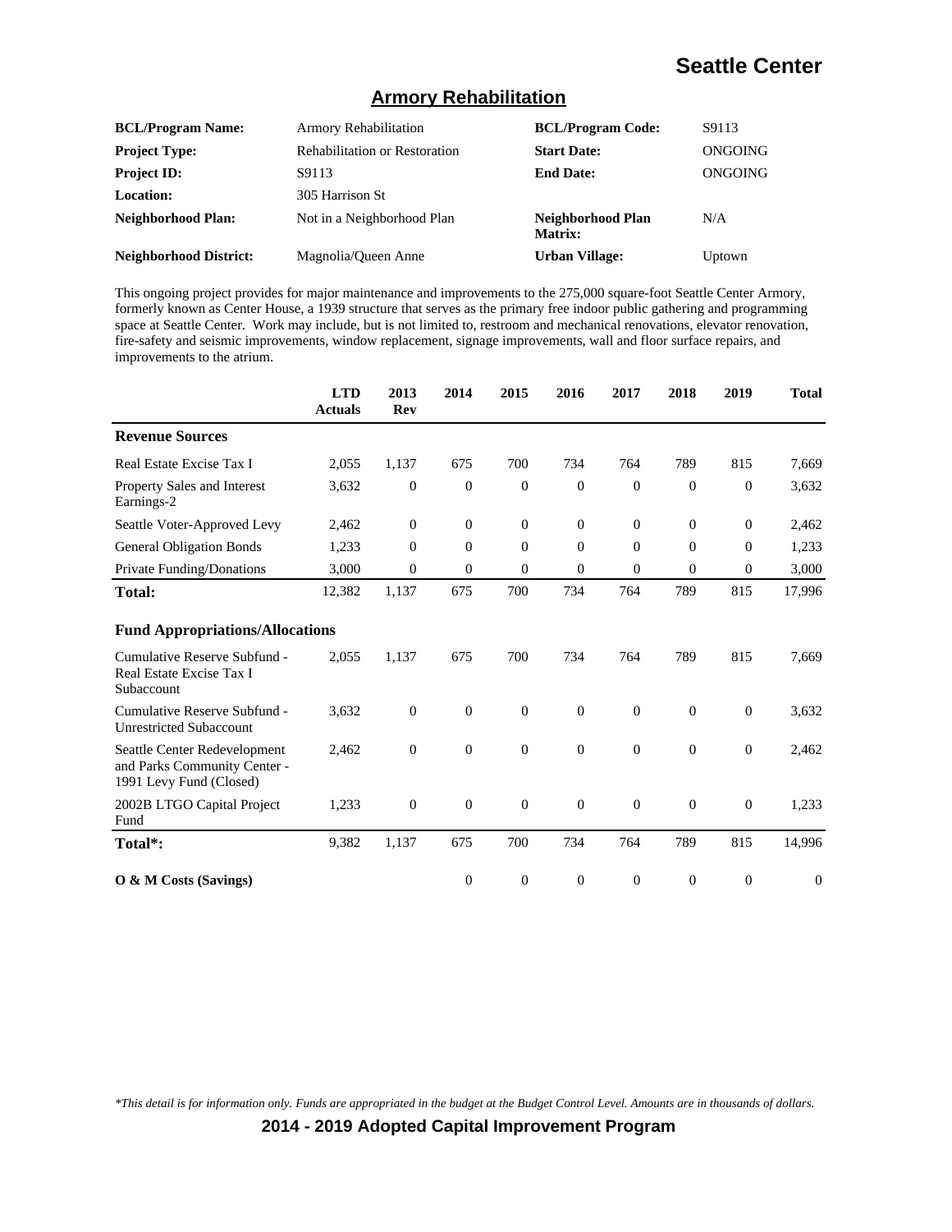# Seattle Center

## Armory Rehabilitation

| | | | |
|---|---|---|---|
| **BCL/Program Name:** | Armory Rehabilitation | **BCL/Program Code:** | S9113 |
| **Project Type:** | Rehabilitation or Restoration | **Start Date:** | ONGOING |
| **Project ID:** | S9113 | **End Date:** | ONGOING |
| **Location:** | 305 Harrison St | | |
| **Neighborhood Plan:** | Not in a Neighborhood Plan | **Neighborhood Plan Matrix:** | N/A |
| **Neighborhood District:** | Magnolia/Queen Anne | **Urban Village:** | Uptown |

This ongoing project provides for major maintenance and improvements to the 275,000 square-foot Seattle Center Armory, formerly known as Center House, a 1939 structure that serves as the primary free indoor public gathering and programming space at Seattle Center. Work may include, but is not limited to, restroom and mechanical renovations, elevator renovation, fire-safety and seismic improvements, window replacement, signage improvements, wall and floor surface repairs, and improvements to the atrium.

| | LTD Actuals | 2013 Rev | 2014 | 2015 | 2016 | 2017 | 2018 | 2019 | Total |
|---|---|---|---|---|---|---|---|---|---|
| **Revenue Sources** | | | | | | | | | |
| Real Estate Excise Tax I | 2,055 | 1,137 | 675 | 700 | 734 | 764 | 789 | 815 | 7,669 |
| Property Sales and Interest Earnings-2 | 3,632 | 0 | 0 | 0 | 0 | 0 | 0 | 0 | 3,632 |
| Seattle Voter-Approved Levy | 2,462 | 0 | 0 | 0 | 0 | 0 | 0 | 0 | 2,462 |
| General Obligation Bonds | 1,233 | 0 | 0 | 0 | 0 | 0 | 0 | 0 | 1,233 |
| Private Funding/Donations | 3,000 | 0 | 0 | 0 | 0 | 0 | 0 | 0 | 3,000 |
| **Total:** | 12,382 | 1,137 | 675 | 700 | 734 | 764 | 789 | 815 | 17,996 |
| **Fund Appropriations/Allocations** | | | | | | | | | |
| Cumulative Reserve Subfund - Real Estate Excise Tax I Subaccount | 2,055 | 1,137 | 675 | 700 | 734 | 764 | 789 | 815 | 7,669 |
| Cumulative Reserve Subfund - Unrestricted Subaccount | 3,632 | 0 | 0 | 0 | 0 | 0 | 0 | 0 | 3,632 |
| Seattle Center Redevelopment and Parks Community Center - 1991 Levy Fund (Closed) | 2,462 | 0 | 0 | 0 | 0 | 0 | 0 | 0 | 2,462 |
| 2002B LTGO Capital Project Fund | 1,233 | 0 | 0 | 0 | 0 | 0 | 0 | 0 | 1,233 |
| **Total*:** | 9,382 | 1,137 | 675 | 700 | 734 | 764 | 789 | 815 | 14,996 |
| **O & M Costs (Savings)** | | | 0 | 0 | 0 | 0 | 0 | 0 | 0 |

*\*This detail is for information only. Funds are appropriated in the budget at the Budget Control Level. Amounts are in thousands of dollars.*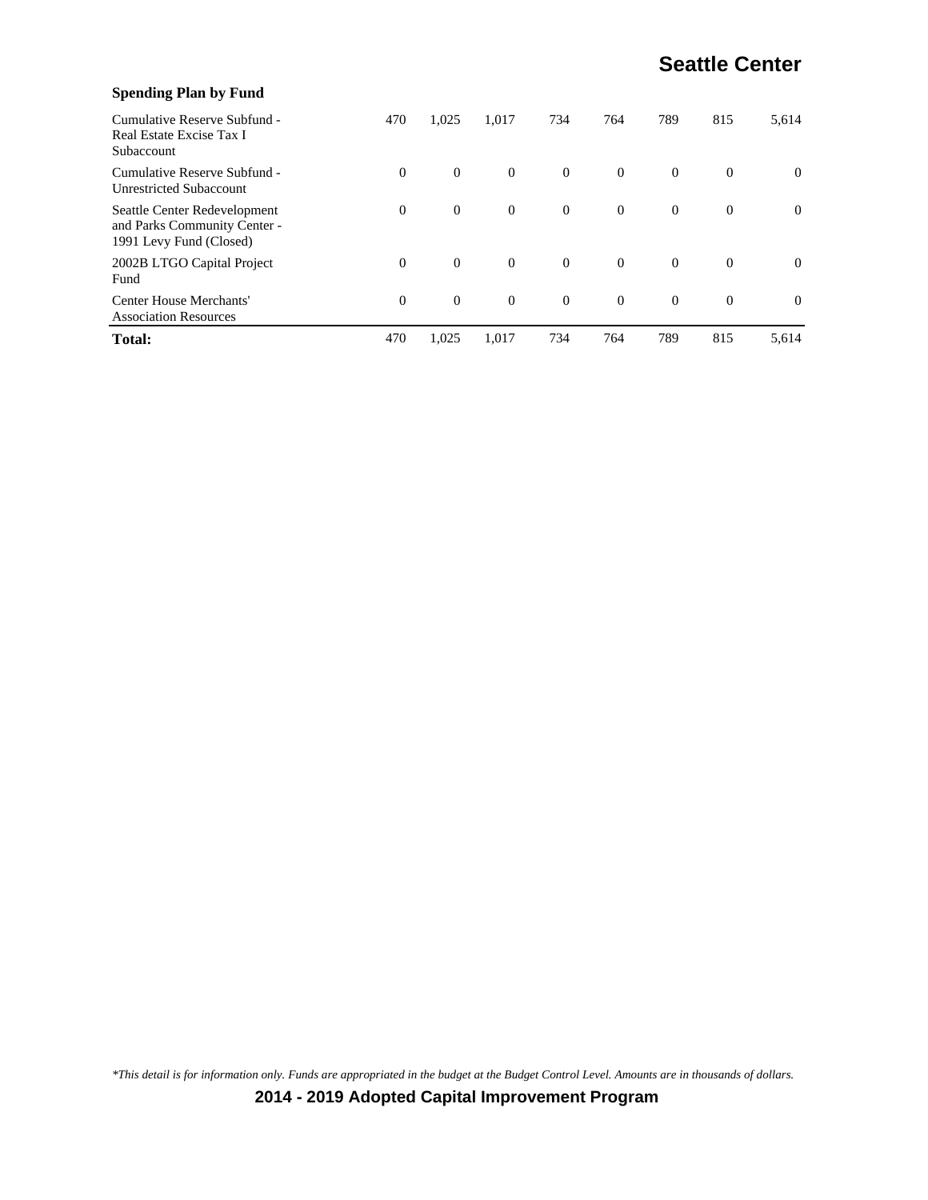### Spending Plan by Fund

| | | | | | | | | |
|---|---|---|---|---|---|---|---|---|
| Cumulative Reserve Subfund - Real Estate Excise Tax I Subaccount | 470 | 1,025 | 1,017 | 734 | 764 | 789 | 815 | 5,614 |
| Cumulative Reserve Subfund - Unrestricted Subaccount | 0 | 0 | 0 | 0 | 0 | 0 | 0 | 0 |
| Seattle Center Redevelopment and Parks Community Center - 1991 Levy Fund (Closed) | 0 | 0 | 0 | 0 | 0 | 0 | 0 | 0 |
| 2002B LTGO Capital Project Fund | 0 | 0 | 0 | 0 | 0 | 0 | 0 | 0 |
| Center House Merchants' Association Resources | 0 | 0 | 0 | 0 | 0 | 0 | 0 | 0 |
| **Total:** | 470 | 1,025 | 1,017 | 734 | 764 | 789 | 815 | 5,614 |

*\*This detail is for information only. Funds are appropriated in the budget at the Budget Control Level. Amounts are in thousands of dollars.*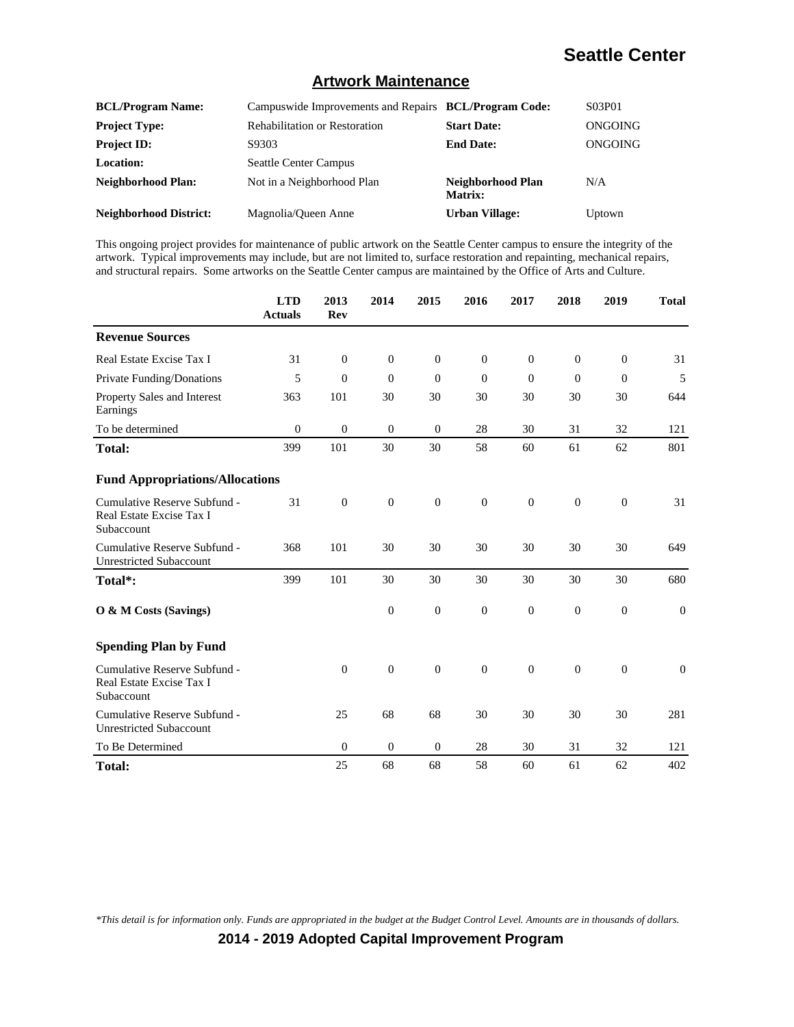## Artwork Maintenance

| | | | |
|---|---|---|---|
| **BCL/Program Name:** | Campuswide Improvements and Repairs | **BCL/Program Code:** | S03P01 |
| **Project Type:** | Rehabilitation or Restoration | **Start Date:** | ONGOING |
| **Project ID:** | S9303 | **End Date:** | ONGOING |
| **Location:** | Seattle Center Campus | | |
| **Neighborhood Plan:** | Not in a Neighborhood Plan | **Neighborhood Plan Matrix:** | N/A |
| **Neighborhood District:** | Magnolia/Queen Anne | **Urban Village:** | Uptown |

This ongoing project provides for maintenance of public artwork on the Seattle Center campus to ensure the integrity of the artwork. Typical improvements may include, but are not limited to, surface restoration and repainting, mechanical repairs, and structural repairs. Some artworks on the Seattle Center campus are maintained by the Office of Arts and Culture.

| | LTD Actuals | 2013 Rev | 2014 | 2015 | 2016 | 2017 | 2018 | 2019 | Total |
|---|---|---|---|---|---|---|---|---|---|
| **Revenue Sources** | | | | | | | | | |
| Real Estate Excise Tax I | 31 | 0 | 0 | 0 | 0 | 0 | 0 | 0 | 31 |
| Private Funding/Donations | 5 | 0 | 0 | 0 | 0 | 0 | 0 | 0 | 5 |
| Property Sales and Interest Earnings | 363 | 101 | 30 | 30 | 30 | 30 | 30 | 30 | 644 |
| To be determined | 0 | 0 | 0 | 0 | 28 | 30 | 31 | 32 | 121 |
| **Total:** | 399 | 101 | 30 | 30 | 58 | 60 | 61 | 62 | 801 |
| **Fund Appropriations/Allocations** | | | | | | | | | |
| Cumulative Reserve Subfund - Real Estate Excise Tax I Subaccount | 31 | 0 | 0 | 0 | 0 | 0 | 0 | 0 | 31 |
| Cumulative Reserve Subfund - Unrestricted Subaccount | 368 | 101 | 30 | 30 | 30 | 30 | 30 | 30 | 649 |
| **Total*:** | 399 | 101 | 30 | 30 | 30 | 30 | 30 | 30 | 680 |
| **O & M Costs (Savings)** | | | 0 | 0 | 0 | 0 | 0 | 0 | 0 |
| **Spending Plan by Fund** | | | | | | | | | |
| Cumulative Reserve Subfund - Real Estate Excise Tax I Subaccount | | 0 | 0 | 0 | 0 | 0 | 0 | 0 | 0 |
| Cumulative Reserve Subfund - Unrestricted Subaccount | | 25 | 68 | 68 | 30 | 30 | 30 | 30 | 281 |
| To Be Determined | | 0 | 0 | 0 | 28 | 30 | 31 | 32 | 121 |
| **Total:** | | 25 | 68 | 68 | 58 | 60 | 61 | 62 | 402 |

*This detail is for information only. Funds are appropriated in the budget at the Budget Control Level. Amounts are in thousands of dollars.*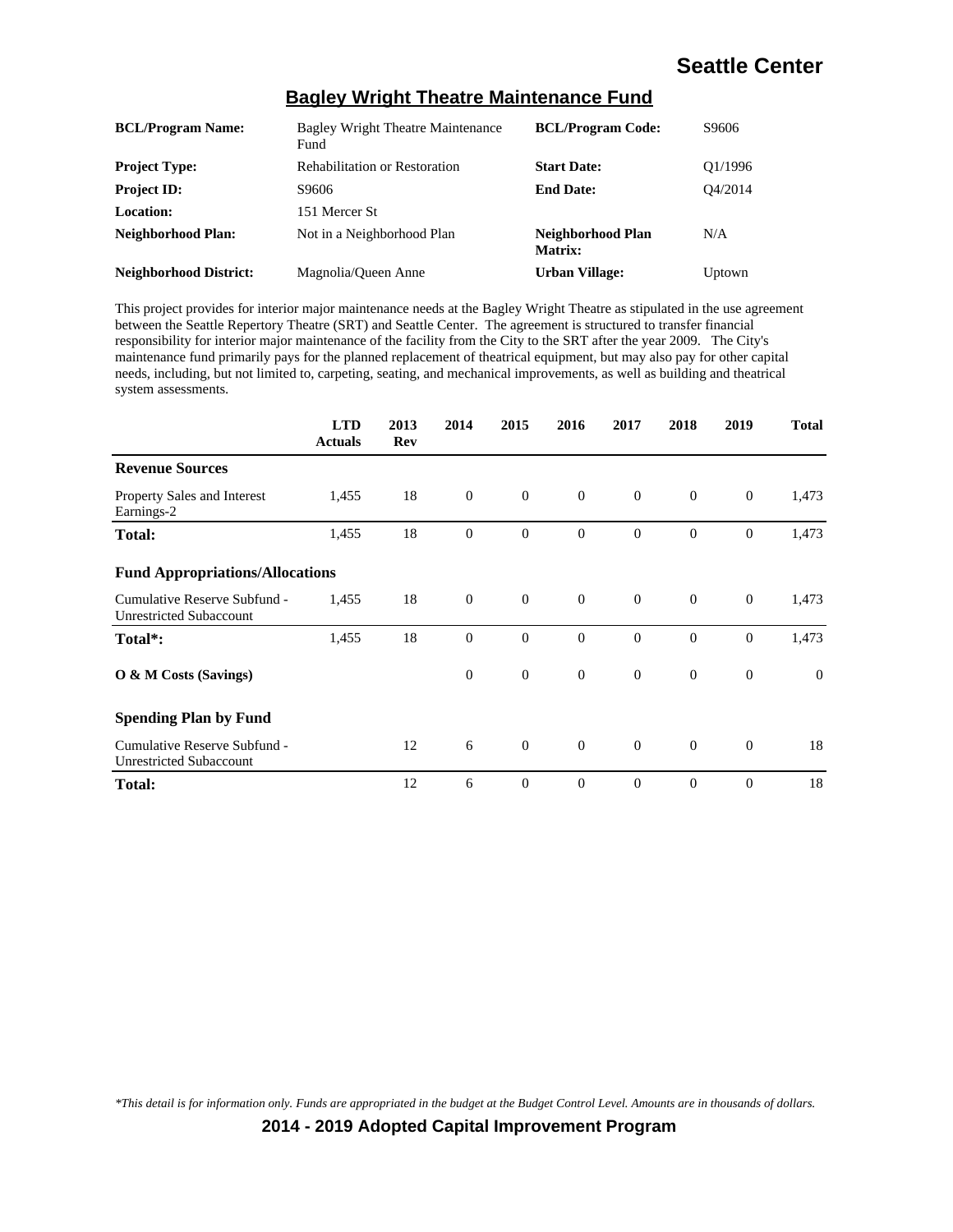## Bagley Wright Theatre Maintenance Fund

| | | | |
|---|---|---|---|
| **BCL/Program Name:** | Bagley Wright Theatre Maintenance Fund | **BCL/Program Code:** | S9606 |
| **Project Type:** | Rehabilitation or Restoration | **Start Date:** | Q1/1996 |
| **Project ID:** | S9606 | **End Date:** | Q4/2014 |
| **Location:** | 151 Mercer St | | |
| **Neighborhood Plan:** | Not in a Neighborhood Plan | **Neighborhood Plan Matrix:** | N/A |
| **Neighborhood District:** | Magnolia/Queen Anne | **Urban Village:** | Uptown |

This project provides for interior major maintenance needs at the Bagley Wright Theatre as stipulated in the use agreement between the Seattle Repertory Theatre (SRT) and Seattle Center. The agreement is structured to transfer financial responsibility for interior major maintenance of the facility from the City to the SRT after the year 2009. The City's maintenance fund primarily pays for the planned replacement of theatrical equipment, but may also pay for other capital needs, including, but not limited to, carpeting, seating, and mechanical improvements, as well as building and theatrical system assessments.

| | LTD Actuals | 2013 Rev | 2014 | 2015 | 2016 | 2017 | 2018 | 2019 | Total |
|---|---|---|---|---|---|---|---|---|---|
| **Revenue Sources** | | | | | | | | | |
| Property Sales and Interest Earnings-2 | 1,455 | 18 | 0 | 0 | 0 | 0 | 0 | 0 | 1,473 |
| **Total:** | 1,455 | 18 | 0 | 0 | 0 | 0 | 0 | 0 | 1,473 |
| **Fund Appropriations/Allocations** | | | | | | | | | |
| Cumulative Reserve Subfund - Unrestricted Subaccount | 1,455 | 18 | 0 | 0 | 0 | 0 | 0 | 0 | 1,473 |
| **Total*:** | 1,455 | 18 | 0 | 0 | 0 | 0 | 0 | 0 | 1,473 |
| **O & M Costs (Savings)** | | | 0 | 0 | 0 | 0 | 0 | 0 | 0 |
| **Spending Plan by Fund** | | | | | | | | | |
| Cumulative Reserve Subfund - Unrestricted Subaccount | | 12 | 6 | 0 | 0 | 0 | 0 | 0 | 18 |
| **Total:** | | 12 | 6 | 0 | 0 | 0 | 0 | 0 | 18 |

*\*This detail is for information only. Funds are appropriated in the budget at the Budget Control Level. Amounts are in thousands of dollars.*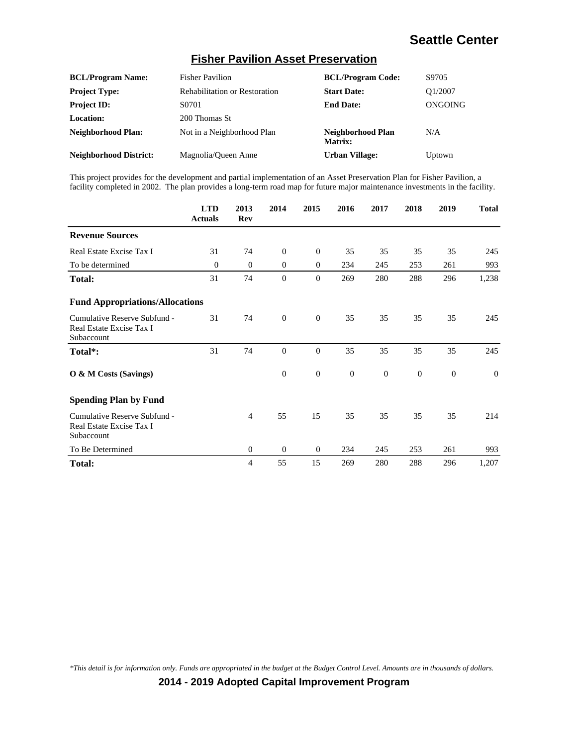# Seattle Center

## Fisher Pavilion Asset Preservation

| | | | |
|---|---|---|---|
| **BCL/Program Name:** | Fisher Pavilion | **BCL/Program Code:** | S9705 |
| **Project Type:** | Rehabilitation or Restoration | **Start Date:** | Q1/2007 |
| **Project ID:** | S0701 | **End Date:** | ONGOING |
| **Location:** | 200 Thomas St | | |
| **Neighborhood Plan:** | Not in a Neighborhood Plan | **Neighborhood Plan Matrix:** | N/A |
| **Neighborhood District:** | Magnolia/Queen Anne | **Urban Village:** | Uptown |

This project provides for the development and partial implementation of an Asset Preservation Plan for Fisher Pavilion, a facility completed in 2002. The plan provides a long-term road map for future major maintenance investments in the facility.

| | LTD Actuals | 2013 Rev | 2014 | 2015 | 2016 | 2017 | 2018 | 2019 | Total |
|---|---|---|---|---|---|---|---|---|---|
| **Revenue Sources** | | | | | | | | | |
| Real Estate Excise Tax I | 31 | 74 | 0 | 0 | 35 | 35 | 35 | 35 | 245 |
| To be determined | 0 | 0 | 0 | 0 | 234 | 245 | 253 | 261 | 993 |
| **Total:** | 31 | 74 | 0 | 0 | 269 | 280 | 288 | 296 | 1,238 |
| **Fund Appropriations/Allocations** | | | | | | | | | |
| Cumulative Reserve Subfund - Real Estate Excise Tax I Subaccount | 31 | 74 | 0 | 0 | 35 | 35 | 35 | 35 | 245 |
| **Total*:** | 31 | 74 | 0 | 0 | 35 | 35 | 35 | 35 | 245 |
| **O & M Costs (Savings)** | | | 0 | 0 | 0 | 0 | 0 | 0 | 0 |
| **Spending Plan by Fund** | | | | | | | | | |
| Cumulative Reserve Subfund - Real Estate Excise Tax I Subaccount | | 4 | 55 | 15 | 35 | 35 | 35 | 35 | 214 |
| To Be Determined | | 0 | 0 | 0 | 234 | 245 | 253 | 261 | 993 |
| **Total:** | | 4 | 55 | 15 | 269 | 280 | 288 | 296 | 1,207 |

*\*This detail is for information only. Funds are appropriated in the budget at the Budget Control Level. Amounts are in thousands of dollars.*

**2014 - 2019 Adopted Capital Improvement Program**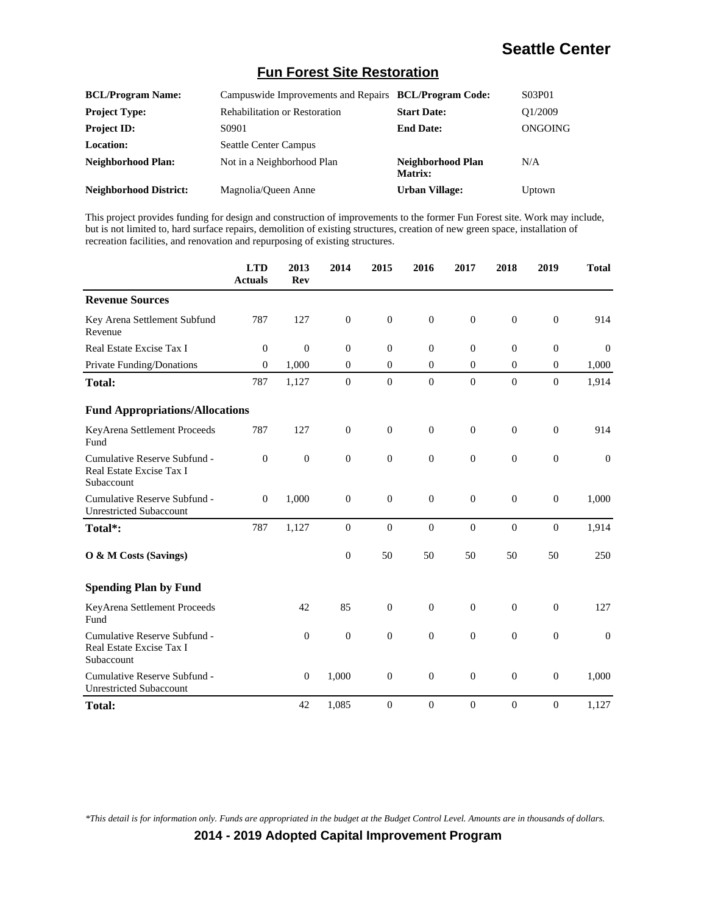# Seattle Center

## Fun Forest Site Restoration

| | | | |
|---|---|---|---|
| **BCL/Program Name:** | Campuswide Improvements and Repairs | **BCL/Program Code:** | S03P01 |
| **Project Type:** | Rehabilitation or Restoration | **Start Date:** | Q1/2009 |
| **Project ID:** | S0901 | **End Date:** | ONGOING |
| **Location:** | Seattle Center Campus | | |
| **Neighborhood Plan:** | Not in a Neighborhood Plan | **Neighborhood Plan Matrix:** | N/A |
| **Neighborhood District:** | Magnolia/Queen Anne | **Urban Village:** | Uptown |

This project provides funding for design and construction of improvements to the former Fun Forest site. Work may include, but is not limited to, hard surface repairs, demolition of existing structures, creation of new green space, installation of recreation facilities, and renovation and repurposing of existing structures.

| | LTD Actuals | 2013 Rev | 2014 | 2015 | 2016 | 2017 | 2018 | 2019 | Total |
|---|---|---|---|---|---|---|---|---|---|
| **Revenue Sources** | | | | | | | | | |
| Key Arena Settlement Subfund Revenue | 787 | 127 | 0 | 0 | 0 | 0 | 0 | 0 | 914 |
| Real Estate Excise Tax I | 0 | 0 | 0 | 0 | 0 | 0 | 0 | 0 | 0 |
| Private Funding/Donations | 0 | 1,000 | 0 | 0 | 0 | 0 | 0 | 0 | 1,000 |
| **Total:** | 787 | 1,127 | 0 | 0 | 0 | 0 | 0 | 0 | 1,914 |
| **Fund Appropriations/Allocations** | | | | | | | | | |
| KeyArena Settlement Proceeds Fund | 787 | 127 | 0 | 0 | 0 | 0 | 0 | 0 | 914 |
| Cumulative Reserve Subfund - Real Estate Excise Tax I Subaccount | 0 | 0 | 0 | 0 | 0 | 0 | 0 | 0 | 0 |
| Cumulative Reserve Subfund - Unrestricted Subaccount | 0 | 1,000 | 0 | 0 | 0 | 0 | 0 | 0 | 1,000 |
| **Total*:** | 787 | 1,127 | 0 | 0 | 0 | 0 | 0 | 0 | 1,914 |
| **O & M Costs (Savings)** | | | 0 | 50 | 50 | 50 | 50 | 50 | 250 |
| **Spending Plan by Fund** | | | | | | | | | |
| KeyArena Settlement Proceeds Fund | | 42 | 85 | 0 | 0 | 0 | 0 | 0 | 127 |
| Cumulative Reserve Subfund - Real Estate Excise Tax I Subaccount | | 0 | 0 | 0 | 0 | 0 | 0 | 0 | 0 |
| Cumulative Reserve Subfund - Unrestricted Subaccount | | 0 | 1,000 | 0 | 0 | 0 | 0 | 0 | 1,000 |
| **Total:** | | 42 | 1,085 | 0 | 0 | 0 | 0 | 0 | 1,127 |

*\*This detail is for information only. Funds are appropriated in the budget at the Budget Control Level. Amounts are in thousands of dollars.*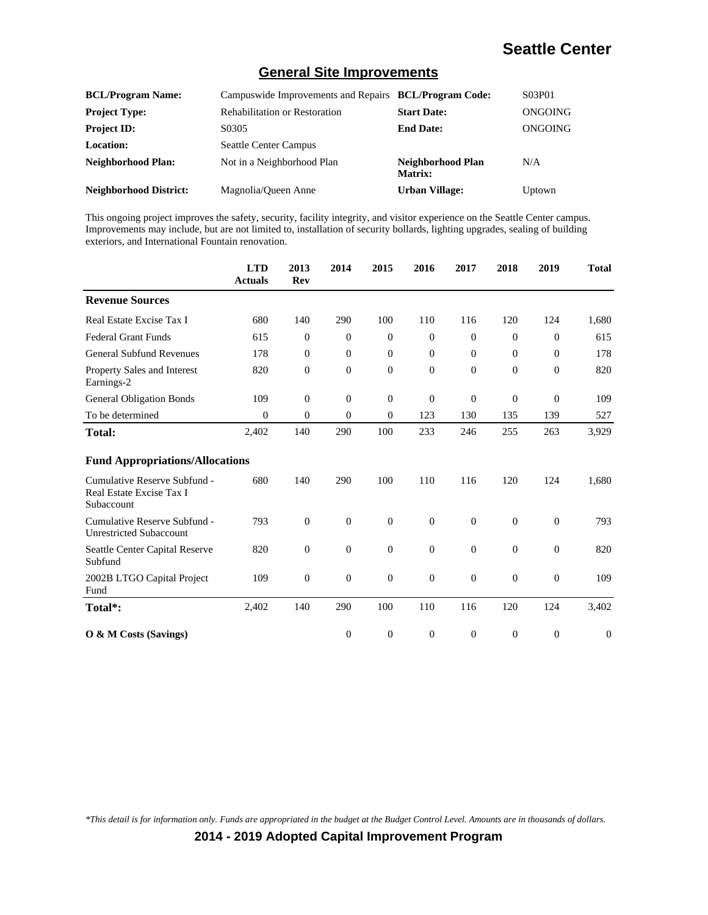# Seattle Center

## General Site Improvements

| | | | |
|---|---|---|---|
| **BCL/Program Name:** | Campuswide Improvements and Repairs | **BCL/Program Code:** | S03P01 |
| **Project Type:** | Rehabilitation or Restoration | **Start Date:** | ONGOING |
| **Project ID:** | S0305 | **End Date:** | ONGOING |
| **Location:** | Seattle Center Campus | | |
| **Neighborhood Plan:** | Not in a Neighborhood Plan | **Neighborhood Plan Matrix:** | N/A |
| **Neighborhood District:** | Magnolia/Queen Anne | **Urban Village:** | Uptown |

This ongoing project improves the safety, security, facility integrity, and visitor experience on the Seattle Center campus. Improvements may include, but are not limited to, installation of security bollards, lighting upgrades, sealing of building exteriors, and International Fountain renovation.

| | LTD Actuals | 2013 Rev | 2014 | 2015 | 2016 | 2017 | 2018 | 2019 | Total |
|---|---|---|---|---|---|---|---|---|---|
| **Revenue Sources** | | | | | | | | | |
| Real Estate Excise Tax I | 680 | 140 | 290 | 100 | 110 | 116 | 120 | 124 | 1,680 |
| Federal Grant Funds | 615 | 0 | 0 | 0 | 0 | 0 | 0 | 0 | 615 |
| General Subfund Revenues | 178 | 0 | 0 | 0 | 0 | 0 | 0 | 0 | 178 |
| Property Sales and Interest Earnings-2 | 820 | 0 | 0 | 0 | 0 | 0 | 0 | 0 | 820 |
| General Obligation Bonds | 109 | 0 | 0 | 0 | 0 | 0 | 0 | 0 | 109 |
| To be determined | 0 | 0 | 0 | 0 | 123 | 130 | 135 | 139 | 527 |
| **Total:** | 2,402 | 140 | 290 | 100 | 233 | 246 | 255 | 263 | 3,929 |
| **Fund Appropriations/Allocations** | | | | | | | | | |
| Cumulative Reserve Subfund - Real Estate Excise Tax I Subaccount | 680 | 140 | 290 | 100 | 110 | 116 | 120 | 124 | 1,680 |
| Cumulative Reserve Subfund - Unrestricted Subaccount | 793 | 0 | 0 | 0 | 0 | 0 | 0 | 0 | 793 |
| Seattle Center Capital Reserve Subfund | 820 | 0 | 0 | 0 | 0 | 0 | 0 | 0 | 820 |
| 2002B LTGO Capital Project Fund | 109 | 0 | 0 | 0 | 0 | 0 | 0 | 0 | 109 |
| **Total*:** | 2,402 | 140 | 290 | 100 | 110 | 116 | 120 | 124 | 3,402 |
| **O & M Costs (Savings)** | | | 0 | 0 | 0 | 0 | 0 | 0 | 0 |

*\*This detail is for information only. Funds are appropriated in the budget at the Budget Control Level. Amounts are in thousands of dollars.*

**2014 - 2019 Adopted Capital Improvement Program**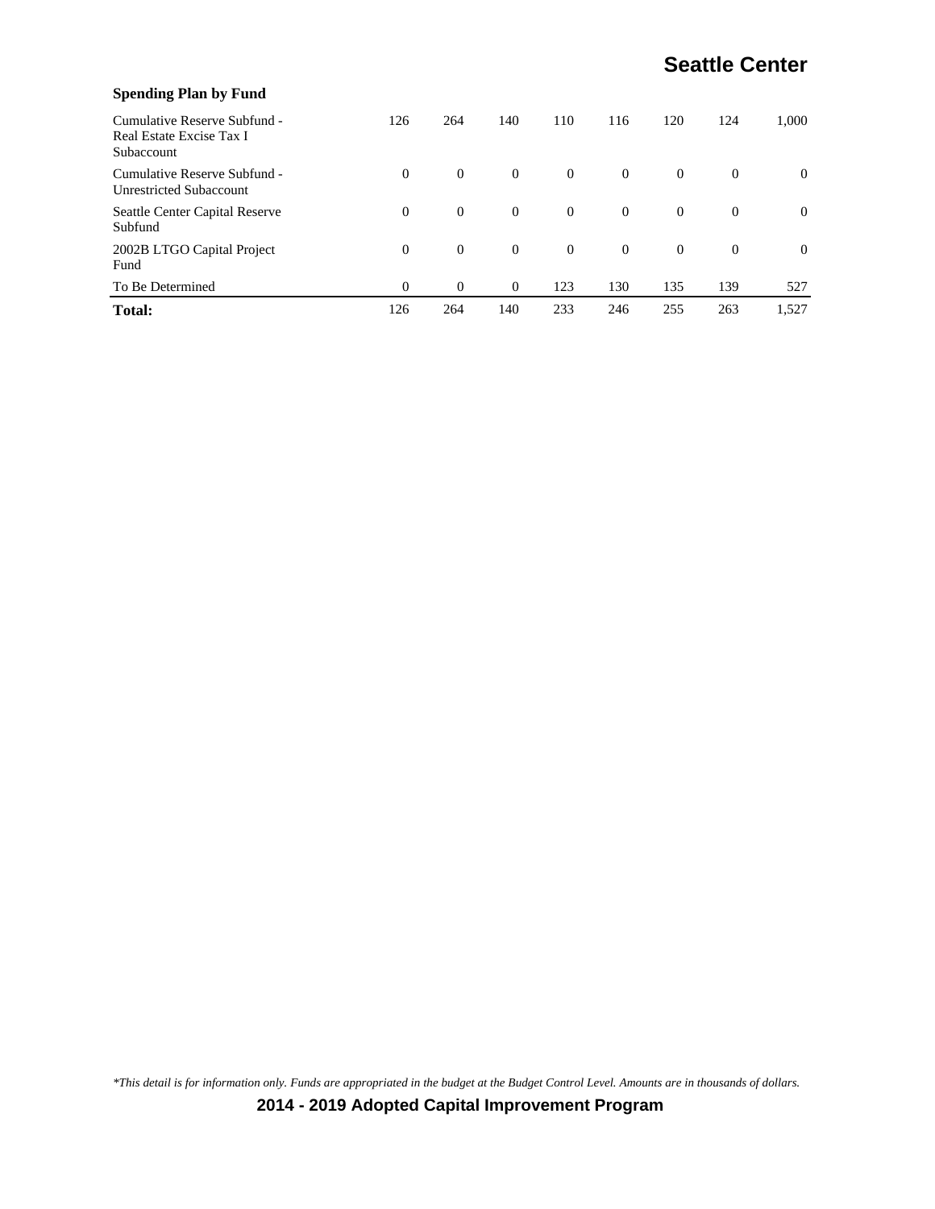### Spending Plan by Fund

| | | | | | | | | |
|---|---|---|---|---|---|---|---|---|
| Cumulative Reserve Subfund - Real Estate Excise Tax I Subaccount | 126 | 264 | 140 | 110 | 116 | 120 | 124 | 1,000 |
| Cumulative Reserve Subfund - Unrestricted Subaccount | 0 | 0 | 0 | 0 | 0 | 0 | 0 | 0 |
| Seattle Center Capital Reserve Subfund | 0 | 0 | 0 | 0 | 0 | 0 | 0 | 0 |
| 2002B LTGO Capital Project Fund | 0 | 0 | 0 | 0 | 0 | 0 | 0 | 0 |
| To Be Determined | 0 | 0 | 0 | 123 | 130 | 135 | 139 | 527 |
| **Total:** | 126 | 264 | 140 | 233 | 246 | 255 | 263 | 1,527 |

*\*This detail is for information only. Funds are appropriated in the budget at the Budget Control Level. Amounts are in thousands of dollars.*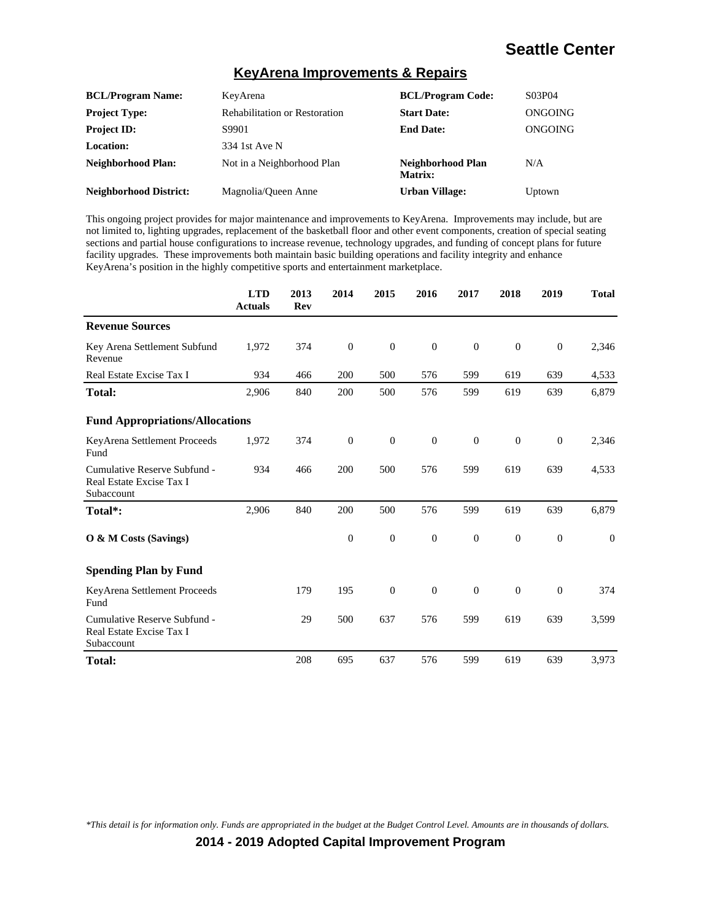# Seattle Center

## KeyArena Improvements & Repairs

| | | | |
|---|---|---|---|
| **BCL/Program Name:** | KeyArena | **BCL/Program Code:** | S03P04 |
| **Project Type:** | Rehabilitation or Restoration | **Start Date:** | ONGOING |
| **Project ID:** | S9901 | **End Date:** | ONGOING |
| **Location:** | 334 1st Ave N | | |
| **Neighborhood Plan:** | Not in a Neighborhood Plan | **Neighborhood Plan Matrix:** | N/A |
| **Neighborhood District:** | Magnolia/Queen Anne | **Urban Village:** | Uptown |

This ongoing project provides for major maintenance and improvements to KeyArena. Improvements may include, but are not limited to, lighting upgrades, replacement of the basketball floor and other event components, creation of special seating sections and partial house configurations to increase revenue, technology upgrades, and funding of concept plans for future facility upgrades. These improvements both maintain basic building operations and facility integrity and enhance KeyArena's position in the highly competitive sports and entertainment marketplace.

| | LTD Actuals | 2013 Rev | 2014 | 2015 | 2016 | 2017 | 2018 | 2019 | Total |
|---|---|---|---|---|---|---|---|---|---|
| **Revenue Sources** | | | | | | | | | |
| Key Arena Settlement Subfund Revenue | 1,972 | 374 | 0 | 0 | 0 | 0 | 0 | 0 | 2,346 |
| Real Estate Excise Tax I | 934 | 466 | 200 | 500 | 576 | 599 | 619 | 639 | 4,533 |
| **Total:** | 2,906 | 840 | 200 | 500 | 576 | 599 | 619 | 639 | 6,879 |
| **Fund Appropriations/Allocations** | | | | | | | | | |
| KeyArena Settlement Proceeds Fund | 1,972 | 374 | 0 | 0 | 0 | 0 | 0 | 0 | 2,346 |
| Cumulative Reserve Subfund - Real Estate Excise Tax I Subaccount | 934 | 466 | 200 | 500 | 576 | 599 | 619 | 639 | 4,533 |
| **Total*:** | 2,906 | 840 | 200 | 500 | 576 | 599 | 619 | 639 | 6,879 |
| **O & M Costs (Savings)** | | | 0 | 0 | 0 | 0 | 0 | 0 | 0 |
| **Spending Plan by Fund** | | | | | | | | | |
| KeyArena Settlement Proceeds Fund | | 179 | 195 | 0 | 0 | 0 | 0 | 0 | 374 |
| Cumulative Reserve Subfund - Real Estate Excise Tax I Subaccount | | 29 | 500 | 637 | 576 | 599 | 619 | 639 | 3,599 |
| **Total:** | | 208 | 695 | 637 | 576 | 599 | 619 | 639 | 3,973 |

*\*This detail is for information only. Funds are appropriated in the budget at the Budget Control Level. Amounts are in thousands of dollars.*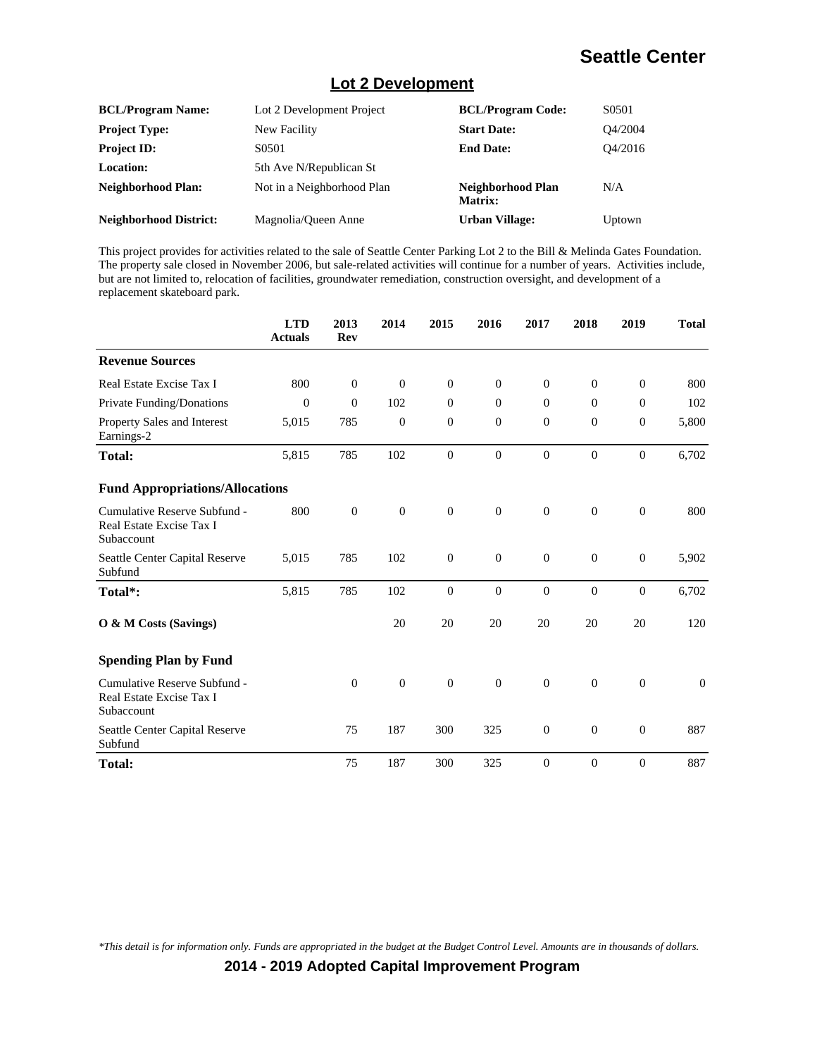# Seattle Center

## Lot 2 Development

| | | | |
|---|---|---|---|
| **BCL/Program Name:** | Lot 2 Development Project | **BCL/Program Code:** | S0501 |
| **Project Type:** | New Facility | **Start Date:** | Q4/2004 |
| **Project ID:** | S0501 | **End Date:** | Q4/2016 |
| **Location:** | 5th Ave N/Republican St | | |
| **Neighborhood Plan:** | Not in a Neighborhood Plan | **Neighborhood Plan Matrix:** | N/A |
| **Neighborhood District:** | Magnolia/Queen Anne | **Urban Village:** | Uptown |

This project provides for activities related to the sale of Seattle Center Parking Lot 2 to the Bill & Melinda Gates Foundation. The property sale closed in November 2006, but sale-related activities will continue for a number of years. Activities include, but are not limited to, relocation of facilities, groundwater remediation, construction oversight, and development of a replacement skateboard park.

| | LTD Actuals | 2013 Rev | 2014 | 2015 | 2016 | 2017 | 2018 | 2019 | Total |
|---|---|---|---|---|---|---|---|---|---|
| **Revenue Sources** | | | | | | | | | |
| Real Estate Excise Tax I | 800 | 0 | 0 | 0 | 0 | 0 | 0 | 0 | 800 |
| Private Funding/Donations | 0 | 0 | 102 | 0 | 0 | 0 | 0 | 0 | 102 |
| Property Sales and Interest Earnings-2 | 5,015 | 785 | 0 | 0 | 0 | 0 | 0 | 0 | 5,800 |
| **Total:** | 5,815 | 785 | 102 | 0 | 0 | 0 | 0 | 0 | 6,702 |
| **Fund Appropriations/Allocations** | | | | | | | | | |
| Cumulative Reserve Subfund - Real Estate Excise Tax I Subaccount | 800 | 0 | 0 | 0 | 0 | 0 | 0 | 0 | 800 |
| Seattle Center Capital Reserve Subfund | 5,015 | 785 | 102 | 0 | 0 | 0 | 0 | 0 | 5,902 |
| **Total*:** | 5,815 | 785 | 102 | 0 | 0 | 0 | 0 | 0 | 6,702 |
| **O & M Costs (Savings)** | | | 20 | 20 | 20 | 20 | 20 | 20 | 120 |
| **Spending Plan by Fund** | | | | | | | | | |
| Cumulative Reserve Subfund - Real Estate Excise Tax I Subaccount | | 0 | 0 | 0 | 0 | 0 | 0 | 0 | 0 |
| Seattle Center Capital Reserve Subfund | | 75 | 187 | 300 | 325 | 0 | 0 | 0 | 887 |
| **Total:** | | 75 | 187 | 300 | 325 | 0 | 0 | 0 | 887 |

*This detail is for information only. Funds are appropriated in the budget at the Budget Control Level. Amounts are in thousands of dollars.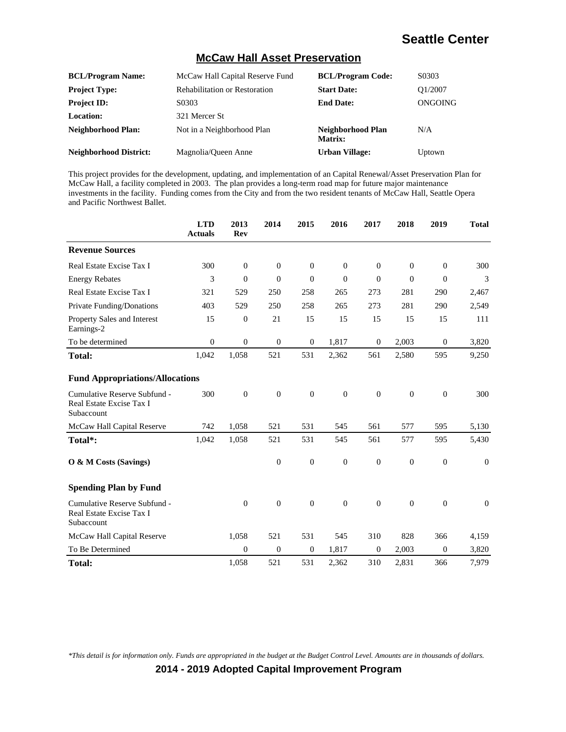# Seattle Center

## McCaw Hall Asset Preservation

| | | | |
|---|---|---|---|
| **BCL/Program Name:** | McCaw Hall Capital Reserve Fund | **BCL/Program Code:** | S0303 |
| **Project Type:** | Rehabilitation or Restoration | **Start Date:** | Q1/2007 |
| **Project ID:** | S0303 | **End Date:** | ONGOING |
| **Location:** | 321 Mercer St | | |
| **Neighborhood Plan:** | Not in a Neighborhood Plan | **Neighborhood Plan Matrix:** | N/A |
| **Neighborhood District:** | Magnolia/Queen Anne | **Urban Village:** | Uptown |

This project provides for the development, updating, and implementation of an Capital Renewal/Asset Preservation Plan for McCaw Hall, a facility completed in 2003. The plan provides a long-term road map for future major maintenance investments in the facility. Funding comes from the City and from the two resident tenants of McCaw Hall, Seattle Opera and Pacific Northwest Ballet.

| | LTD Actuals | 2013 Rev | 2014 | 2015 | 2016 | 2017 | 2018 | 2019 | Total |
|---|---|---|---|---|---|---|---|---|---|
| **Revenue Sources** | | | | | | | | | |
| Real Estate Excise Tax I | 300 | 0 | 0 | 0 | 0 | 0 | 0 | 0 | 300 |
| Energy Rebates | 3 | 0 | 0 | 0 | 0 | 0 | 0 | 0 | 3 |
| Real Estate Excise Tax I | 321 | 529 | 250 | 258 | 265 | 273 | 281 | 290 | 2,467 |
| Private Funding/Donations | 403 | 529 | 250 | 258 | 265 | 273 | 281 | 290 | 2,549 |
| Property Sales and Interest Earnings-2 | 15 | 0 | 21 | 15 | 15 | 15 | 15 | 15 | 111 |
| To be determined | 0 | 0 | 0 | 0 | 1,817 | 0 | 2,003 | 0 | 3,820 |
| **Total:** | 1,042 | 1,058 | 521 | 531 | 2,362 | 561 | 2,580 | 595 | 9,250 |
| **Fund Appropriations/Allocations** | | | | | | | | | |
| Cumulative Reserve Subfund - Real Estate Excise Tax I Subaccount | 300 | 0 | 0 | 0 | 0 | 0 | 0 | 0 | 300 |
| McCaw Hall Capital Reserve | 742 | 1,058 | 521 | 531 | 545 | 561 | 577 | 595 | 5,130 |
| **Total*:** | 1,042 | 1,058 | 521 | 531 | 545 | 561 | 577 | 595 | 5,430 |
| **O & M Costs (Savings)** | | | 0 | 0 | 0 | 0 | 0 | 0 | 0 |
| **Spending Plan by Fund** | | | | | | | | | |
| Cumulative Reserve Subfund - Real Estate Excise Tax I Subaccount | | 0 | 0 | 0 | 0 | 0 | 0 | 0 | 0 |
| McCaw Hall Capital Reserve | | 1,058 | 521 | 531 | 545 | 310 | 828 | 366 | 4,159 |
| To Be Determined | | 0 | 0 | 0 | 1,817 | 0 | 2,003 | 0 | 3,820 |
| **Total:** | | 1,058 | 521 | 531 | 2,362 | 310 | 2,831 | 366 | 7,979 |

*This detail is for information only. Funds are appropriated in the budget at the Budget Control Level. Amounts are in thousands of dollars.*

**2014 - 2019 Adopted Capital Improvement Program**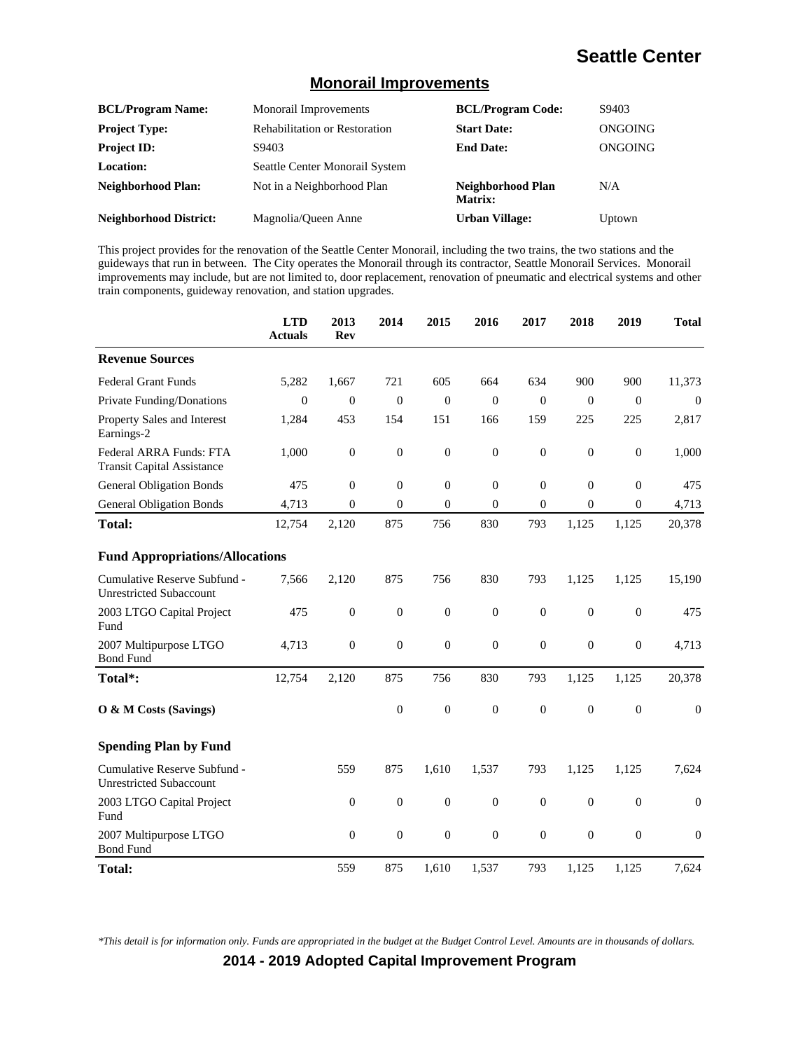## Monorail Improvements

| | | | |
|---|---|---|---|
| **BCL/Program Name:** | Monorail Improvements | **BCL/Program Code:** | S9403 |
| **Project Type:** | Rehabilitation or Restoration | **Start Date:** | ONGOING |
| **Project ID:** | S9403 | **End Date:** | ONGOING |
| **Location:** | Seattle Center Monorail System | | |
| **Neighborhood Plan:** | Not in a Neighborhood Plan | **Neighborhood Plan Matrix:** | N/A |
| **Neighborhood District:** | Magnolia/Queen Anne | **Urban Village:** | Uptown |

This project provides for the renovation of the Seattle Center Monorail, including the two trains, the two stations and the guideways that run in between. The City operates the Monorail through its contractor, Seattle Monorail Services. Monorail improvements may include, but are not limited to, door replacement, renovation of pneumatic and electrical systems and other train components, guideway renovation, and station upgrades.

| | LTD Actuals | 2013 Rev | 2014 | 2015 | 2016 | 2017 | 2018 | 2019 | Total |
|---|---|---|---|---|---|---|---|---|---|
| **Revenue Sources** | | | | | | | | | |
| Federal Grant Funds | 5,282 | 1,667 | 721 | 605 | 664 | 634 | 900 | 900 | 11,373 |
| Private Funding/Donations | 0 | 0 | 0 | 0 | 0 | 0 | 0 | 0 | 0 |
| Property Sales and Interest Earnings-2 | 1,284 | 453 | 154 | 151 | 166 | 159 | 225 | 225 | 2,817 |
| Federal ARRA Funds: FTA Transit Capital Assistance | 1,000 | 0 | 0 | 0 | 0 | 0 | 0 | 0 | 1,000 |
| General Obligation Bonds | 475 | 0 | 0 | 0 | 0 | 0 | 0 | 0 | 475 |
| General Obligation Bonds | 4,713 | 0 | 0 | 0 | 0 | 0 | 0 | 0 | 4,713 |
| **Total:** | 12,754 | 2,120 | 875 | 756 | 830 | 793 | 1,125 | 1,125 | 20,378 |
| **Fund Appropriations/Allocations** | | | | | | | | | |
| Cumulative Reserve Subfund - Unrestricted Subaccount | 7,566 | 2,120 | 875 | 756 | 830 | 793 | 1,125 | 1,125 | 15,190 |
| 2003 LTGO Capital Project Fund | 475 | 0 | 0 | 0 | 0 | 0 | 0 | 0 | 475 |
| 2007 Multipurpose LTGO Bond Fund | 4,713 | 0 | 0 | 0 | 0 | 0 | 0 | 0 | 4,713 |
| **Total*:** | 12,754 | 2,120 | 875 | 756 | 830 | 793 | 1,125 | 1,125 | 20,378 |
| **O & M Costs (Savings)** | | | 0 | 0 | 0 | 0 | 0 | 0 | 0 |
| **Spending Plan by Fund** | | | | | | | | | |
| Cumulative Reserve Subfund - Unrestricted Subaccount | | 559 | 875 | 1,610 | 1,537 | 793 | 1,125 | 1,125 | 7,624 |
| 2003 LTGO Capital Project Fund | | 0 | 0 | 0 | 0 | 0 | 0 | 0 | 0 |
| 2007 Multipurpose LTGO Bond Fund | | 0 | 0 | 0 | 0 | 0 | 0 | 0 | 0 |
| **Total:** | | 559 | 875 | 1,610 | 1,537 | 793 | 1,125 | 1,125 | 7,624 |

*This detail is for information only. Funds are appropriated in the budget at the Budget Control Level. Amounts are in thousands of dollars.*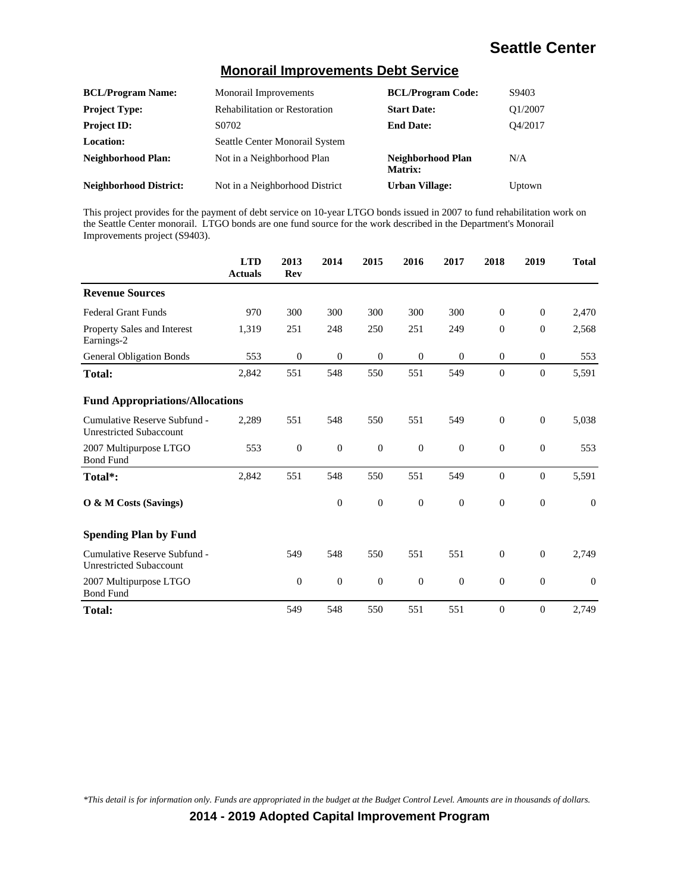# Seattle Center

## Monorail Improvements Debt Service

| | | | |
|---|---|---|---|
| **BCL/Program Name:** | Monorail Improvements | **BCL/Program Code:** | S9403 |
| **Project Type:** | Rehabilitation or Restoration | **Start Date:** | Q1/2007 |
| **Project ID:** | S0702 | **End Date:** | Q4/2017 |
| **Location:** | Seattle Center Monorail System | | |
| **Neighborhood Plan:** | Not in a Neighborhood Plan | **Neighborhood Plan Matrix:** | N/A |
| **Neighborhood District:** | Not in a Neighborhood District | **Urban Village:** | Uptown |

This project provides for the payment of debt service on 10-year LTGO bonds issued in 2007 to fund rehabilitation work on the Seattle Center monorail. LTGO bonds are one fund source for the work described in the Department's Monorail Improvements project (S9403).

| | LTD Actuals | 2013 Rev | 2014 | 2015 | 2016 | 2017 | 2018 | 2019 | Total |
|---|---|---|---|---|---|---|---|---|---|
| **Revenue Sources** | | | | | | | | | |
| Federal Grant Funds | 970 | 300 | 300 | 300 | 300 | 300 | 0 | 0 | 2,470 |
| Property Sales and Interest Earnings-2 | 1,319 | 251 | 248 | 250 | 251 | 249 | 0 | 0 | 2,568 |
| General Obligation Bonds | 553 | 0 | 0 | 0 | 0 | 0 | 0 | 0 | 553 |
| **Total:** | 2,842 | 551 | 548 | 550 | 551 | 549 | 0 | 0 | 5,591 |
| **Fund Appropriations/Allocations** | | | | | | | | | |
| Cumulative Reserve Subfund - Unrestricted Subaccount | 2,289 | 551 | 548 | 550 | 551 | 549 | 0 | 0 | 5,038 |
| 2007 Multipurpose LTGO Bond Fund | 553 | 0 | 0 | 0 | 0 | 0 | 0 | 0 | 553 |
| **Total*:** | 2,842 | 551 | 548 | 550 | 551 | 549 | 0 | 0 | 5,591 |
| **O & M Costs (Savings)** | | | 0 | 0 | 0 | 0 | 0 | 0 | 0 |
| **Spending Plan by Fund** | | | | | | | | | |
| Cumulative Reserve Subfund - Unrestricted Subaccount | | 549 | 548 | 550 | 551 | 551 | 0 | 0 | 2,749 |
| 2007 Multipurpose LTGO Bond Fund | | 0 | 0 | 0 | 0 | 0 | 0 | 0 | 0 |
| **Total:** | | 549 | 548 | 550 | 551 | 551 | 0 | 0 | 2,749 |

*\*This detail is for information only. Funds are appropriated in the budget at the Budget Control Level. Amounts are in thousands of dollars.*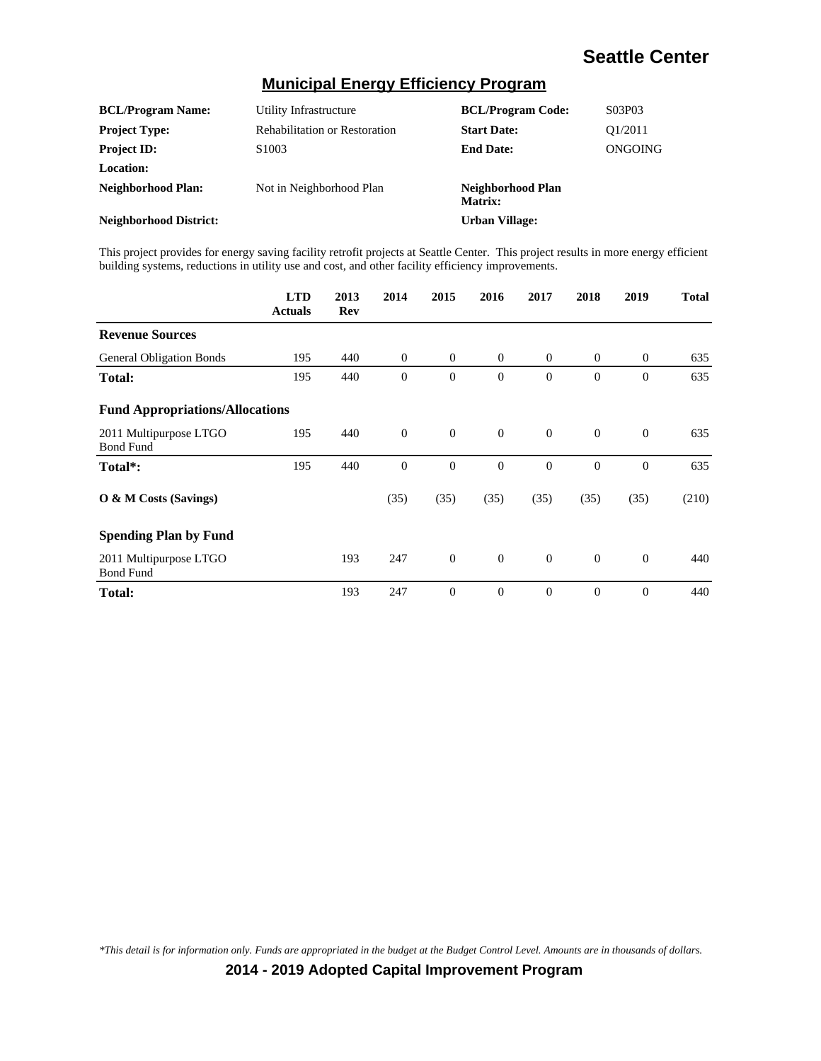## Municipal Energy Efficiency Program

| | | | |
|---|---|---|---|
| **BCL/Program Name:** | Utility Infrastructure | **BCL/Program Code:** | S03P03 |
| **Project Type:** | Rehabilitation or Restoration | **Start Date:** | Q1/2011 |
| **Project ID:** | S1003 | **End Date:** | ONGOING |
| **Location:** | | | |
| **Neighborhood Plan:** | Not in Neighborhood Plan | **Neighborhood Plan Matrix:** | |
| **Neighborhood District:** | | **Urban Village:** | |

This project provides for energy saving facility retrofit projects at Seattle Center. This project results in more energy efficient building systems, reductions in utility use and cost, and other facility efficiency improvements.

| | LTD Actuals | 2013 Rev | 2014 | 2015 | 2016 | 2017 | 2018 | 2019 | Total |
|---|---|---|---|---|---|---|---|---|---|
| **Revenue Sources** | | | | | | | | | |
| General Obligation Bonds | 195 | 440 | 0 | 0 | 0 | 0 | 0 | 0 | 635 |
| **Total:** | 195 | 440 | 0 | 0 | 0 | 0 | 0 | 0 | 635 |
| **Fund Appropriations/Allocations** | | | | | | | | | |
| 2011 Multipurpose LTGO Bond Fund | 195 | 440 | 0 | 0 | 0 | 0 | 0 | 0 | 635 |
| **Total*:** | 195 | 440 | 0 | 0 | 0 | 0 | 0 | 0 | 635 |
| **O & M Costs (Savings)** | | | (35) | (35) | (35) | (35) | (35) | (35) | (210) |
| **Spending Plan by Fund** | | | | | | | | | |
| 2011 Multipurpose LTGO Bond Fund | | 193 | 247 | 0 | 0 | 0 | 0 | 0 | 440 |
| **Total:** | | 193 | 247 | 0 | 0 | 0 | 0 | 0 | 440 |

*This detail is for information only. Funds are appropriated in the budget at the Budget Control Level. Amounts are in thousands of dollars.*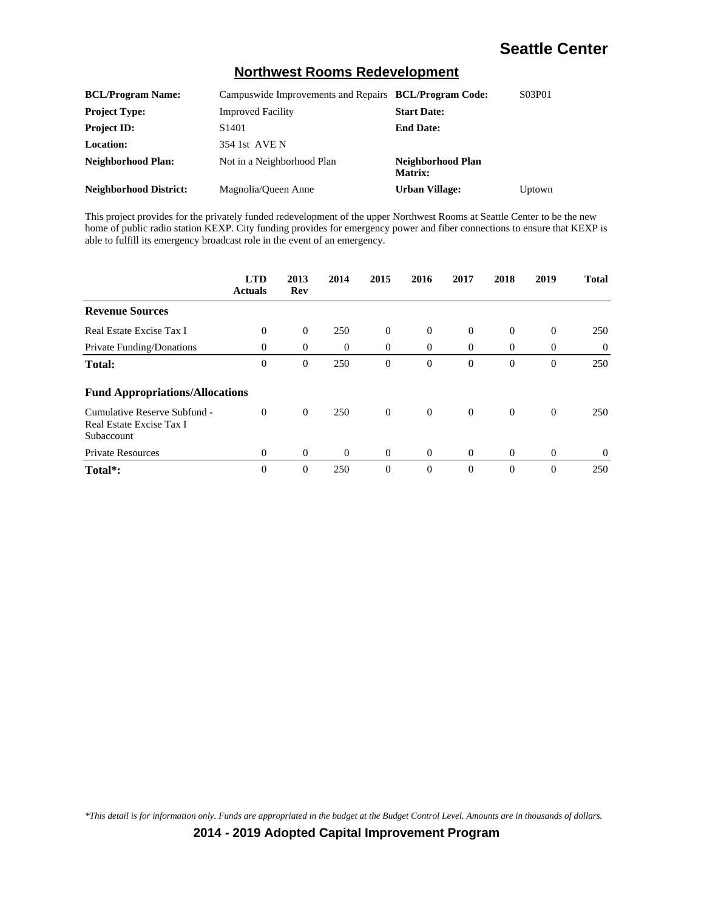# Northwest Rooms Redevelopment

| | | | |
|---|---|---|---|
| **BCL/Program Name:** | Campuswide Improvements and Repairs | **BCL/Program Code:** | S03P01 |
| **Project Type:** | Improved Facility | **Start Date:** | |
| **Project ID:** | S1401 | **End Date:** | |
| **Location:** | 354 1st AVE N | | |
| **Neighborhood Plan:** | Not in a Neighborhood Plan | **Neighborhood Plan Matrix:** | |
| **Neighborhood District:** | Magnolia/Queen Anne | **Urban Village:** | Uptown |

This project provides for the privately funded redevelopment of the upper Northwest Rooms at Seattle Center to be the new home of public radio station KEXP. City funding provides for emergency power and fiber connections to ensure that KEXP is able to fulfill its emergency broadcast role in the event of an emergency.

| | LTD Actuals | 2013 Rev | 2014 | 2015 | 2016 | 2017 | 2018 | 2019 | Total |
|---|---|---|---|---|---|---|---|---|---|
| **Revenue Sources** | | | | | | | | | |
| Real Estate Excise Tax I | 0 | 0 | 250 | 0 | 0 | 0 | 0 | 0 | 250 |
| Private Funding/Donations | 0 | 0 | 0 | 0 | 0 | 0 | 0 | 0 | 0 |
| **Total:** | 0 | 0 | 250 | 0 | 0 | 0 | 0 | 0 | 250 |
| **Fund Appropriations/Allocations** | | | | | | | | | |
| Cumulative Reserve Subfund - Real Estate Excise Tax I Subaccount | 0 | 0 | 250 | 0 | 0 | 0 | 0 | 0 | 250 |
| Private Resources | 0 | 0 | 0 | 0 | 0 | 0 | 0 | 0 | 0 |
| **Total*:** | 0 | 0 | 250 | 0 | 0 | 0 | 0 | 0 | 250 |

*\*This detail is for information only. Funds are appropriated in the budget at the Budget Control Level. Amounts are in thousands of dollars.*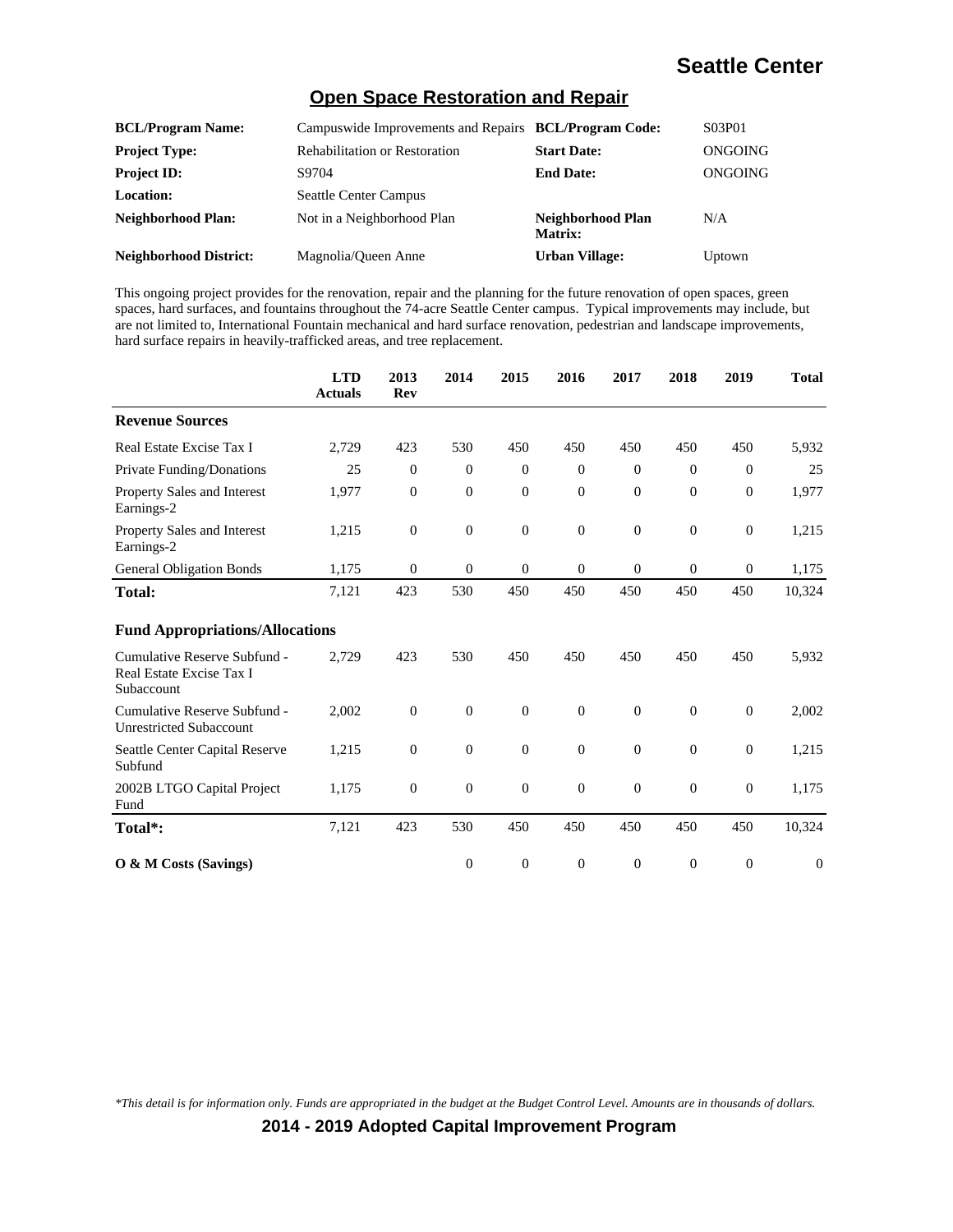# Seattle Center

## Open Space Restoration and Repair

| | | | |
|---|---|---|---|
| **BCL/Program Name:** | Campuswide Improvements and Repairs | **BCL/Program Code:** | S03P01 |
| **Project Type:** | Rehabilitation or Restoration | **Start Date:** | ONGOING |
| **Project ID:** | S9704 | **End Date:** | ONGOING |
| **Location:** | Seattle Center Campus | | |
| **Neighborhood Plan:** | Not in a Neighborhood Plan | **Neighborhood Plan Matrix:** | N/A |
| **Neighborhood District:** | Magnolia/Queen Anne | **Urban Village:** | Uptown |

This ongoing project provides for the renovation, repair and the planning for the future renovation of open spaces, green spaces, hard surfaces, and fountains throughout the 74-acre Seattle Center campus. Typical improvements may include, but are not limited to, International Fountain mechanical and hard surface renovation, pedestrian and landscape improvements, hard surface repairs in heavily-trafficked areas, and tree replacement.

| | LTD Actuals | 2013 Rev | 2014 | 2015 | 2016 | 2017 | 2018 | 2019 | Total |
|---|---|---|---|---|---|---|---|---|---|
| **Revenue Sources** | | | | | | | | | |
| Real Estate Excise Tax I | 2,729 | 423 | 530 | 450 | 450 | 450 | 450 | 450 | 5,932 |
| Private Funding/Donations | 25 | 0 | 0 | 0 | 0 | 0 | 0 | 0 | 25 |
| Property Sales and Interest Earnings-2 | 1,977 | 0 | 0 | 0 | 0 | 0 | 0 | 0 | 1,977 |
| Property Sales and Interest Earnings-2 | 1,215 | 0 | 0 | 0 | 0 | 0 | 0 | 0 | 1,215 |
| General Obligation Bonds | 1,175 | 0 | 0 | 0 | 0 | 0 | 0 | 0 | 1,175 |
| **Total:** | 7,121 | 423 | 530 | 450 | 450 | 450 | 450 | 450 | 10,324 |
| **Fund Appropriations/Allocations** | | | | | | | | | |
| Cumulative Reserve Subfund - Real Estate Excise Tax I Subaccount | 2,729 | 423 | 530 | 450 | 450 | 450 | 450 | 450 | 5,932 |
| Cumulative Reserve Subfund - Unrestricted Subaccount | 2,002 | 0 | 0 | 0 | 0 | 0 | 0 | 0 | 2,002 |
| Seattle Center Capital Reserve Subfund | 1,215 | 0 | 0 | 0 | 0 | 0 | 0 | 0 | 1,215 |
| 2002B LTGO Capital Project Fund | 1,175 | 0 | 0 | 0 | 0 | 0 | 0 | 0 | 1,175 |
| **Total*:** | 7,121 | 423 | 530 | 450 | 450 | 450 | 450 | 450 | 10,324 |
| **O & M Costs (Savings)** | | | 0 | 0 | 0 | 0 | 0 | 0 | 0 |

*\*This detail is for information only. Funds are appropriated in the budget at the Budget Control Level. Amounts are in thousands of dollars.*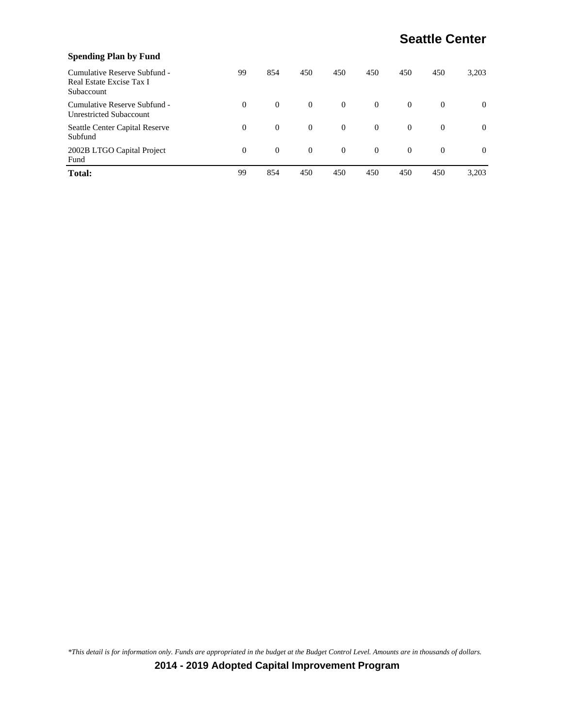**Spending Plan by Fund**

| | | | | | | | | |
|---|---|---|---|---|---|---|---|---|
| Cumulative Reserve Subfund - Real Estate Excise Tax I Subaccount | 99 | 854 | 450 | 450 | 450 | 450 | 450 | 3,203 |
| Cumulative Reserve Subfund - Unrestricted Subaccount | 0 | 0 | 0 | 0 | 0 | 0 | 0 | 0 |
| Seattle Center Capital Reserve Subfund | 0 | 0 | 0 | 0 | 0 | 0 | 0 | 0 |
| 2002B LTGO Capital Project Fund | 0 | 0 | 0 | 0 | 0 | 0 | 0 | 0 |
| **Total:** | 99 | 854 | 450 | 450 | 450 | 450 | 450 | 3,203 |

*\*This detail is for information only. Funds are appropriated in the budget at the Budget Control Level. Amounts are in thousands of dollars.*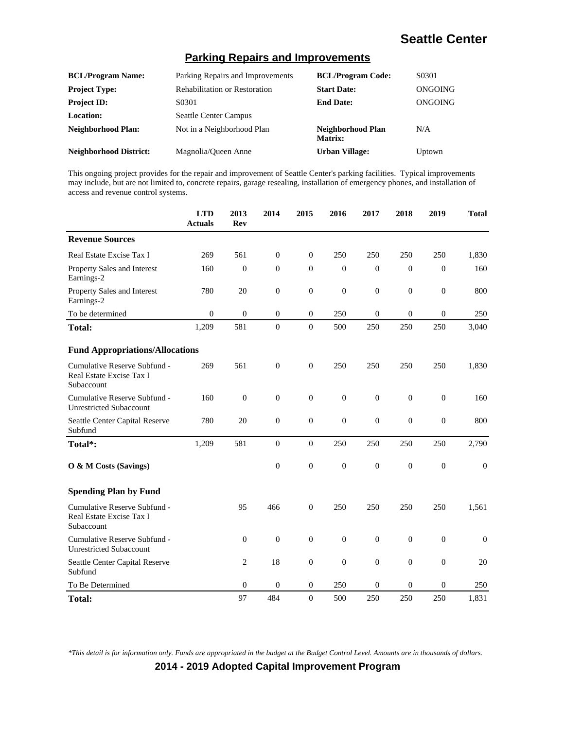# Seattle Center

## Parking Repairs and Improvements

| | | | |
|---|---|---|---|
| **BCL/Program Name:** | Parking Repairs and Improvements | **BCL/Program Code:** | S0301 |
| **Project Type:** | Rehabilitation or Restoration | **Start Date:** | ONGOING |
| **Project ID:** | S0301 | **End Date:** | ONGOING |
| **Location:** | Seattle Center Campus | | |
| **Neighborhood Plan:** | Not in a Neighborhood Plan | **Neighborhood Plan Matrix:** | N/A |
| **Neighborhood District:** | Magnolia/Queen Anne | **Urban Village:** | Uptown |

This ongoing project provides for the repair and improvement of Seattle Center's parking facilities. Typical improvements may include, but are not limited to, concrete repairs, garage resealing, installation of emergency phones, and installation of access and revenue control systems.

| | LTD Actuals | 2013 Rev | 2014 | 2015 | 2016 | 2017 | 2018 | 2019 | Total |
|---|---|---|---|---|---|---|---|---|---|
| **Revenue Sources** | | | | | | | | | |
| Real Estate Excise Tax I | 269 | 561 | 0 | 0 | 250 | 250 | 250 | 250 | 1,830 |
| Property Sales and Interest Earnings-2 | 160 | 0 | 0 | 0 | 0 | 0 | 0 | 0 | 160 |
| Property Sales and Interest Earnings-2 | 780 | 20 | 0 | 0 | 0 | 0 | 0 | 0 | 800 |
| To be determined | 0 | 0 | 0 | 0 | 250 | 0 | 0 | 0 | 250 |
| **Total:** | 1,209 | 581 | 0 | 0 | 500 | 250 | 250 | 250 | 3,040 |
| **Fund Appropriations/Allocations** | | | | | | | | | |
| Cumulative Reserve Subfund - Real Estate Excise Tax I Subaccount | 269 | 561 | 0 | 0 | 250 | 250 | 250 | 250 | 1,830 |
| Cumulative Reserve Subfund - Unrestricted Subaccount | 160 | 0 | 0 | 0 | 0 | 0 | 0 | 0 | 160 |
| Seattle Center Capital Reserve Subfund | 780 | 20 | 0 | 0 | 0 | 0 | 0 | 0 | 800 |
| **Total*:** | 1,209 | 581 | 0 | 0 | 250 | 250 | 250 | 250 | 2,790 |
| **O & M Costs (Savings)** | | | 0 | 0 | 0 | 0 | 0 | 0 | 0 |
| **Spending Plan by Fund** | | | | | | | | | |
| Cumulative Reserve Subfund - Real Estate Excise Tax I Subaccount | | 95 | 466 | 0 | 250 | 250 | 250 | 250 | 1,561 |
| Cumulative Reserve Subfund - Unrestricted Subaccount | | 0 | 0 | 0 | 0 | 0 | 0 | 0 | 0 |
| Seattle Center Capital Reserve Subfund | | 2 | 18 | 0 | 0 | 0 | 0 | 0 | 20 |
| To Be Determined | | 0 | 0 | 0 | 250 | 0 | 0 | 0 | 250 |
| **Total:** | | 97 | 484 | 0 | 500 | 250 | 250 | 250 | 1,831 |

*\*This detail is for information only. Funds are appropriated in the budget at the Budget Control Level. Amounts are in thousands of dollars.*

**2014 - 2019 Adopted Capital Improvement Program**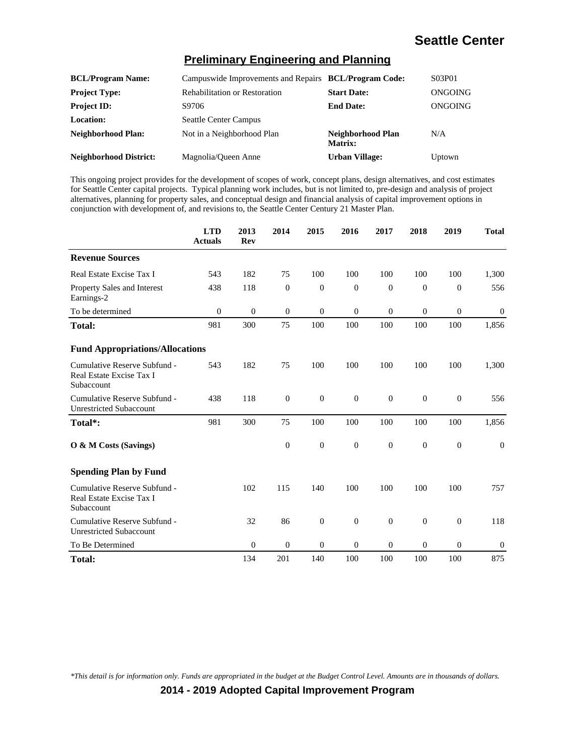## Preliminary Engineering and Planning

| | | | |
|---|---|---|---|
| **BCL/Program Name:** | Campuswide Improvements and Repairs | **BCL/Program Code:** | S03P01 |
| **Project Type:** | Rehabilitation or Restoration | **Start Date:** | ONGOING |
| **Project ID:** | S9706 | **End Date:** | ONGOING |
| **Location:** | Seattle Center Campus | | |
| **Neighborhood Plan:** | Not in a Neighborhood Plan | **Neighborhood Plan Matrix:** | N/A |
| **Neighborhood District:** | Magnolia/Queen Anne | **Urban Village:** | Uptown |

This ongoing project provides for the development of scopes of work, concept plans, design alternatives, and cost estimates for Seattle Center capital projects. Typical planning work includes, but is not limited to, pre-design and analysis of project alternatives, planning for property sales, and conceptual design and financial analysis of capital improvement options in conjunction with development of, and revisions to, the Seattle Center Century 21 Master Plan.

| | LTD Actuals | 2013 Rev | 2014 | 2015 | 2016 | 2017 | 2018 | 2019 | Total |
|---|---|---|---|---|---|---|---|---|---|
| **Revenue Sources** | | | | | | | | | |
| Real Estate Excise Tax I | 543 | 182 | 75 | 100 | 100 | 100 | 100 | 100 | 1,300 |
| Property Sales and Interest Earnings-2 | 438 | 118 | 0 | 0 | 0 | 0 | 0 | 0 | 556 |
| To be determined | 0 | 0 | 0 | 0 | 0 | 0 | 0 | 0 | 0 |
| **Total:** | 981 | 300 | 75 | 100 | 100 | 100 | 100 | 100 | 1,856 |
| **Fund Appropriations/Allocations** | | | | | | | | | |
| Cumulative Reserve Subfund - Real Estate Excise Tax I Subaccount | 543 | 182 | 75 | 100 | 100 | 100 | 100 | 100 | 1,300 |
| Cumulative Reserve Subfund - Unrestricted Subaccount | 438 | 118 | 0 | 0 | 0 | 0 | 0 | 0 | 556 |
| **Total*:** | 981 | 300 | 75 | 100 | 100 | 100 | 100 | 100 | 1,856 |
| **O & M Costs (Savings)** | | | 0 | 0 | 0 | 0 | 0 | 0 | 0 |
| **Spending Plan by Fund** | | | | | | | | | |
| Cumulative Reserve Subfund - Real Estate Excise Tax I Subaccount | | 102 | 115 | 140 | 100 | 100 | 100 | 100 | 757 |
| Cumulative Reserve Subfund - Unrestricted Subaccount | | 32 | 86 | 0 | 0 | 0 | 0 | 0 | 118 |
| To Be Determined | | 0 | 0 | 0 | 0 | 0 | 0 | 0 | 0 |
| **Total:** | | 134 | 201 | 140 | 100 | 100 | 100 | 100 | 875 |

*This detail is for information only. Funds are appropriated in the budget at the Budget Control Level. Amounts are in thousands of dollars.*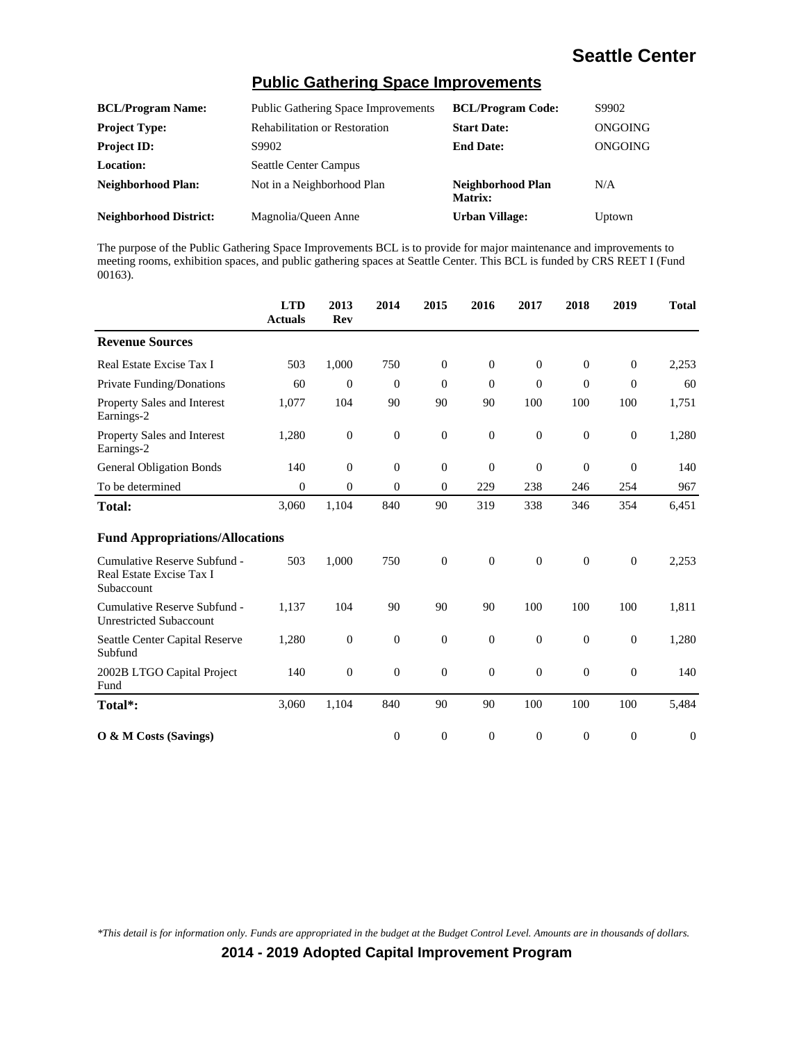# Seattle Center

## Public Gathering Space Improvements

| | | | |
|---|---|---|---|
| **BCL/Program Name:** | Public Gathering Space Improvements | **BCL/Program Code:** | S9902 |
| **Project Type:** | Rehabilitation or Restoration | **Start Date:** | ONGOING |
| **Project ID:** | S9902 | **End Date:** | ONGOING |
| **Location:** | Seattle Center Campus | | |
| **Neighborhood Plan:** | Not in a Neighborhood Plan | **Neighborhood Plan Matrix:** | N/A |
| **Neighborhood District:** | Magnolia/Queen Anne | **Urban Village:** | Uptown |

The purpose of the Public Gathering Space Improvements BCL is to provide for major maintenance and improvements to meeting rooms, exhibition spaces, and public gathering spaces at Seattle Center. This BCL is funded by CRS REET I (Fund 00163).

| | LTD Actuals | 2013 Rev | 2014 | 2015 | 2016 | 2017 | 2018 | 2019 | Total |
|---|---|---|---|---|---|---|---|---|---|
| **Revenue Sources** | | | | | | | | | |
| Real Estate Excise Tax I | 503 | 1,000 | 750 | 0 | 0 | 0 | 0 | 0 | 2,253 |
| Private Funding/Donations | 60 | 0 | 0 | 0 | 0 | 0 | 0 | 0 | 60 |
| Property Sales and Interest Earnings-2 | 1,077 | 104 | 90 | 90 | 90 | 100 | 100 | 100 | 1,751 |
| Property Sales and Interest Earnings-2 | 1,280 | 0 | 0 | 0 | 0 | 0 | 0 | 0 | 1,280 |
| General Obligation Bonds | 140 | 0 | 0 | 0 | 0 | 0 | 0 | 0 | 140 |
| To be determined | 0 | 0 | 0 | 0 | 229 | 238 | 246 | 254 | 967 |
| **Total:** | 3,060 | 1,104 | 840 | 90 | 319 | 338 | 346 | 354 | 6,451 |
| **Fund Appropriations/Allocations** | | | | | | | | | |
| Cumulative Reserve Subfund - Real Estate Excise Tax I Subaccount | 503 | 1,000 | 750 | 0 | 0 | 0 | 0 | 0 | 2,253 |
| Cumulative Reserve Subfund - Unrestricted Subaccount | 1,137 | 104 | 90 | 90 | 90 | 100 | 100 | 100 | 1,811 |
| Seattle Center Capital Reserve Subfund | 1,280 | 0 | 0 | 0 | 0 | 0 | 0 | 0 | 1,280 |
| 2002B LTGO Capital Project Fund | 140 | 0 | 0 | 0 | 0 | 0 | 0 | 0 | 140 |
| **Total*:** | 3,060 | 1,104 | 840 | 90 | 90 | 100 | 100 | 100 | 5,484 |
| **O & M Costs (Savings)** | | | 0 | 0 | 0 | 0 | 0 | 0 | 0 |

*This detail is for information only. Funds are appropriated in the budget at the Budget Control Level. Amounts are in thousands of dollars.*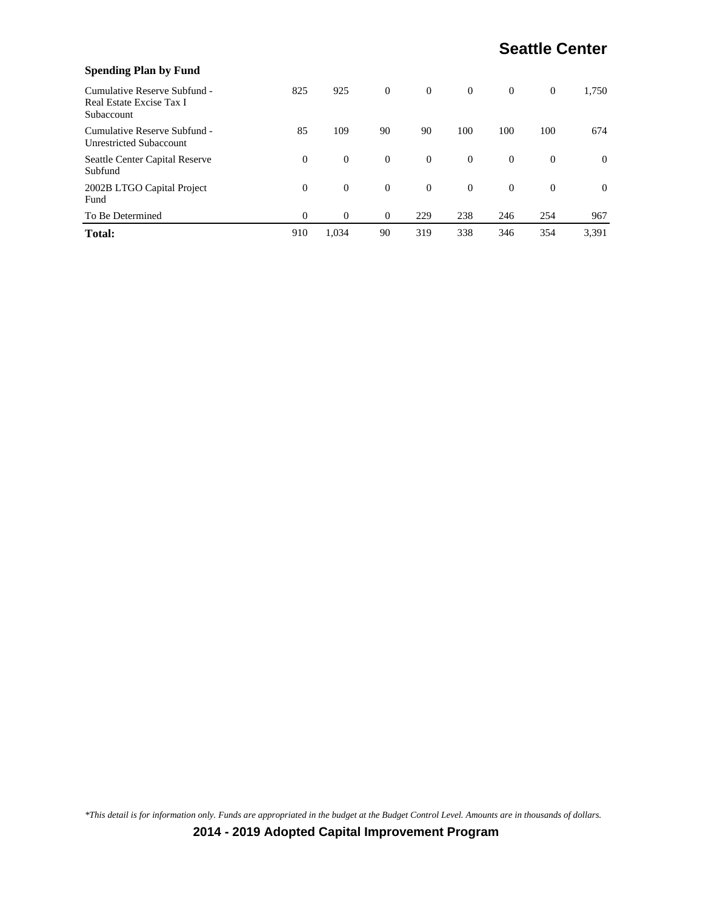### Spending Plan by Fund

| | | | | | | | | |
|---|---|---|---|---|---|---|---|---|
| Cumulative Reserve Subfund - Real Estate Excise Tax I Subaccount | 825 | 925 | 0 | 0 | 0 | 0 | 0 | 1,750 |
| Cumulative Reserve Subfund - Unrestricted Subaccount | 85 | 109 | 90 | 90 | 100 | 100 | 100 | 674 |
| Seattle Center Capital Reserve Subfund | 0 | 0 | 0 | 0 | 0 | 0 | 0 | 0 |
| 2002B LTGO Capital Project Fund | 0 | 0 | 0 | 0 | 0 | 0 | 0 | 0 |
| To Be Determined | 0 | 0 | 0 | 229 | 238 | 246 | 254 | 967 |
| **Total:** | 910 | 1,034 | 90 | 319 | 338 | 346 | 354 | 3,391 |

*\*This detail is for information only. Funds are appropriated in the budget at the Budget Control Level. Amounts are in thousands of dollars.*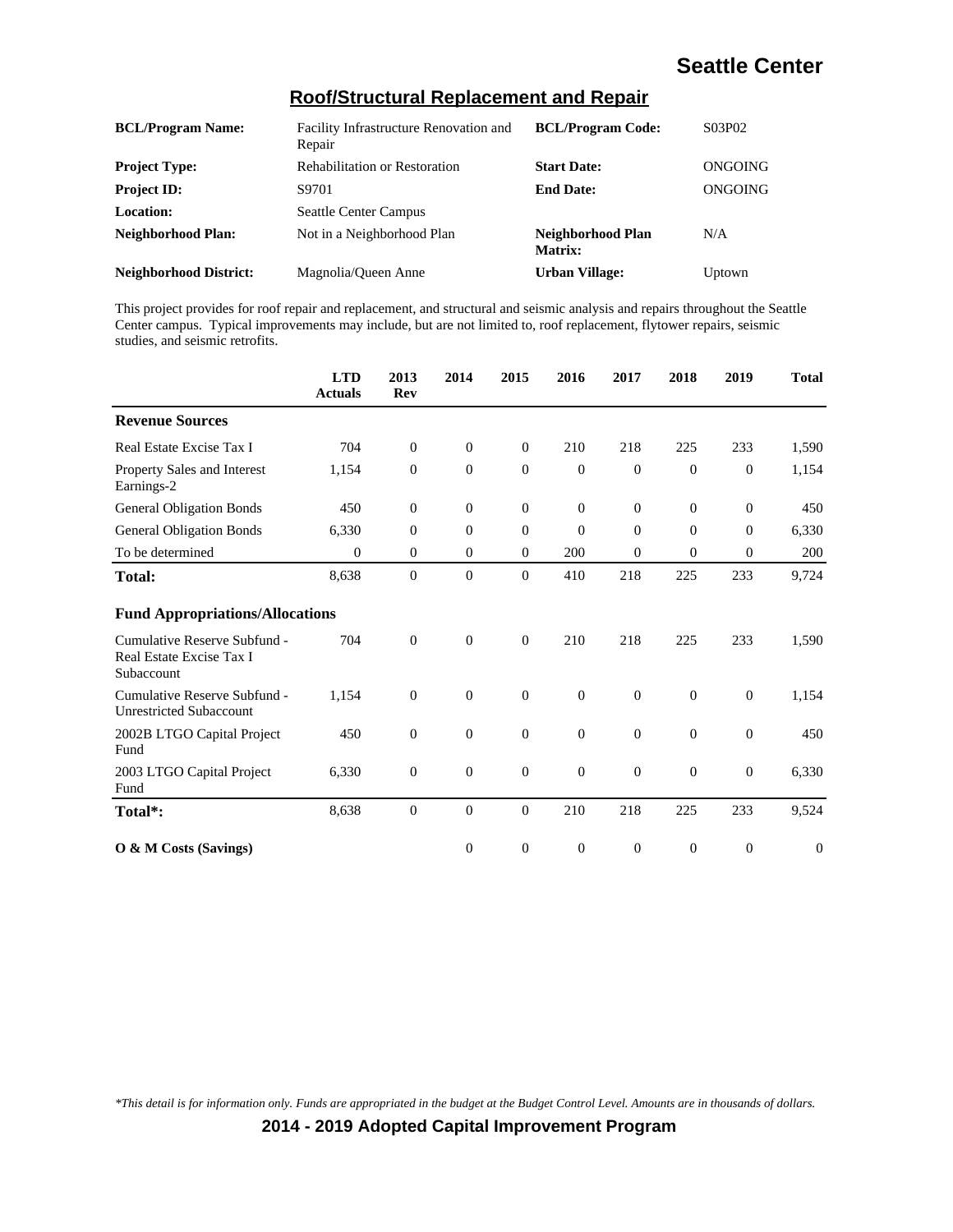# Seattle Center

## Roof/Structural Replacement and Repair

| | | | |
|---|---|---|---|
| **BCL/Program Name:** | Facility Infrastructure Renovation and Repair | **BCL/Program Code:** | S03P02 |
| **Project Type:** | Rehabilitation or Restoration | **Start Date:** | ONGOING |
| **Project ID:** | S9701 | **End Date:** | ONGOING |
| **Location:** | Seattle Center Campus | | |
| **Neighborhood Plan:** | Not in a Neighborhood Plan | **Neighborhood Plan Matrix:** | N/A |
| **Neighborhood District:** | Magnolia/Queen Anne | **Urban Village:** | Uptown |

This project provides for roof repair and replacement, and structural and seismic analysis and repairs throughout the Seattle Center campus. Typical improvements may include, but are not limited to, roof replacement, flytower repairs, seismic studies, and seismic retrofits.

| | LTD Actuals | 2013 Rev | 2014 | 2015 | 2016 | 2017 | 2018 | 2019 | Total |
|---|---|---|---|---|---|---|---|---|---|
| **Revenue Sources** | | | | | | | | | |
| Real Estate Excise Tax I | 704 | 0 | 0 | 0 | 210 | 218 | 225 | 233 | 1,590 |
| Property Sales and Interest Earnings-2 | 1,154 | 0 | 0 | 0 | 0 | 0 | 0 | 0 | 1,154 |
| General Obligation Bonds | 450 | 0 | 0 | 0 | 0 | 0 | 0 | 0 | 450 |
| General Obligation Bonds | 6,330 | 0 | 0 | 0 | 0 | 0 | 0 | 0 | 6,330 |
| To be determined | 0 | 0 | 0 | 0 | 200 | 0 | 0 | 0 | 200 |
| **Total:** | 8,638 | 0 | 0 | 0 | 410 | 218 | 225 | 233 | 9,724 |
| **Fund Appropriations/Allocations** | | | | | | | | | |
| Cumulative Reserve Subfund - Real Estate Excise Tax I Subaccount | 704 | 0 | 0 | 0 | 210 | 218 | 225 | 233 | 1,590 |
| Cumulative Reserve Subfund - Unrestricted Subaccount | 1,154 | 0 | 0 | 0 | 0 | 0 | 0 | 0 | 1,154 |
| 2002B LTGO Capital Project Fund | 450 | 0 | 0 | 0 | 0 | 0 | 0 | 0 | 450 |
| 2003 LTGO Capital Project Fund | 6,330 | 0 | 0 | 0 | 0 | 0 | 0 | 0 | 6,330 |
| **Total*:** | 8,638 | 0 | 0 | 0 | 210 | 218 | 225 | 233 | 9,524 |
| **O & M Costs (Savings)** | | | 0 | 0 | 0 | 0 | 0 | 0 | 0 |

*\*This detail is for information only. Funds are appropriated in the budget at the Budget Control Level. Amounts are in thousands of dollars.*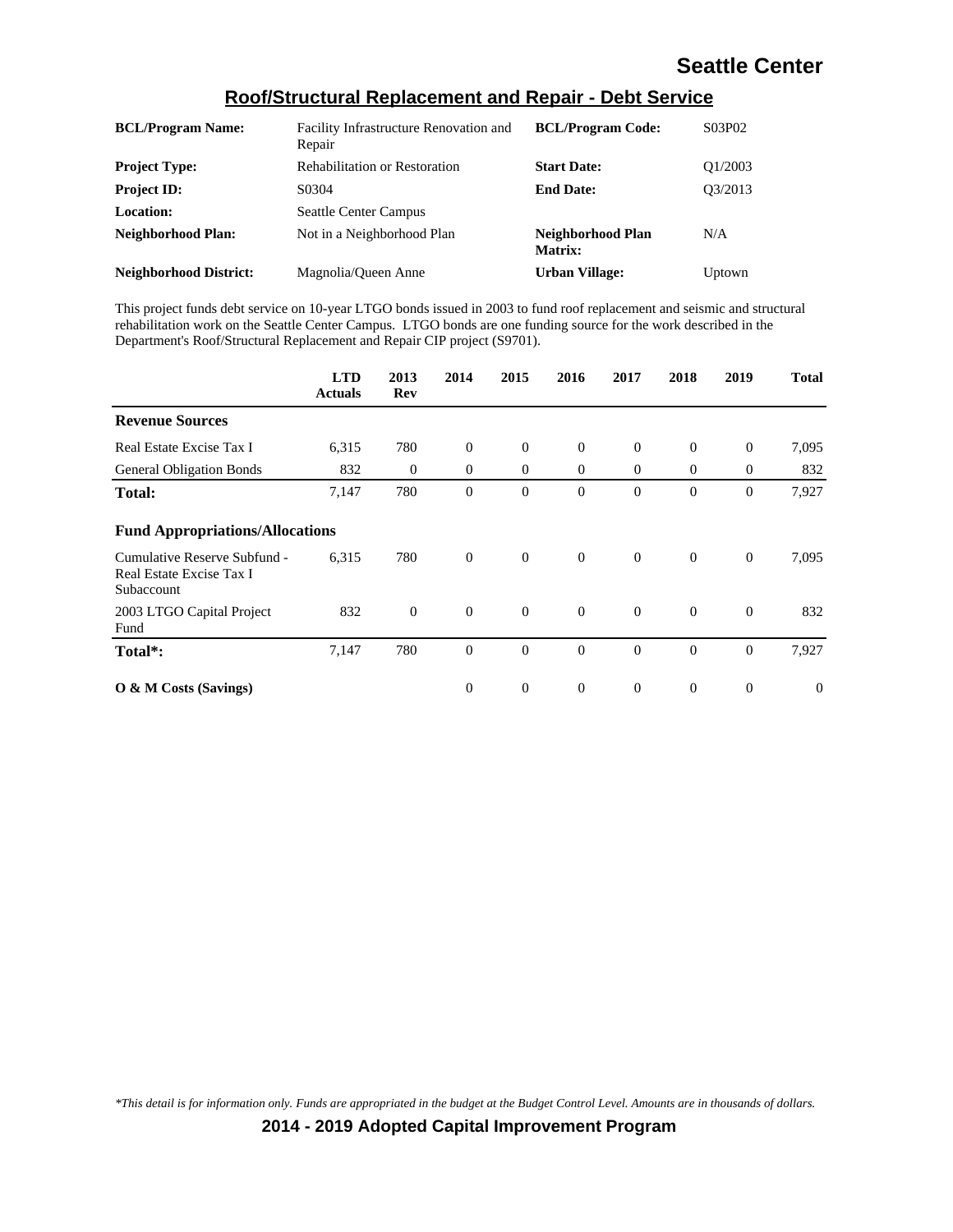# Seattle Center

## Roof/Structural Replacement and Repair - Debt Service

| | | | |
|---|---|---|---|
| **BCL/Program Name:** | Facility Infrastructure Renovation and Repair | **BCL/Program Code:** | S03P02 |
| **Project Type:** | Rehabilitation or Restoration | **Start Date:** | Q1/2003 |
| **Project ID:** | S0304 | **End Date:** | Q3/2013 |
| **Location:** | Seattle Center Campus | | |
| **Neighborhood Plan:** | Not in a Neighborhood Plan | **Neighborhood Plan Matrix:** | N/A |
| **Neighborhood District:** | Magnolia/Queen Anne | **Urban Village:** | Uptown |

This project funds debt service on 10-year LTGO bonds issued in 2003 to fund roof replacement and seismic and structural rehabilitation work on the Seattle Center Campus. LTGO bonds are one funding source for the work described in the Department's Roof/Structural Replacement and Repair CIP project (S9701).

| | LTD Actuals | 2013 Rev | 2014 | 2015 | 2016 | 2017 | 2018 | 2019 | Total |
|---|---|---|---|---|---|---|---|---|---|
| **Revenue Sources** | | | | | | | | | |
| Real Estate Excise Tax I | 6,315 | 780 | 0 | 0 | 0 | 0 | 0 | 0 | 7,095 |
| General Obligation Bonds | 832 | 0 | 0 | 0 | 0 | 0 | 0 | 0 | 832 |
| **Total:** | 7,147 | 780 | 0 | 0 | 0 | 0 | 0 | 0 | 7,927 |
| **Fund Appropriations/Allocations** | | | | | | | | | |
| Cumulative Reserve Subfund - Real Estate Excise Tax I Subaccount | 6,315 | 780 | 0 | 0 | 0 | 0 | 0 | 0 | 7,095 |
| 2003 LTGO Capital Project Fund | 832 | 0 | 0 | 0 | 0 | 0 | 0 | 0 | 832 |
| **Total*:** | 7,147 | 780 | 0 | 0 | 0 | 0 | 0 | 0 | 7,927 |
| **O & M Costs (Savings)** | | | 0 | 0 | 0 | 0 | 0 | 0 | 0 |

*\*This detail is for information only. Funds are appropriated in the budget at the Budget Control Level. Amounts are in thousands of dollars.*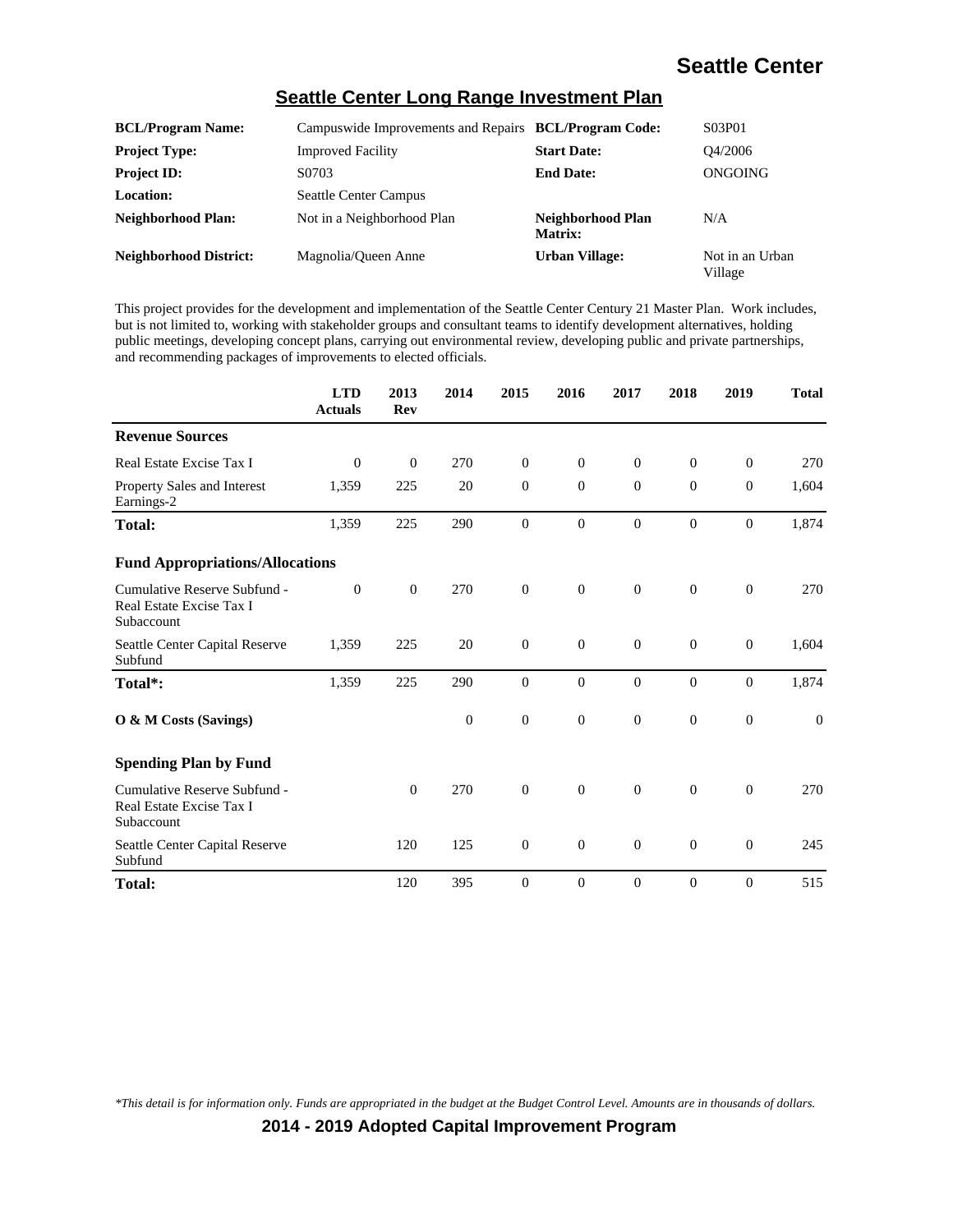## Seattle Center Long Range Investment Plan

| | | | |
|---|---|---|---|
| **BCL/Program Name:** | Campuswide Improvements and Repairs | **BCL/Program Code:** | S03P01 |
| **Project Type:** | Improved Facility | **Start Date:** | Q4/2006 |
| **Project ID:** | S0703 | **End Date:** | ONGOING |
| **Location:** | Seattle Center Campus | | |
| **Neighborhood Plan:** | Not in a Neighborhood Plan | **Neighborhood Plan Matrix:** | N/A |
| **Neighborhood District:** | Magnolia/Queen Anne | **Urban Village:** | Not in an Urban Village |

This project provides for the development and implementation of the Seattle Center Century 21 Master Plan. Work includes, but is not limited to, working with stakeholder groups and consultant teams to identify development alternatives, holding public meetings, developing concept plans, carrying out environmental review, developing public and private partnerships, and recommending packages of improvements to elected officials.

| | LTD Actuals | 2013 Rev | 2014 | 2015 | 2016 | 2017 | 2018 | 2019 | Total |
|---|---|---|---|---|---|---|---|---|---|
| **Revenue Sources** | | | | | | | | | |
| Real Estate Excise Tax I | 0 | 0 | 270 | 0 | 0 | 0 | 0 | 0 | 270 |
| Property Sales and Interest Earnings-2 | 1,359 | 225 | 20 | 0 | 0 | 0 | 0 | 0 | 1,604 |
| **Total:** | 1,359 | 225 | 290 | 0 | 0 | 0 | 0 | 0 | 1,874 |
| **Fund Appropriations/Allocations** | | | | | | | | | |
| Cumulative Reserve Subfund - Real Estate Excise Tax I Subaccount | 0 | 0 | 270 | 0 | 0 | 0 | 0 | 0 | 270 |
| Seattle Center Capital Reserve Subfund | 1,359 | 225 | 20 | 0 | 0 | 0 | 0 | 0 | 1,604 |
| **Total*:** | 1,359 | 225 | 290 | 0 | 0 | 0 | 0 | 0 | 1,874 |
| **O & M Costs (Savings)** | | | 0 | 0 | 0 | 0 | 0 | 0 | 0 |
| **Spending Plan by Fund** | | | | | | | | | |
| Cumulative Reserve Subfund - Real Estate Excise Tax I Subaccount | | 0 | 270 | 0 | 0 | 0 | 0 | 0 | 270 |
| Seattle Center Capital Reserve Subfund | | 120 | 125 | 0 | 0 | 0 | 0 | 0 | 245 |
| **Total:** | | 120 | 395 | 0 | 0 | 0 | 0 | 0 | 515 |

*This detail is for information only. Funds are appropriated in the budget at the Budget Control Level. Amounts are in thousands of dollars.*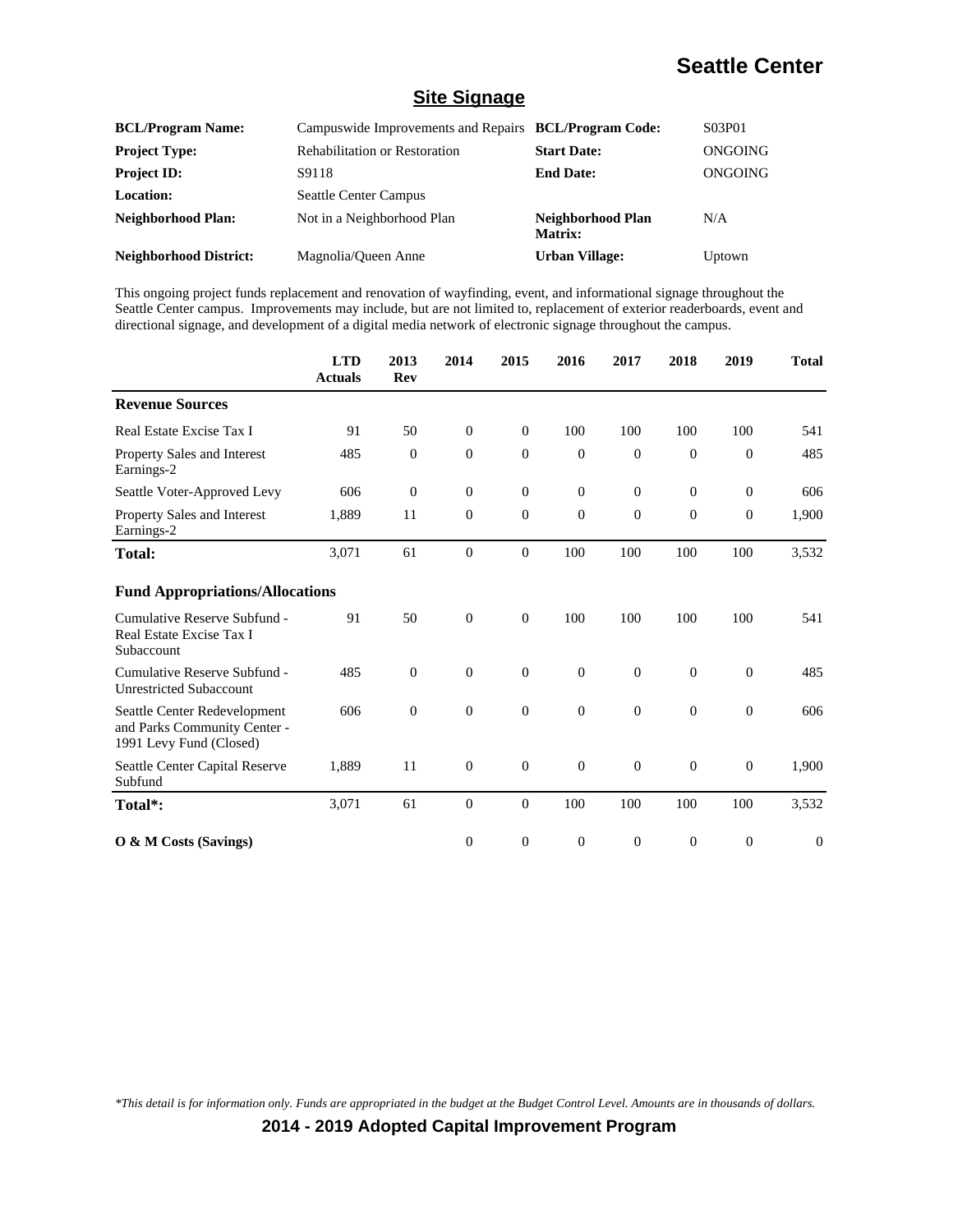# Seattle Center

## Site Signage

| | | | |
|---|---|---|---|
| **BCL/Program Name:** | Campuswide Improvements and Repairs | **BCL/Program Code:** | S03P01 |
| **Project Type:** | Rehabilitation or Restoration | **Start Date:** | ONGOING |
| **Project ID:** | S9118 | **End Date:** | ONGOING |
| **Location:** | Seattle Center Campus | | |
| **Neighborhood Plan:** | Not in a Neighborhood Plan | **Neighborhood Plan Matrix:** | N/A |
| **Neighborhood District:** | Magnolia/Queen Anne | **Urban Village:** | Uptown |

This ongoing project funds replacement and renovation of wayfinding, event, and informational signage throughout the Seattle Center campus. Improvements may include, but are not limited to, replacement of exterior readerboards, event and directional signage, and development of a digital media network of electronic signage throughout the campus.

| | LTD Actuals | 2013 Rev | 2014 | 2015 | 2016 | 2017 | 2018 | 2019 | Total |
|---|---|---|---|---|---|---|---|---|---|
| **Revenue Sources** | | | | | | | | | |
| Real Estate Excise Tax I | 91 | 50 | 0 | 0 | 100 | 100 | 100 | 100 | 541 |
| Property Sales and Interest Earnings-2 | 485 | 0 | 0 | 0 | 0 | 0 | 0 | 0 | 485 |
| Seattle Voter-Approved Levy | 606 | 0 | 0 | 0 | 0 | 0 | 0 | 0 | 606 |
| Property Sales and Interest Earnings-2 | 1,889 | 11 | 0 | 0 | 0 | 0 | 0 | 0 | 1,900 |
| **Total:** | 3,071 | 61 | 0 | 0 | 100 | 100 | 100 | 100 | 3,532 |
| **Fund Appropriations/Allocations** | | | | | | | | | |
| Cumulative Reserve Subfund - Real Estate Excise Tax I Subaccount | 91 | 50 | 0 | 0 | 100 | 100 | 100 | 100 | 541 |
| Cumulative Reserve Subfund - Unrestricted Subaccount | 485 | 0 | 0 | 0 | 0 | 0 | 0 | 0 | 485 |
| Seattle Center Redevelopment and Parks Community Center - 1991 Levy Fund (Closed) | 606 | 0 | 0 | 0 | 0 | 0 | 0 | 0 | 606 |
| Seattle Center Capital Reserve Subfund | 1,889 | 11 | 0 | 0 | 0 | 0 | 0 | 0 | 1,900 |
| **Total*:** | 3,071 | 61 | 0 | 0 | 100 | 100 | 100 | 100 | 3,532 |
| **O & M Costs (Savings)** | | | 0 | 0 | 0 | 0 | 0 | 0 | 0 |

*\*This detail is for information only. Funds are appropriated in the budget at the Budget Control Level. Amounts are in thousands of dollars.*

**2014 - 2019 Adopted Capital Improvement Program**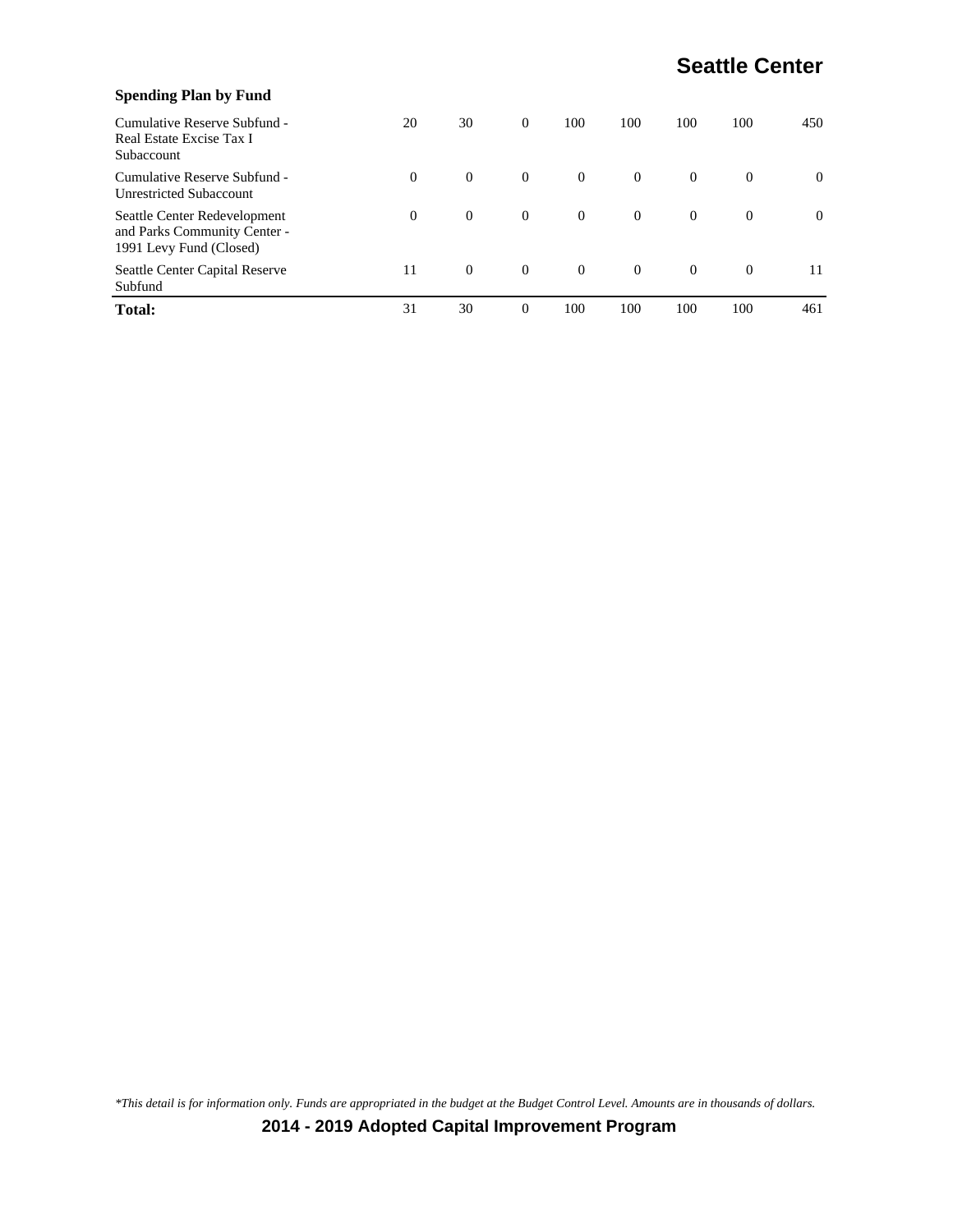### Spending Plan by Fund

| | | | | | | | | |
|---|---|---|---|---|---|---|---|---|
| Cumulative Reserve Subfund - Real Estate Excise Tax I Subaccount | 20 | 30 | 0 | 100 | 100 | 100 | 100 | 450 |
| Cumulative Reserve Subfund - Unrestricted Subaccount | 0 | 0 | 0 | 0 | 0 | 0 | 0 | 0 |
| Seattle Center Redevelopment and Parks Community Center - 1991 Levy Fund (Closed) | 0 | 0 | 0 | 0 | 0 | 0 | 0 | 0 |
| Seattle Center Capital Reserve Subfund | 11 | 0 | 0 | 0 | 0 | 0 | 0 | 11 |
| **Total:** | 31 | 30 | 0 | 100 | 100 | 100 | 100 | 461 |

*\*This detail is for information only. Funds are appropriated in the budget at the Budget Control Level. Amounts are in thousands of dollars.*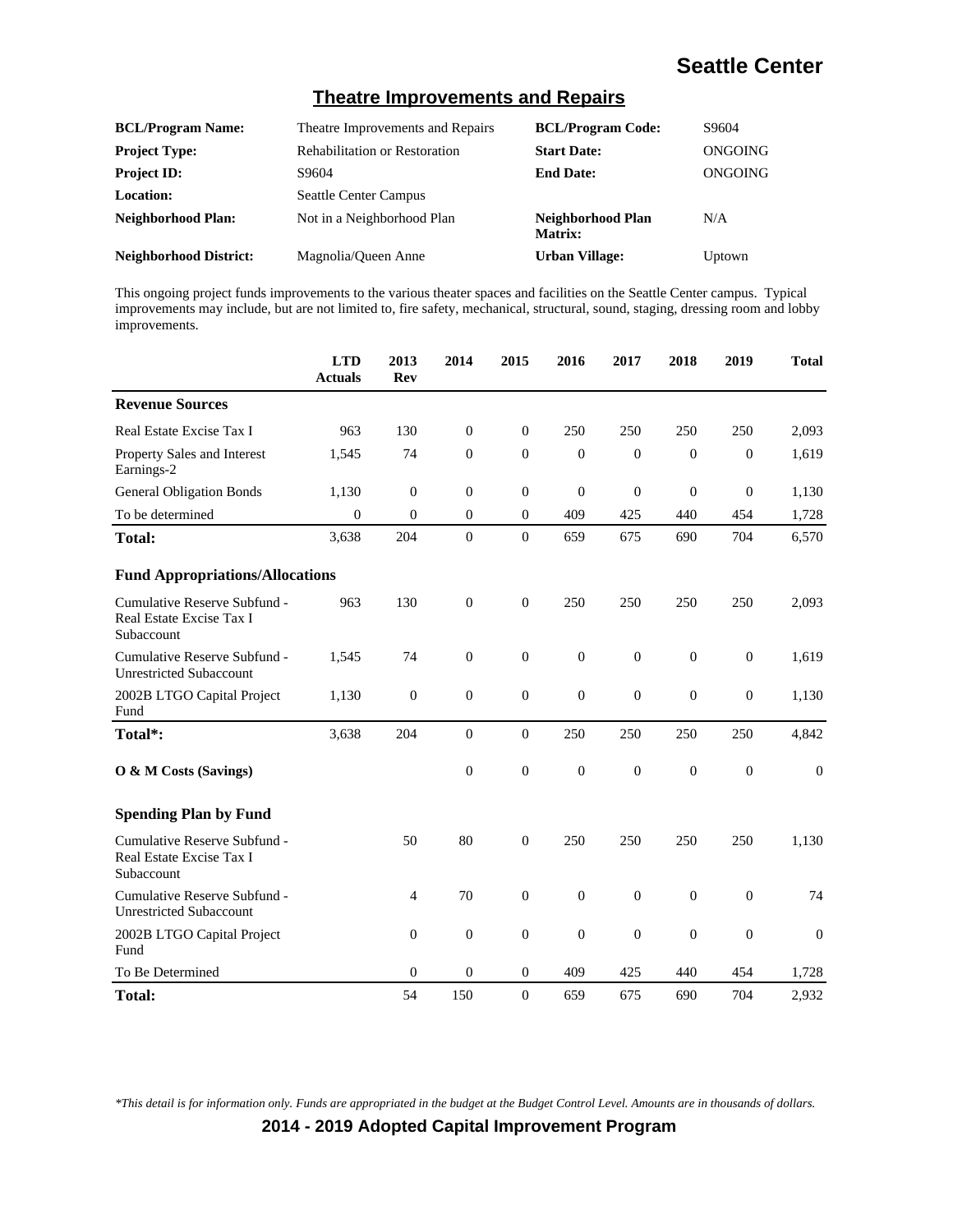# Seattle Center

## Theatre Improvements and Repairs

| | | | |
|---|---|---|---|
| **BCL/Program Name:** | Theatre Improvements and Repairs | **BCL/Program Code:** | S9604 |
| **Project Type:** | Rehabilitation or Restoration | **Start Date:** | ONGOING |
| **Project ID:** | S9604 | **End Date:** | ONGOING |
| **Location:** | Seattle Center Campus | | |
| **Neighborhood Plan:** | Not in a Neighborhood Plan | **Neighborhood Plan Matrix:** | N/A |
| **Neighborhood District:** | Magnolia/Queen Anne | **Urban Village:** | Uptown |

This ongoing project funds improvements to the various theater spaces and facilities on the Seattle Center campus. Typical improvements may include, but are not limited to, fire safety, mechanical, structural, sound, staging, dressing room and lobby improvements.

| | LTD Actuals | 2013 Rev | 2014 | 2015 | 2016 | 2017 | 2018 | 2019 | Total |
|---|---|---|---|---|---|---|---|---|---|
| **Revenue Sources** | | | | | | | | | |
| Real Estate Excise Tax I | 963 | 130 | 0 | 0 | 250 | 250 | 250 | 250 | 2,093 |
| Property Sales and Interest Earnings-2 | 1,545 | 74 | 0 | 0 | 0 | 0 | 0 | 0 | 1,619 |
| General Obligation Bonds | 1,130 | 0 | 0 | 0 | 0 | 0 | 0 | 0 | 1,130 |
| To be determined | 0 | 0 | 0 | 0 | 409 | 425 | 440 | 454 | 1,728 |
| **Total:** | 3,638 | 204 | 0 | 0 | 659 | 675 | 690 | 704 | 6,570 |
| **Fund Appropriations/Allocations** | | | | | | | | | |
| Cumulative Reserve Subfund - Real Estate Excise Tax I Subaccount | 963 | 130 | 0 | 0 | 250 | 250 | 250 | 250 | 2,093 |
| Cumulative Reserve Subfund - Unrestricted Subaccount | 1,545 | 74 | 0 | 0 | 0 | 0 | 0 | 0 | 1,619 |
| 2002B LTGO Capital Project Fund | 1,130 | 0 | 0 | 0 | 0 | 0 | 0 | 0 | 1,130 |
| **Total*:** | 3,638 | 204 | 0 | 0 | 250 | 250 | 250 | 250 | 4,842 |
| **O & M Costs (Savings)** | | | 0 | 0 | 0 | 0 | 0 | 0 | 0 |
| **Spending Plan by Fund** | | | | | | | | | |
| Cumulative Reserve Subfund - Real Estate Excise Tax I Subaccount | | 50 | 80 | 0 | 250 | 250 | 250 | 250 | 1,130 |
| Cumulative Reserve Subfund - Unrestricted Subaccount | | 4 | 70 | 0 | 0 | 0 | 0 | 0 | 74 |
| 2002B LTGO Capital Project Fund | | 0 | 0 | 0 | 0 | 0 | 0 | 0 | 0 |
| To Be Determined | | 0 | 0 | 0 | 409 | 425 | 440 | 454 | 1,728 |
| **Total:** | | 54 | 150 | 0 | 659 | 675 | 690 | 704 | 2,932 |

*This detail is for information only. Funds are appropriated in the budget at the Budget Control Level. Amounts are in thousands of dollars.*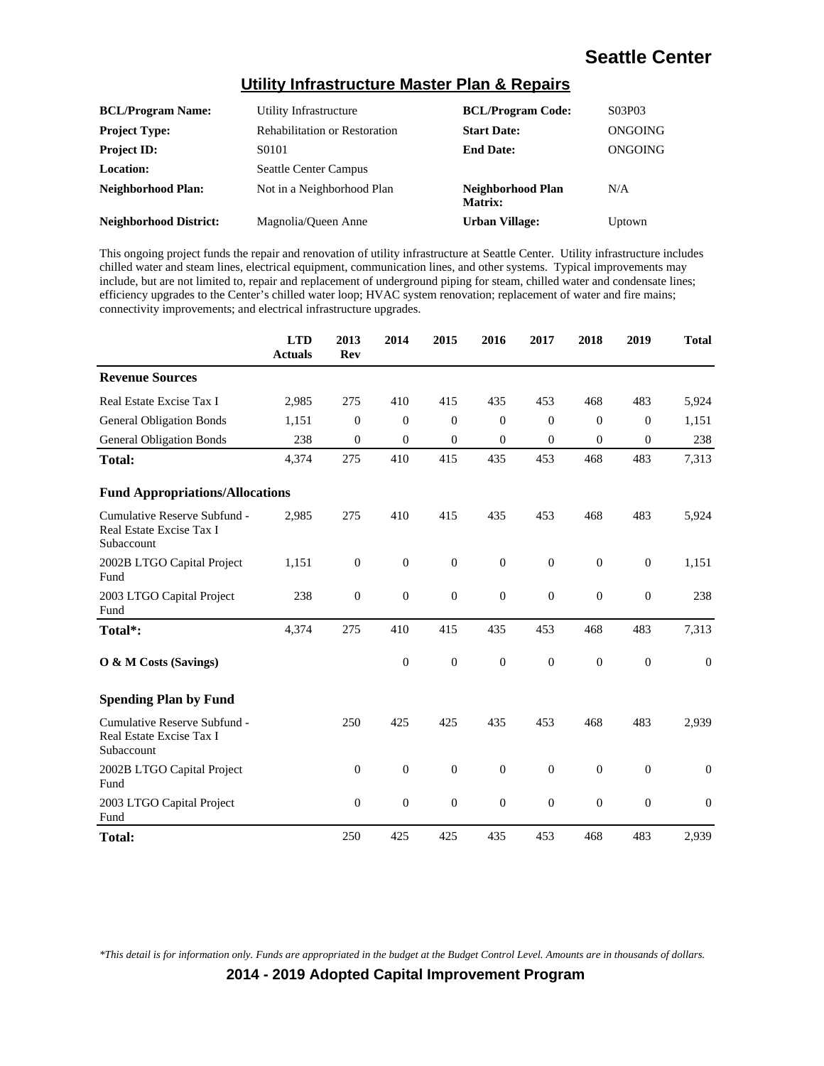## Utility Infrastructure Master Plan & Repairs

| | | | |
|---|---|---|---|
| **BCL/Program Name:** | Utility Infrastructure | **BCL/Program Code:** | S03P03 |
| **Project Type:** | Rehabilitation or Restoration | **Start Date:** | ONGOING |
| **Project ID:** | S0101 | **End Date:** | ONGOING |
| **Location:** | Seattle Center Campus | | |
| **Neighborhood Plan:** | Not in a Neighborhood Plan | **Neighborhood Plan Matrix:** | N/A |
| **Neighborhood District:** | Magnolia/Queen Anne | **Urban Village:** | Uptown |

This ongoing project funds the repair and renovation of utility infrastructure at Seattle Center. Utility infrastructure includes chilled water and steam lines, electrical equipment, communication lines, and other systems. Typical improvements may include, but are not limited to, repair and replacement of underground piping for steam, chilled water and condensate lines; efficiency upgrades to the Center's chilled water loop; HVAC system renovation; replacement of water and fire mains; connectivity improvements; and electrical infrastructure upgrades.

| | LTD Actuals | 2013 Rev | 2014 | 2015 | 2016 | 2017 | 2018 | 2019 | Total |
|---|---|---|---|---|---|---|---|---|---|
| **Revenue Sources** | | | | | | | | | |
| Real Estate Excise Tax I | 2,985 | 275 | 410 | 415 | 435 | 453 | 468 | 483 | 5,924 |
| General Obligation Bonds | 1,151 | 0 | 0 | 0 | 0 | 0 | 0 | 0 | 1,151 |
| General Obligation Bonds | 238 | 0 | 0 | 0 | 0 | 0 | 0 | 0 | 238 |
| **Total:** | 4,374 | 275 | 410 | 415 | 435 | 453 | 468 | 483 | 7,313 |
| **Fund Appropriations/Allocations** | | | | | | | | | |
| Cumulative Reserve Subfund - Real Estate Excise Tax I Subaccount | 2,985 | 275 | 410 | 415 | 435 | 453 | 468 | 483 | 5,924 |
| 2002B LTGO Capital Project Fund | 1,151 | 0 | 0 | 0 | 0 | 0 | 0 | 0 | 1,151 |
| 2003 LTGO Capital Project Fund | 238 | 0 | 0 | 0 | 0 | 0 | 0 | 0 | 238 |
| **Total*:** | 4,374 | 275 | 410 | 415 | 435 | 453 | 468 | 483 | 7,313 |
| **O & M Costs (Savings)** | | | 0 | 0 | 0 | 0 | 0 | 0 | 0 |
| **Spending Plan by Fund** | | | | | | | | | |
| Cumulative Reserve Subfund - Real Estate Excise Tax I Subaccount | | 250 | 425 | 425 | 435 | 453 | 468 | 483 | 2,939 |
| 2002B LTGO Capital Project Fund | | 0 | 0 | 0 | 0 | 0 | 0 | 0 | 0 |
| 2003 LTGO Capital Project Fund | | 0 | 0 | 0 | 0 | 0 | 0 | 0 | 0 |
| **Total:** | | 250 | 425 | 425 | 435 | 453 | 468 | 483 | 2,939 |

*\*This detail is for information only. Funds are appropriated in the budget at the Budget Control Level. Amounts are in thousands of dollars.*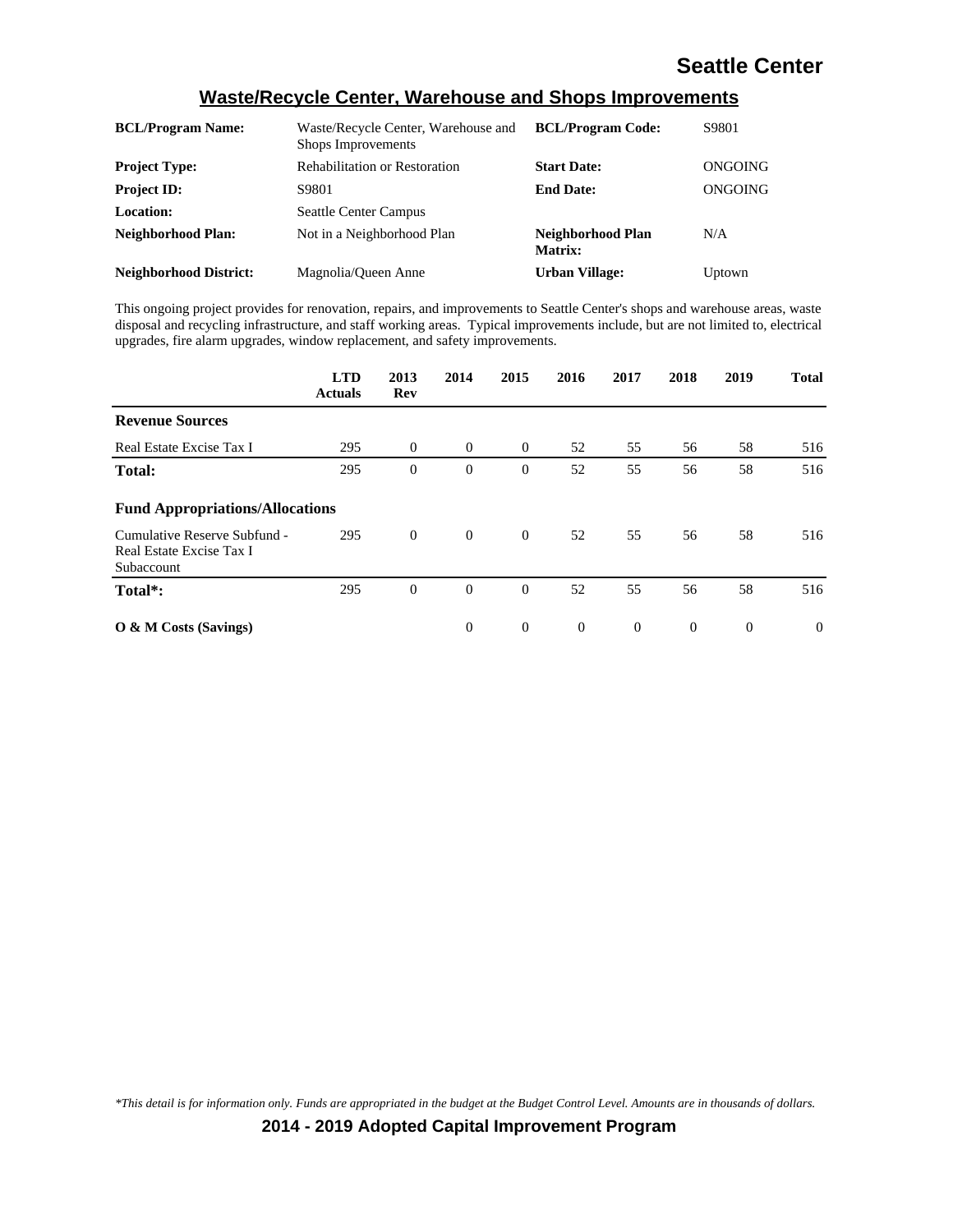# Waste/Recycle Center, Warehouse and Shops Improvements

| | | | |
|---|---|---|---|
| **BCL/Program Name:** | Waste/Recycle Center, Warehouse and Shops Improvements | **BCL/Program Code:** | S9801 |
| **Project Type:** | Rehabilitation or Restoration | **Start Date:** | ONGOING |
| **Project ID:** | S9801 | **End Date:** | ONGOING |
| **Location:** | Seattle Center Campus | | |
| **Neighborhood Plan:** | Not in a Neighborhood Plan | **Neighborhood Plan Matrix:** | N/A |
| **Neighborhood District:** | Magnolia/Queen Anne | **Urban Village:** | Uptown |

This ongoing project provides for renovation, repairs, and improvements to Seattle Center's shops and warehouse areas, waste disposal and recycling infrastructure, and staff working areas. Typical improvements include, but are not limited to, electrical upgrades, fire alarm upgrades, window replacement, and safety improvements.

| | LTD Actuals | 2013 Rev | 2014 | 2015 | 2016 | 2017 | 2018 | 2019 | Total |
|---|---|---|---|---|---|---|---|---|---|
| **Revenue Sources** | | | | | | | | | |
| Real Estate Excise Tax I | 295 | 0 | 0 | 0 | 52 | 55 | 56 | 58 | 516 |
| **Total:** | 295 | 0 | 0 | 0 | 52 | 55 | 56 | 58 | 516 |
| **Fund Appropriations/Allocations** | | | | | | | | | |
| Cumulative Reserve Subfund - Real Estate Excise Tax I Subaccount | 295 | 0 | 0 | 0 | 52 | 55 | 56 | 58 | 516 |
| **Total*:** | 295 | 0 | 0 | 0 | 52 | 55 | 56 | 58 | 516 |
| **O & M Costs (Savings)** | | | 0 | 0 | 0 | 0 | 0 | 0 | 0 |

*\*This detail is for information only. Funds are appropriated in the budget at the Budget Control Level. Amounts are in thousands of dollars.*